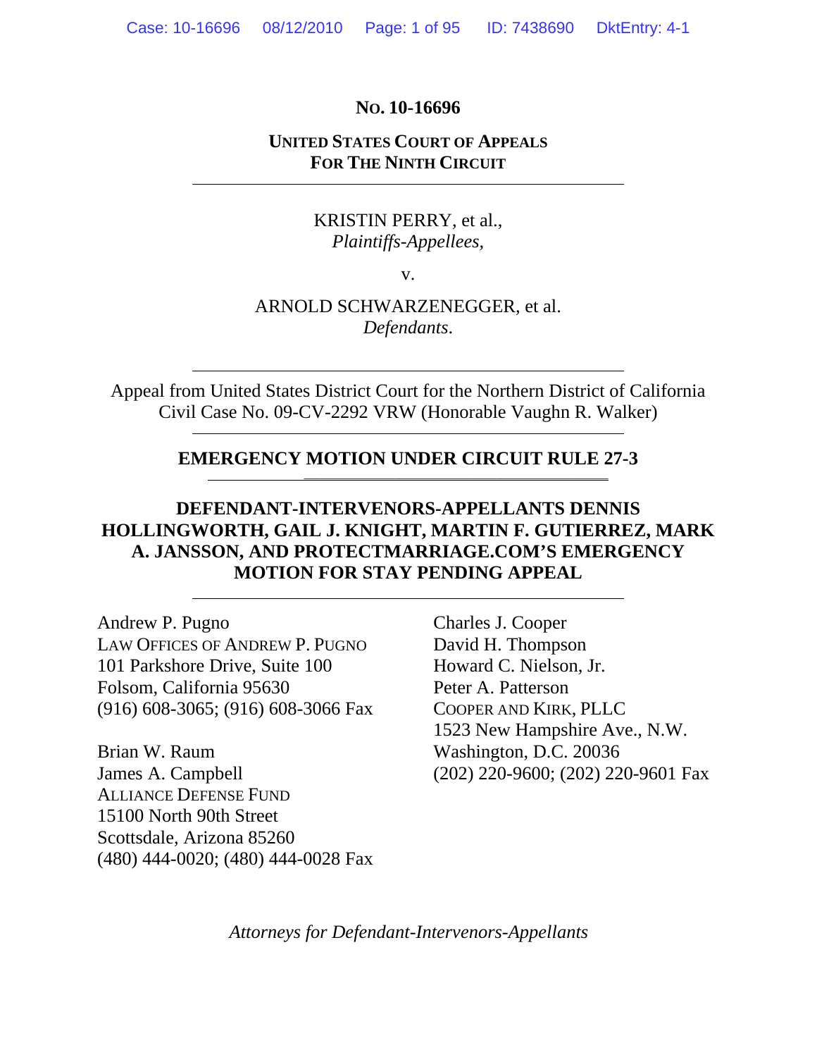**NO. 10-16696**

**UNITED STATES COURT OF APPEALS**
**FOR THE NINTH CIRCUIT**

---

KRISTIN PERRY, et al.,
*Plaintiffs-Appellees*,

v.

ARNOLD SCHWARZENEGGER, et al.
*Defendants*.

---

Appeal from United States District Court for the Northern District of California
Civil Case No. 09-CV-2292 VRW (Honorable Vaughn R. Walker)

---

**EMERGENCY MOTION UNDER CIRCUIT RULE 27-3**

---

**DEFENDANT-INTERVENORS-APPELLANTS DENNIS HOLLINGWORTH, GAIL J. KNIGHT, MARTIN F. GUTIERREZ, MARK A. JANSSON, AND PROTECTMARRIAGE.COM'S EMERGENCY MOTION FOR STAY PENDING APPEAL**

---

Andrew P. Pugno
LAW OFFICES OF ANDREW P. PUGNO
101 Parkshore Drive, Suite 100
Folsom, California 95630
(916) 608-3065; (916) 608-3066 Fax

Brian W. Raum
James A. Campbell
ALLIANCE DEFENSE FUND
15100 North 90th Street
Scottsdale, Arizona 85260
(480) 444-0020; (480) 444-0028 Fax

Charles J. Cooper
David H. Thompson
Howard C. Nielson, Jr.
Peter A. Patterson
COOPER AND KIRK, PLLC
1523 New Hampshire Ave., N.W.
Washington, D.C. 20036
(202) 220-9600; (202) 220-9601 Fax

*Attorneys for Defendant-Intervenors-Appellants*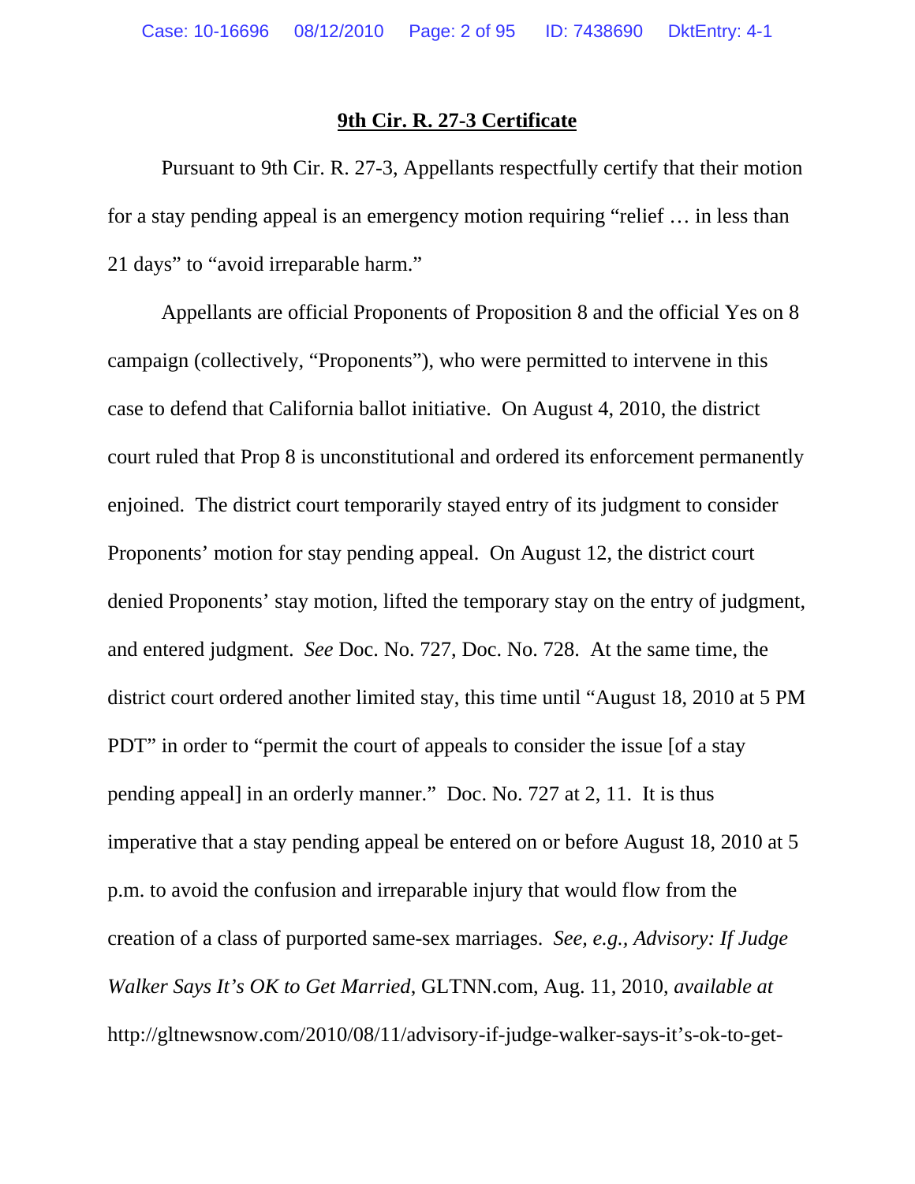## 9th Cir. R. 27-3 Certificate

Pursuant to 9th Cir. R. 27-3, Appellants respectfully certify that their motion for a stay pending appeal is an emergency motion requiring "relief … in less than 21 days" to "avoid irreparable harm."

Appellants are official Proponents of Proposition 8 and the official Yes on 8 campaign (collectively, "Proponents"), who were permitted to intervene in this case to defend that California ballot initiative. On August 4, 2010, the district court ruled that Prop 8 is unconstitutional and ordered its enforcement permanently enjoined. The district court temporarily stayed entry of its judgment to consider Proponents' motion for stay pending appeal. On August 12, the district court denied Proponents' stay motion, lifted the temporary stay on the entry of judgment, and entered judgment. *See* Doc. No. 727, Doc. No. 728. At the same time, the district court ordered another limited stay, this time until "August 18, 2010 at 5 PM PDT" in order to "permit the court of appeals to consider the issue [of a stay pending appeal] in an orderly manner." Doc. No. 727 at 2, 11. It is thus imperative that a stay pending appeal be entered on or before August 18, 2010 at 5 p.m. to avoid the confusion and irreparable injury that would flow from the creation of a class of purported same-sex marriages. *See, e.g., Advisory: If Judge Walker Says It's OK to Get Married*, GLTNN.com, Aug. 11, 2010, *available at* http://gltnewsnow.com/2010/08/11/advisory-if-judge-walker-says-it's-ok-to-get-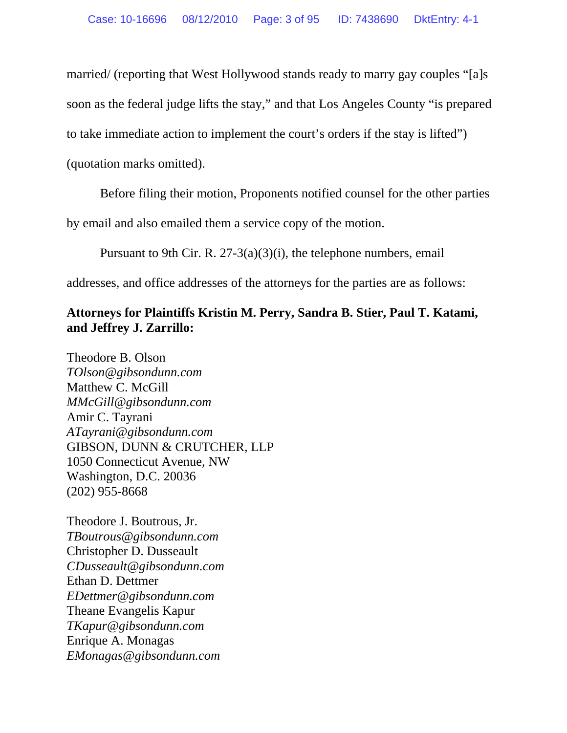married/ (reporting that West Hollywood stands ready to marry gay couples "[a]s soon as the federal judge lifts the stay," and that Los Angeles County "is prepared to take immediate action to implement the court's orders if the stay is lifted") (quotation marks omitted).

Before filing their motion, Proponents notified counsel for the other parties by email and also emailed them a service copy of the motion.

Pursuant to 9th Cir. R. 27-3(a)(3)(i), the telephone numbers, email addresses, and office addresses of the attorneys for the parties are as follows:

**Attorneys for Plaintiffs Kristin M. Perry, Sandra B. Stier, Paul T. Katami, and Jeffrey J. Zarrillo:**

Theodore B. Olson
*TOlson@gibsondunn.com*
Matthew C. McGill
*MMcGill@gibsondunn.com*
Amir C. Tayrani
*ATayrani@gibsondunn.com*
GIBSON, DUNN & CRUTCHER, LLP
1050 Connecticut Avenue, NW
Washington, D.C. 20036
(202) 955-8668

Theodore J. Boutrous, Jr.
*TBoutrous@gibsondunn.com*
Christopher D. Dusseault
*CDusseault@gibsondunn.com*
Ethan D. Dettmer
*EDettmer@gibsondunn.com*
Theane Evangelis Kapur
*TKapur@gibsondunn.com*
Enrique A. Monagas
*EMonagas@gibsondunn.com*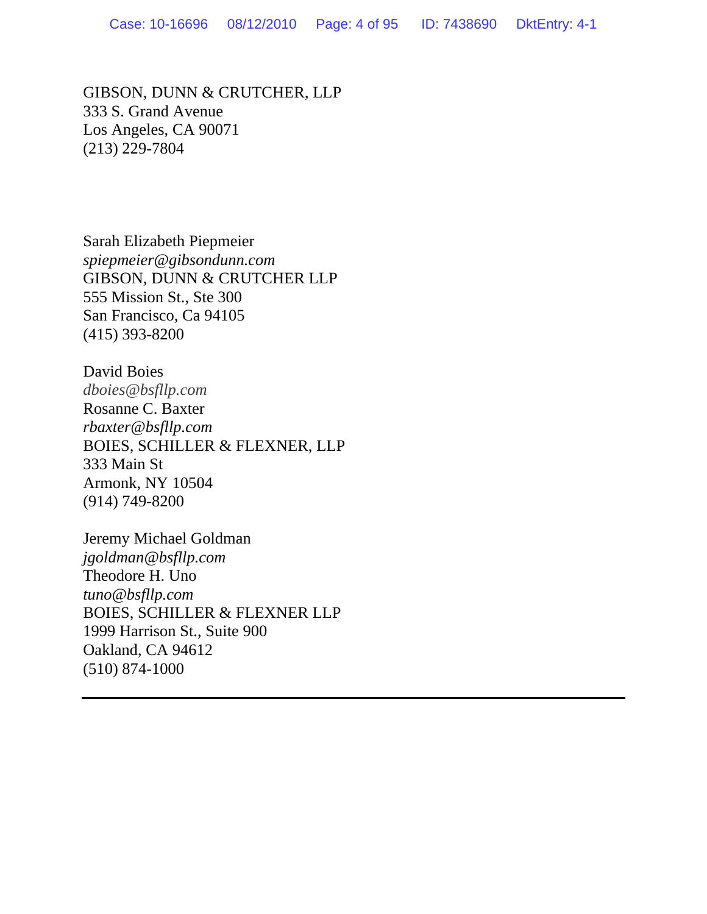GIBSON, DUNN & CRUTCHER, LLP
333 S. Grand Avenue
Los Angeles, CA 90071
(213) 229-7804

Sarah Elizabeth Piepmeier
*spiepmeier@gibsondunn.com*
GIBSON, DUNN & CRUTCHER LLP
555 Mission St., Ste 300
San Francisco, Ca 94105
(415) 393-8200

David Boies
*dboies@bsfllp.com*
Rosanne C. Baxter
*rbaxter@bsfllp.com*
BOIES, SCHILLER & FLEXNER, LLP
333 Main St
Armonk, NY 10504
(914) 749-8200

Jeremy Michael Goldman
*jgoldman@bsfllp.com*
Theodore H. Uno
*tuno@bsfllp.com*
BOIES, SCHILLER & FLEXNER LLP
1999 Harrison St., Suite 900
Oakland, CA 94612
(510) 874-1000

---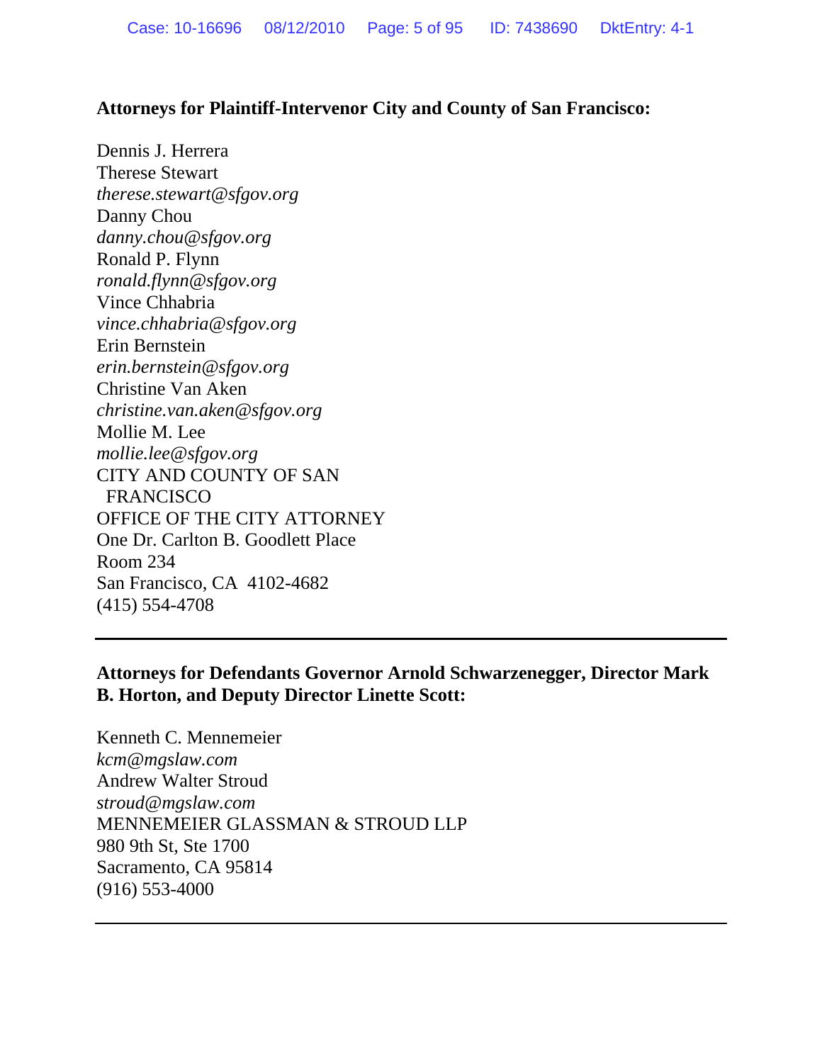**Attorneys for Plaintiff-Intervenor City and County of San Francisco:**

Dennis J. Herrera
Therese Stewart
*therese.stewart@sfgov.org*
Danny Chou
*danny.chou@sfgov.org*
Ronald P. Flynn
*ronald.flynn@sfgov.org*
Vince Chhabria
*vince.chhabria@sfgov.org*
Erin Bernstein
*erin.bernstein@sfgov.org*
Christine Van Aken
*christine.van.aken@sfgov.org*
Mollie M. Lee
*mollie.lee@sfgov.org*
CITY AND COUNTY OF SAN FRANCISCO
OFFICE OF THE CITY ATTORNEY
One Dr. Carlton B. Goodlett Place
Room 234
San Francisco, CA 4102-4682
(415) 554-4708

---

**Attorneys for Defendants Governor Arnold Schwarzenegger, Director Mark B. Horton, and Deputy Director Linette Scott:**

Kenneth C. Mennemeier
*kcm@mgslaw.com*
Andrew Walter Stroud
*stroud@mgslaw.com*
MENNEMEIER GLASSMAN & STROUD LLP
980 9th St, Ste 1700
Sacramento, CA 95814
(916) 553-4000

---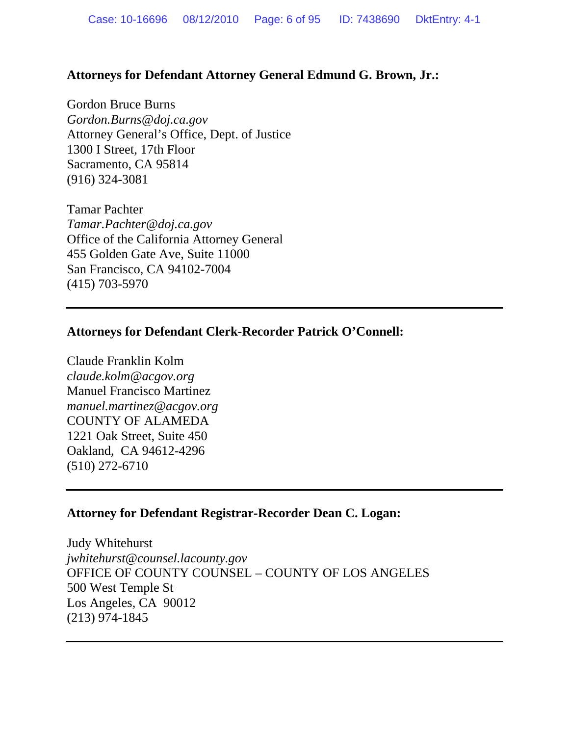**Attorneys for Defendant Attorney General Edmund G. Brown, Jr.:**

Gordon Bruce Burns
*Gordon.Burns@doj.ca.gov*
Attorney General's Office, Dept. of Justice
1300 I Street, 17th Floor
Sacramento, CA 95814
(916) 324-3081

Tamar Pachter
*Tamar.Pachter@doj.ca.gov*
Office of the California Attorney General
455 Golden Gate Ave, Suite 11000
San Francisco, CA 94102-7004
(415) 703-5970

---

**Attorneys for Defendant Clerk-Recorder Patrick O'Connell:**

Claude Franklin Kolm
*claude.kolm@acgov.org*
Manuel Francisco Martinez
*manuel.martinez@acgov.org*
COUNTY OF ALAMEDA
1221 Oak Street, Suite 450
Oakland, CA 94612-4296
(510) 272-6710

---

**Attorney for Defendant Registrar-Recorder Dean C. Logan:**

Judy Whitehurst
*jwhitehurst@counsel.lacounty.gov*
OFFICE OF COUNTY COUNSEL – COUNTY OF LOS ANGELES
500 West Temple St
Los Angeles, CA 90012
(213) 974-1845

---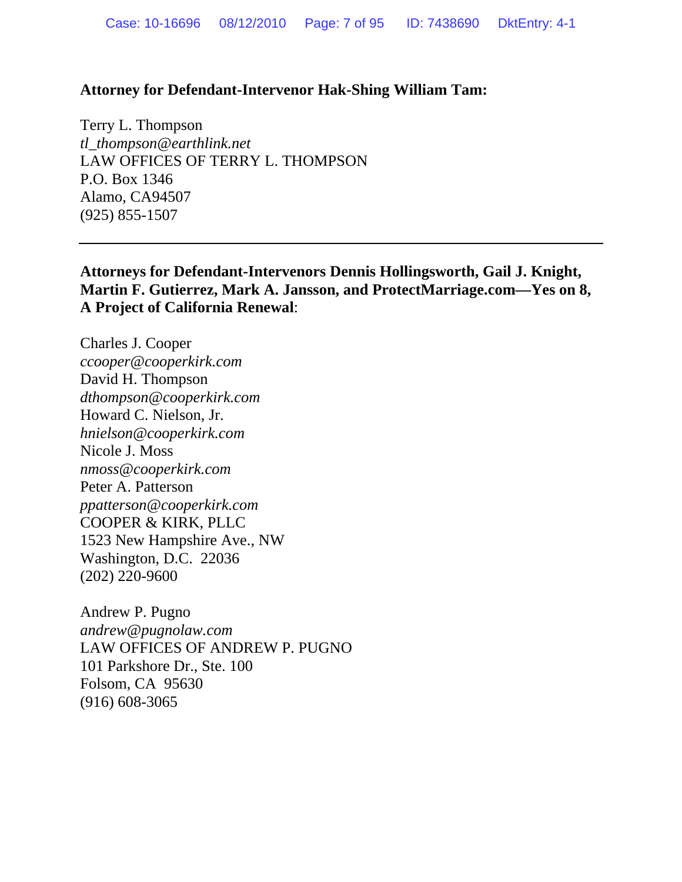**Attorney for Defendant-Intervenor Hak-Shing William Tam:**

Terry L. Thompson
*tl_thompson@earthlink.net*
LAW OFFICES OF TERRY L. THOMPSON
P.O. Box 1346
Alamo, CA94507
(925) 855-1507

---

**Attorneys for Defendant-Intervenors Dennis Hollingsworth, Gail J. Knight, Martin F. Gutierrez, Mark A. Jansson, and ProtectMarriage.com—Yes on 8, A Project of California Renewal**:

Charles J. Cooper
*ccooper@cooperkirk.com*
David H. Thompson
*dthompson@cooperkirk.com*
Howard C. Nielson, Jr.
*hnielson@cooperkirk.com*
Nicole J. Moss
*nmoss@cooperkirk.com*
Peter A. Patterson
*ppatterson@cooperkirk.com*
COOPER & KIRK, PLLC
1523 New Hampshire Ave., NW
Washington, D.C. 22036
(202) 220-9600

Andrew P. Pugno
*andrew@pugnolaw.com*
LAW OFFICES OF ANDREW P. PUGNO
101 Parkshore Dr., Ste. 100
Folsom, CA 95630
(916) 608-3065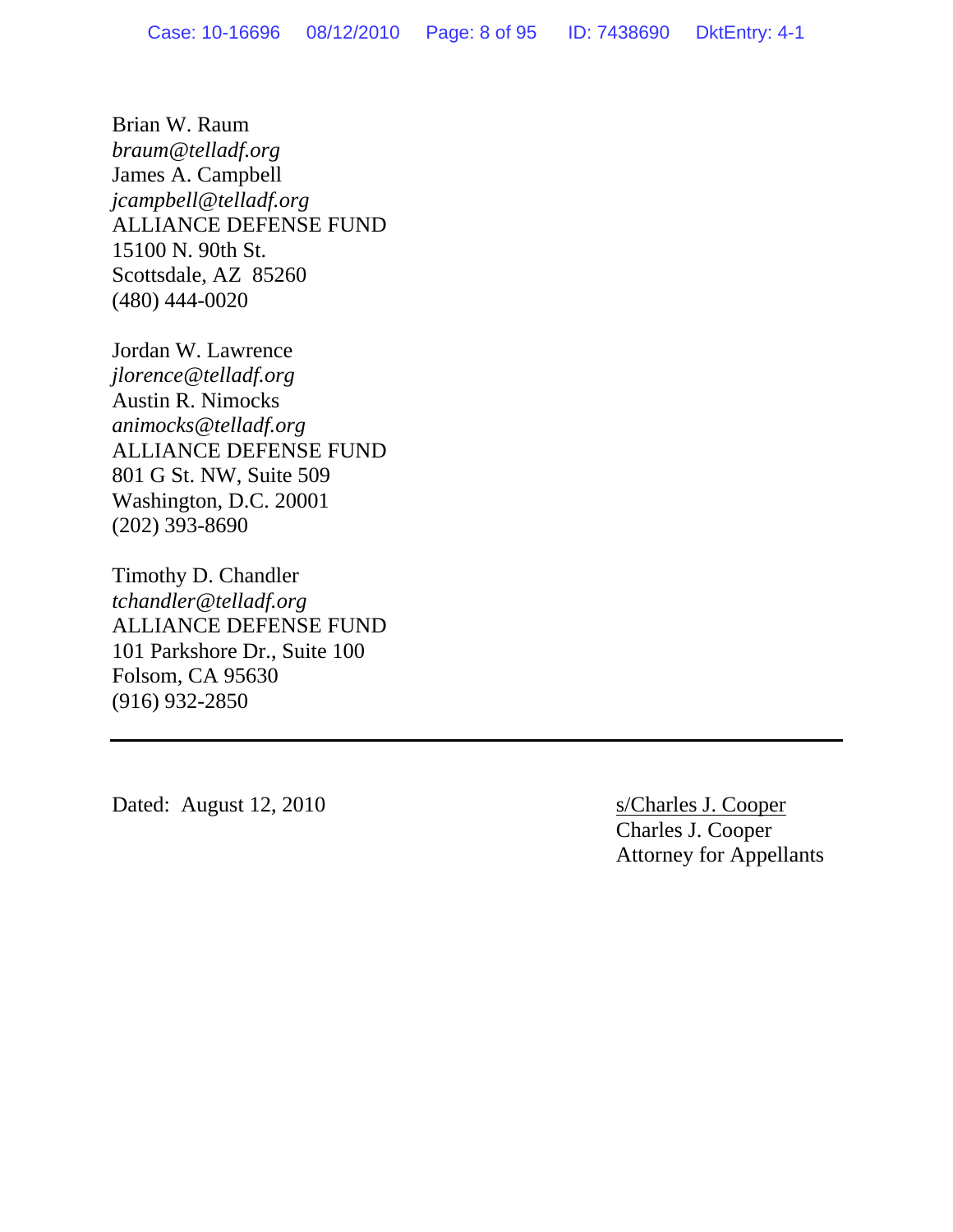Brian W. Raum  
*braum@telladf.org*  
James A. Campbell  
*jcampbell@telladf.org*  
ALLIANCE DEFENSE FUND  
15100 N. 90th St.  
Scottsdale, AZ 85260  
(480) 444-0020

Jordan W. Lawrence  
*jlorence@telladf.org*  
Austin R. Nimocks  
*animocks@telladf.org*  
ALLIANCE DEFENSE FUND  
801 G St. NW, Suite 509  
Washington, D.C. 20001  
(202) 393-8690

Timothy D. Chandler  
*tchandler@telladf.org*  
ALLIANCE DEFENSE FUND  
101 Parkshore Dr., Suite 100  
Folsom, CA 95630  
(916) 932-2850

---

Dated: August 12, 2010

s/Charles J. Cooper  
Charles J. Cooper  
Attorney for Appellants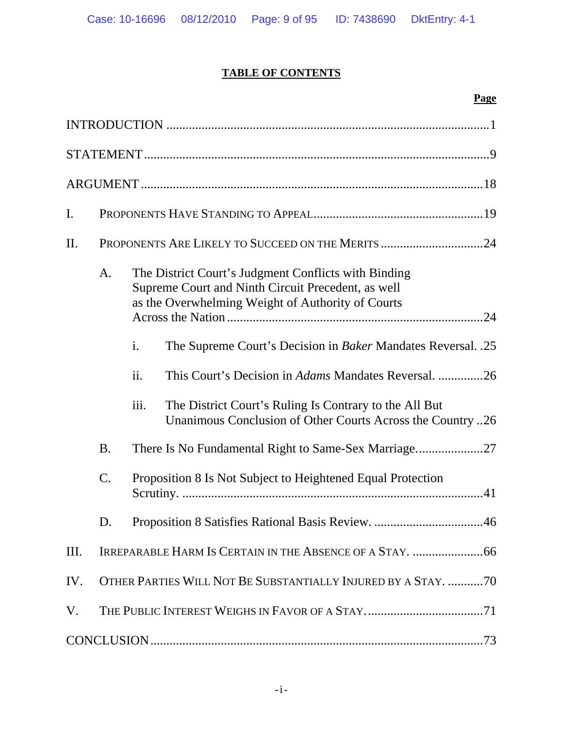# TABLE OF CONTENTS

**Page**

INTRODUCTION .......................................................................................... 1

STATEMENT .............................................................................................. 9

ARGUMENT .............................................................................................. 18

I. PROPONENTS HAVE STANDING TO APPEAL .......................................... 19

II. PROPONENTS ARE LIKELY TO SUCCEED ON THE MERITS ....................... 24

   A. The District Court's Judgment Conflicts with Binding Supreme Court and Ninth Circuit Precedent, as well as the Overwhelming Weight of Authority of Courts Across the Nation ........................................ 24

      i. The Supreme Court's Decision in *Baker* Mandates Reversal. .25

      ii. This Court's Decision in *Adams* Mandates Reversal. ..............26

      iii. The District Court's Ruling Is Contrary to the All But Unanimous Conclusion of Other Courts Across the Country ..26

   B. There Is No Fundamental Right to Same-Sex Marriage. ....................27

   C. Proposition 8 Is Not Subject to Heightened Equal Protection Scrutiny. .......................................................................................41

   D. Proposition 8 Satisfies Rational Basis Review. ...................................46

III. IRREPARABLE HARM IS CERTAIN IN THE ABSENCE OF A STAY. ......................66

IV. OTHER PARTIES WILL NOT BE SUBSTANTIALLY INJURED BY A STAY. ...........70

V. THE PUBLIC INTEREST WEIGHS IN FAVOR OF A STAY. ....................................71

CONCLUSION .......................................................................................... 73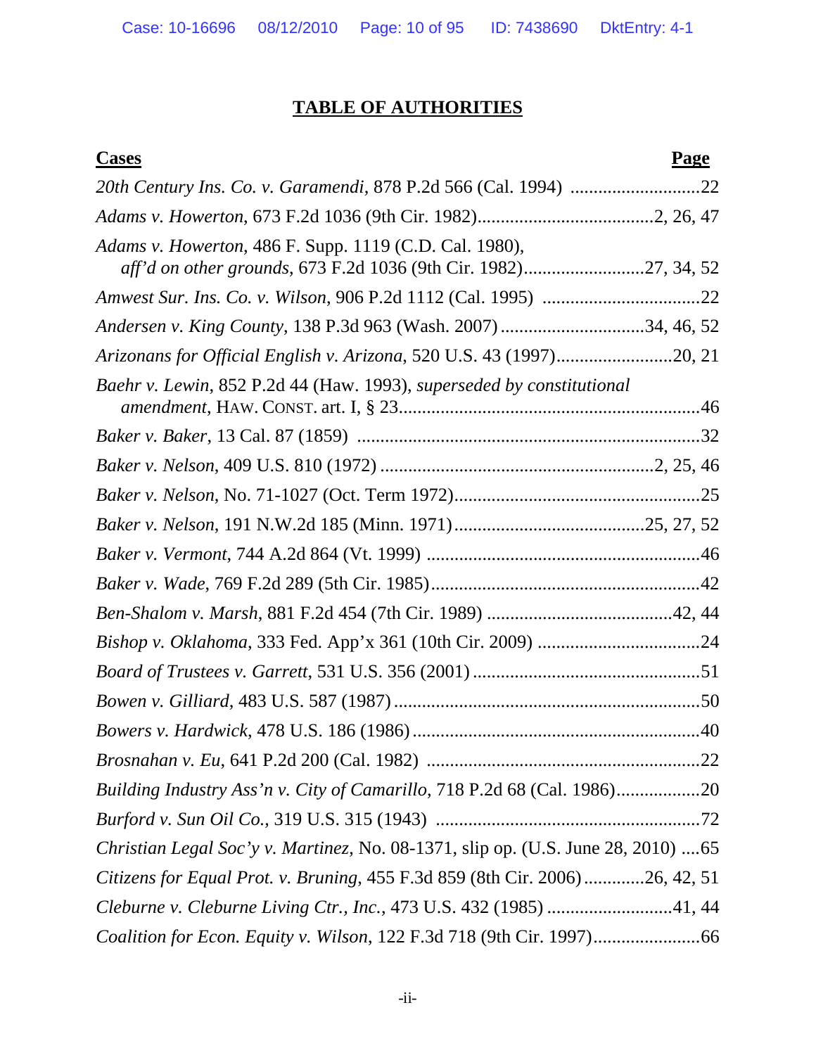# TABLE OF AUTHORITIES

| Cases | Page |
|---|---|
| *20th Century Ins. Co. v. Garamendi*, 878 P.2d 566 (Cal. 1994) | 22 |
| *Adams v. Howerton*, 673 F.2d 1036 (9th Cir. 1982) | 2, 26, 47 |
| *Adams v. Howerton*, 486 F. Supp. 1119 (C.D. Cal. 1980), *aff'd on other grounds*, 673 F.2d 1036 (9th Cir. 1982) | 27, 34, 52 |
| *Amwest Sur. Ins. Co. v. Wilson*, 906 P.2d 1112 (Cal. 1995) | 22 |
| *Andersen v. King County*, 138 P.3d 963 (Wash. 2007) | 34, 46, 52 |
| *Arizonans for Official English v. Arizona*, 520 U.S. 43 (1997) | 20, 21 |
| *Baehr v. Lewin*, 852 P.2d 44 (Haw. 1993), *superseded by constitutional amendment*, HAW. CONST. art. I, § 23 | 46 |
| *Baker v. Baker*, 13 Cal. 87 (1859) | 32 |
| *Baker v. Nelson*, 409 U.S. 810 (1972) | 2, 25, 46 |
| *Baker v. Nelson*, No. 71-1027 (Oct. Term 1972) | 25 |
| *Baker v. Nelson*, 191 N.W.2d 185 (Minn. 1971) | 25, 27, 52 |
| *Baker v. Vermont*, 744 A.2d 864 (Vt. 1999) | 46 |
| *Baker v. Wade*, 769 F.2d 289 (5th Cir. 1985) | 42 |
| *Ben-Shalom v. Marsh*, 881 F.2d 454 (7th Cir. 1989) | 42, 44 |
| *Bishop v. Oklahoma*, 333 Fed. App'x 361 (10th Cir. 2009) | 24 |
| *Board of Trustees v. Garrett*, 531 U.S. 356 (2001) | 51 |
| *Bowen v. Gilliard*, 483 U.S. 587 (1987) | 50 |
| *Bowers v. Hardwick*, 478 U.S. 186 (1986) | 40 |
| *Brosnahan v. Eu*, 641 P.2d 200 (Cal. 1982) | 22 |
| *Building Industry Ass'n v. City of Camarillo*, 718 P.2d 68 (Cal. 1986) | 20 |
| *Burford v. Sun Oil Co.*, 319 U.S. 315 (1943) | 72 |
| *Christian Legal Soc'y v. Martinez*, No. 08-1371, slip op. (U.S. June 28, 2010) | 65 |
| *Citizens for Equal Prot. v. Bruning*, 455 F.3d 859 (8th Cir. 2006) | 26, 42, 51 |
| *Cleburne v. Cleburne Living Ctr., Inc.*, 473 U.S. 432 (1985) | 41, 44 |
| *Coalition for Econ. Equity v. Wilson*, 122 F.3d 718 (9th Cir. 1997) | 66 |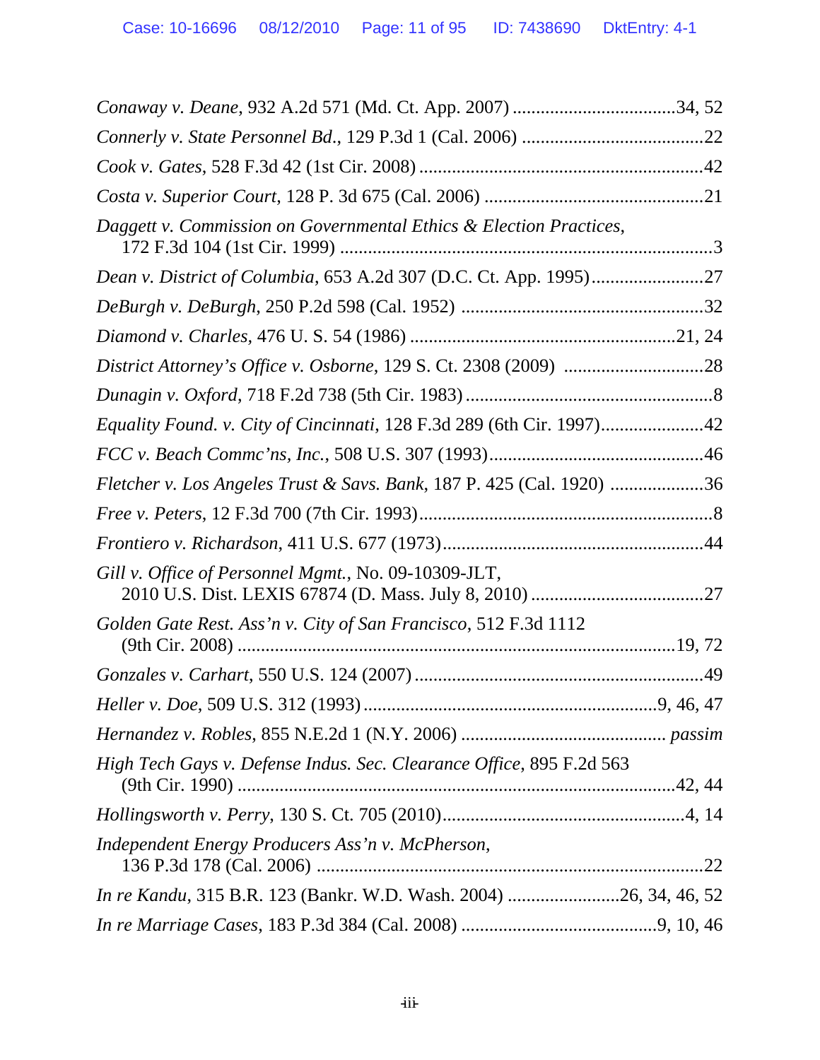*Conaway v. Deane*, 932 A.2d 571 (Md. Ct. App. 2007) ..................................34, 52

*Connerly v. State Personnel Bd*., 129 P.3d 1 (Cal. 2006) .......................................22

*Cook v. Gates*, 528 F.3d 42 (1st Cir. 2008) ............................................................42

*Costa v. Superior Court*, 128 P. 3d 675 (Cal. 2006) ...............................................21

*Daggett v. Commission on Governmental Ethics & Election Practices*,
172 F.3d 104 (1st Cir. 1999) ...............................................................................3

*Dean v. District of Columbia*, 653 A.2d 307 (D.C. Ct. App. 1995)........................27

*DeBurgh v. DeBurgh*, 250 P.2d 598 (Cal. 1952) ...................................................32

*Diamond v. Charles*, 476 U. S. 54 (1986) .........................................................21, 24

*District Attorney's Office v. Osborne*, 129 S. Ct. 2308 (2009) ..............................28

*Dunagin v. Oxford*, 718 F.2d 738 (5th Cir. 1983) ....................................................8

*Equality Found. v. City of Cincinnati*, 128 F.3d 289 (6th Cir. 1997)......................42

*FCC v. Beach Commc'ns, Inc.*, 508 U.S. 307 (1993)..............................................46

*Fletcher v. Los Angeles Trust & Savs. Bank*, 187 P. 425 (Cal. 1920) ....................36

*Free v. Peters*, 12 F.3d 700 (7th Cir. 1993)...............................................................8

*Frontiero v. Richardson*, 411 U.S. 677 (1973).........................................................44

*Gill v. Office of Personnel Mgmt.*, No. 09-10309-JLT,
2010 U.S. Dist. LEXIS 67874 (D. Mass. July 8, 2010) .....................................27

*Golden Gate Rest. Ass'n v. City of San Francisco*, 512 F.3d 1112
(9th Cir. 2008) .............................................................................................19, 72

*Gonzales v. Carhart*, 550 U.S. 124 (2007) ..............................................................49

*Heller v. Doe*, 509 U.S. 312 (1993) ..............................................................9, 46, 47

*Hernandez v. Robles*, 855 N.E.2d 1 (N.Y. 2006) ........................................... *passim*

*High Tech Gays v. Defense Indus. Sec. Clearance Office*, 895 F.2d 563
(9th Cir. 1990) .............................................................................................42, 44

*Hollingsworth v. Perry*, 130 S. Ct. 705 (2010)...................................................4, 14

*Independent Energy Producers Ass'n v. McPherson*,
136 P.3d 178 (Cal. 2006) ...................................................................................22

*In re Kandu*, 315 B.R. 123 (Bankr. W.D. Wash. 2004) ........................26, 34, 46, 52

*In re Marriage Cases*, 183 P.3d 384 (Cal. 2008) ..........................................9, 10, 46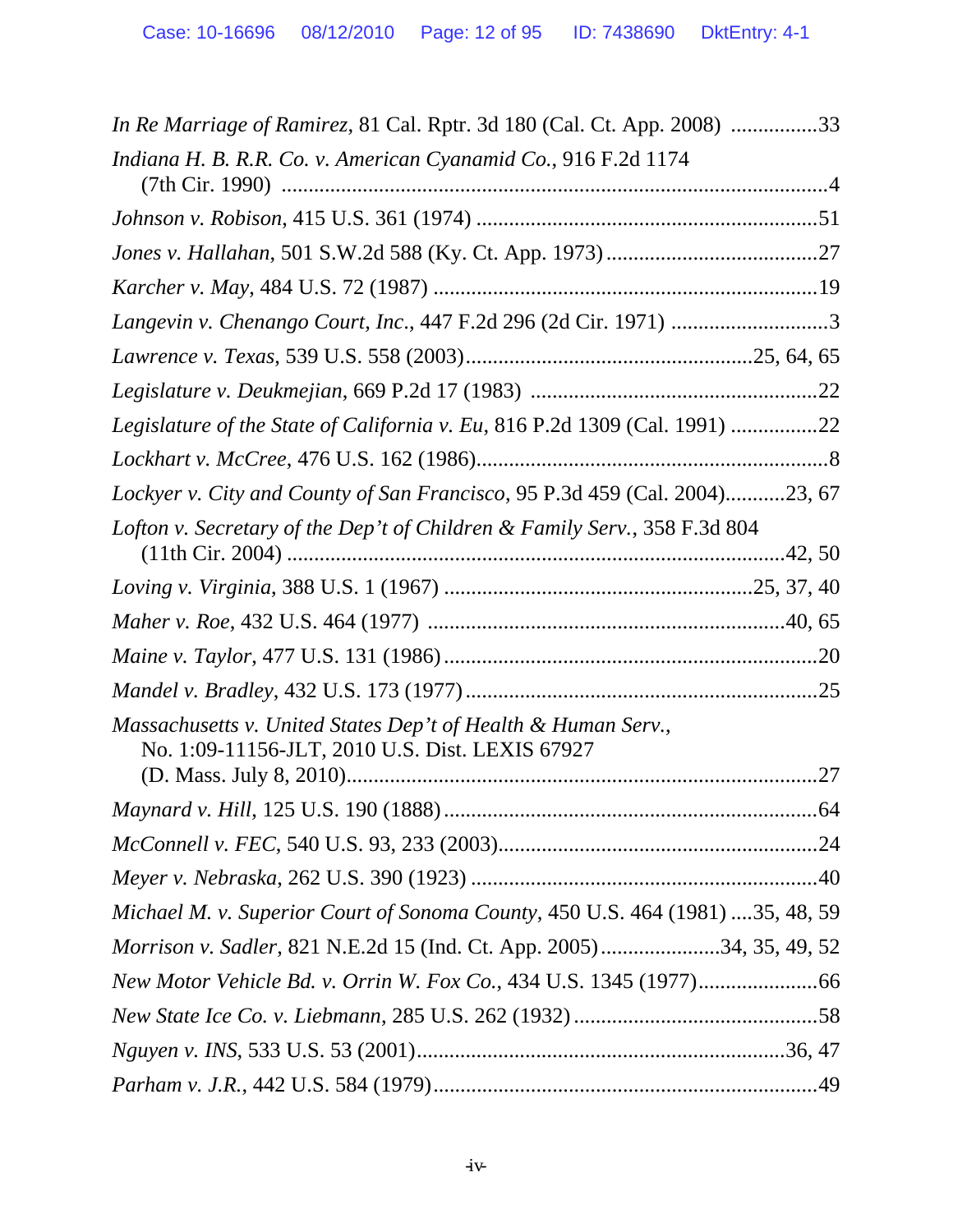*In Re Marriage of Ramirez*, 81 Cal. Rptr. 3d 180 (Cal. Ct. App. 2008) ................33

*Indiana H. B. R.R. Co. v. American Cyanamid Co.*, 916 F.2d 1174 (7th Cir. 1990) ....................................................................................................4

*Johnson v. Robison*, 415 U.S. 361 (1974) ...............................................................51

*Jones v. Hallahan*, 501 S.W.2d 588 (Ky. Ct. App. 1973).......................................27

*Karcher v. May*, 484 U.S. 72 (1987) ......................................................................19

*Langevin v. Chenango Court, Inc.*, 447 F.2d 296 (2d Cir. 1971) .............................3

*Lawrence v. Texas*, 539 U.S. 558 (2003)....................................................25, 64, 65

*Legislature v. Deukmejian*, 669 P.2d 17 (1983) .....................................................22

*Legislature of the State of California v. Eu*, 816 P.2d 1309 (Cal. 1991) ................22

*Lockhart v. McCree*, 476 U.S. 162 (1986).................................................................8

*Lockyer v. City and County of San Francisco*, 95 P.3d 459 (Cal. 2004)...........23, 67

*Lofton v. Secretary of the Dep't of Children & Family Serv.*, 358 F.3d 804 (11th Cir. 2004) ...........................................................................................42, 50

*Loving v. Virginia*, 388 U.S. 1 (1967) ........................................................25, 37, 40

*Maher v. Roe*, 432 U.S. 464 (1977) .................................................................40, 65

*Maine v. Taylor*, 477 U.S. 131 (1986)....................................................................20

*Mandel v. Bradley*, 432 U.S. 173 (1977)................................................................25

*Massachusetts v. United States Dep't of Health & Human Serv.*, No. 1:09-11156-JLT, 2010 U.S. Dist. LEXIS 67927 (D. Mass. July 8, 2010)......................................................................................27

*Maynard v. Hill*, 125 U.S. 190 (1888) ....................................................................64

*McConnell v. FEC*, 540 U.S. 93, 233 (2003)...........................................................24

*Meyer v. Nebraska*, 262 U.S. 390 (1923) ................................................................40

*Michael M. v. Superior Court of Sonoma County*, 450 U.S. 464 (1981) ....35, 48, 59

*Morrison v. Sadler*, 821 N.E.2d 15 (Ind. Ct. App. 2005)......................34, 35, 49, 52

*New Motor Vehicle Bd. v. Orrin W. Fox Co.*, 434 U.S. 1345 (1977)......................66

*New State Ice Co. v. Liebmann*, 285 U.S. 262 (1932) .............................................58

*Nguyen v. INS*, 533 U.S. 53 (2001)....................................................................36, 47

*Parham v. J.R.*, 442 U.S. 584 (1979)......................................................................49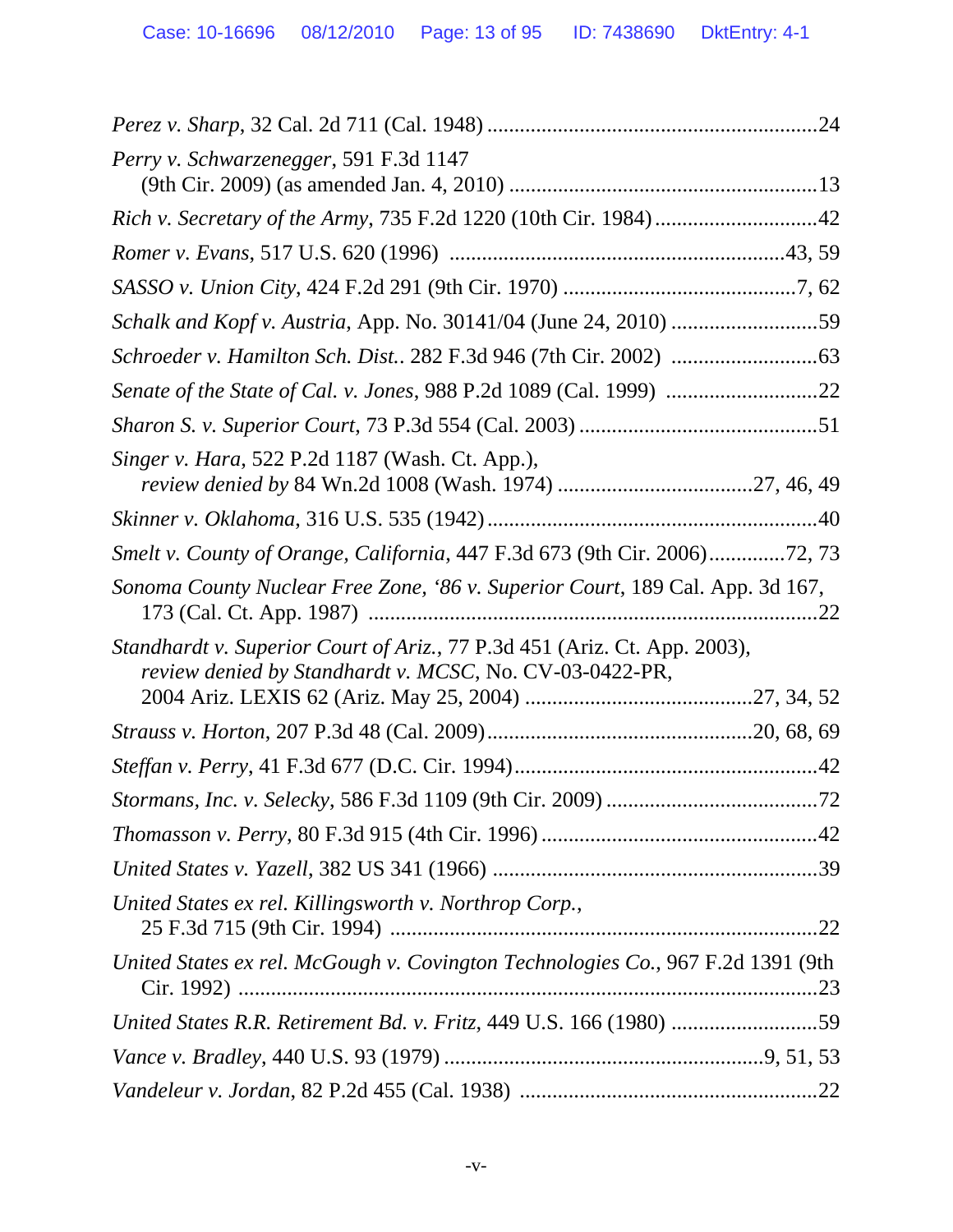*Perez v. Sharp*, 32 Cal. 2d 711 (Cal. 1948) ............................................................24

*Perry v. Schwarzenegger*, 591 F.3d 1147
(9th Cir. 2009) (as amended Jan. 4, 2010) .........................................................13

*Rich v. Secretary of the Army*, 735 F.2d 1220 (10th Cir. 1984) .............................42

*Romer v. Evans*, 517 U.S. 620 (1996) .............................................................43, 59

*SASSO v. Union City*, 424 F.2d 291 (9th Cir. 1970) ...........................................7, 62

*Schalk and Kopf v. Austria*, App. No. 30141/04 (June 24, 2010) ...........................59

*Schroeder v. Hamilton Sch. Dist.*. 282 F.3d 946 (7th Cir. 2002) ...........................63

*Senate of the State of Cal. v. Jones*, 988 P.2d 1089 (Cal. 1999) ............................22

*Sharon S. v. Superior Court*, 73 P.3d 554 (Cal. 2003) ............................................51

*Singer v. Hara*, 522 P.2d 1187 (Wash. Ct. App.),
*review denied by* 84 Wn.2d 1008 (Wash. 1974) ...................................27, 46, 49

*Skinner v. Oklahoma*, 316 U.S. 535 (1942)............................................................40

*Smelt v. County of Orange, California*, 447 F.3d 673 (9th Cir. 2006).............72, 73

*Sonoma County Nuclear Free Zone, '86 v. Superior Court*, 189 Cal. App. 3d 167,
173 (Cal. Ct. App. 1987) .................................................................................22

*Standhardt v. Superior Court of Ariz.*, 77 P.3d 451 (Ariz. Ct. App. 2003),
*review denied by Standhardt v. MCSC*, No. CV-03-0422-PR,
2004 Ariz. LEXIS 62 (Ariz. May 25, 2004) .........................................27, 34, 52

*Strauss v. Horton*, 207 P.3d 48 (Cal. 2009)................................................20, 68, 69

*Steffan v. Perry*, 41 F.3d 677 (D.C. Cir. 1994).......................................................42

*Stormans, Inc. v. Selecky*, 586 F.3d 1109 (9th Cir. 2009) .......................................72

*Thomasson v. Perry*, 80 F.3d 915 (4th Cir. 1996) ...................................................42

*United States v. Yazell*, 382 US 341 (1966) ............................................................39

*United States ex rel. Killingsworth v. Northrop Corp.*,
25 F.3d 715 (9th Cir. 1994) .............................................................................22

*United States ex rel. McGough v. Covington Technologies Co.*, 967 F.2d 1391 (9th
Cir. 1992) ........................................................................................................23

*United States R.R. Retirement Bd. v. Fritz*, 449 U.S. 166 (1980) ...........................59

*Vance v. Bradley*, 440 U.S. 93 (1979) .......................................................9, 51, 53

*Vandeleur v. Jordan*, 82 P.2d 455 (Cal. 1938) ......................................................22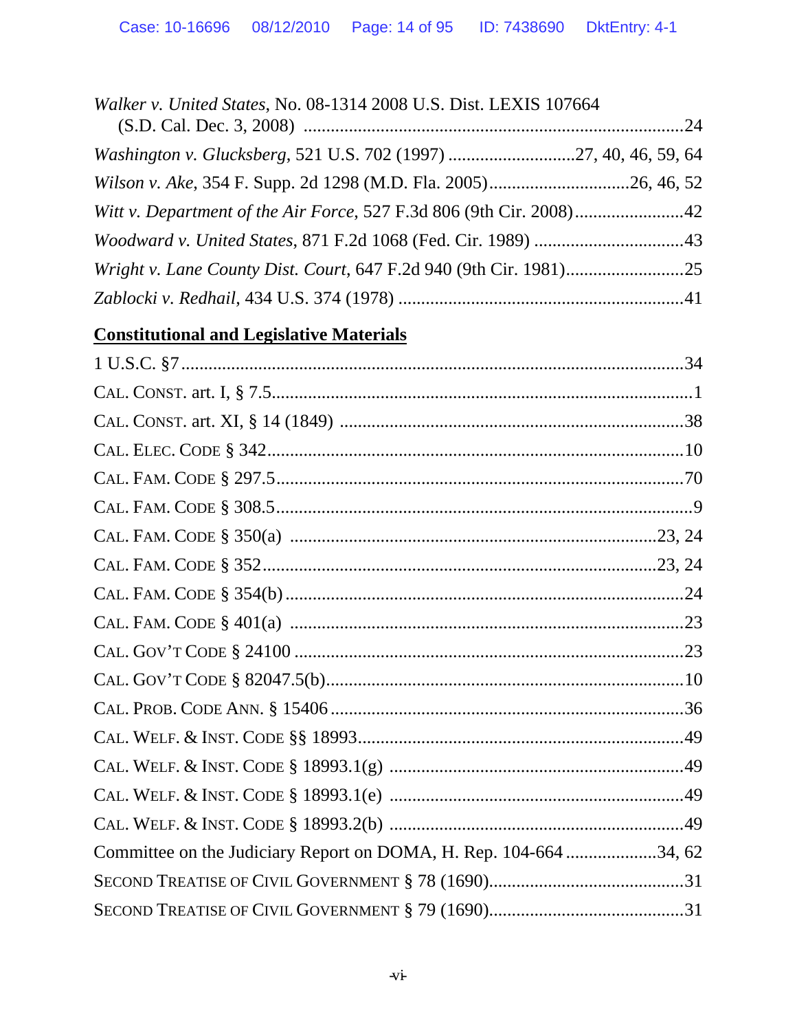*Walker v. United States*, No. 08-1314 2008 U.S. Dist. LEXIS 107664 (S.D. Cal. Dec. 3, 2008) ....................................................................................24

*Washington v. Glucksberg*, 521 U.S. 702 (1997) ...........................27, 40, 46, 59, 64

*Wilson v. Ake*, 354 F. Supp. 2d 1298 (M.D. Fla. 2005)..............................26, 46, 52

*Witt v. Department of the Air Force*, 527 F.3d 806 (9th Cir. 2008).......................42

*Woodward v. United States*, 871 F.2d 1068 (Fed. Cir. 1989) ................................43

*Wright v. Lane County Dist. Court*, 647 F.2d 940 (9th Cir. 1981)..........................25

*Zablocki v. Redhail*, 434 U.S. 374 (1978) ..............................................................41

## Constitutional and Legislative Materials

1 U.S.C. §7.................................................................................................................34

CAL. CONST. art. I, § 7.5............................................................................................1

CAL. CONST. art. XI, § 14 (1849) ............................................................................38

CAL. ELEC. CODE § 342...........................................................................................10

CAL. FAM. CODE § 297.5..........................................................................................70

CAL. FAM. CODE § 308.5............................................................................................9

CAL. FAM. CODE § 350(a) ..................................................................................23, 24

CAL. FAM. CODE § 352.........................................................................................23, 24

CAL. FAM. CODE § 354(b) .......................................................................................24

CAL. FAM. CODE § 401(a) .......................................................................................23

CAL. GOV'T CODE § 24100 .......................................................................................23

CAL. GOV'T CODE § 82047.5(b)...............................................................................10

CAL. PROB. CODE ANN. § 15406 ...............................................................................36

CAL. WELF. & INST. CODE §§ 18993.......................................................................49

CAL. WELF. & INST. CODE § 18993.1(g) .................................................................49

CAL. WELF. & INST. CODE § 18993.1(e) .................................................................49

CAL. WELF. & INST. CODE § 18993.2(b) .................................................................49

Committee on the Judiciary Report on DOMA, H. Rep. 104-664 .....................34, 62

SECOND TREATISE OF CIVIL GOVERNMENT § 78 (1690)...........................................31

SECOND TREATISE OF CIVIL GOVERNMENT § 79 (1690)...........................................31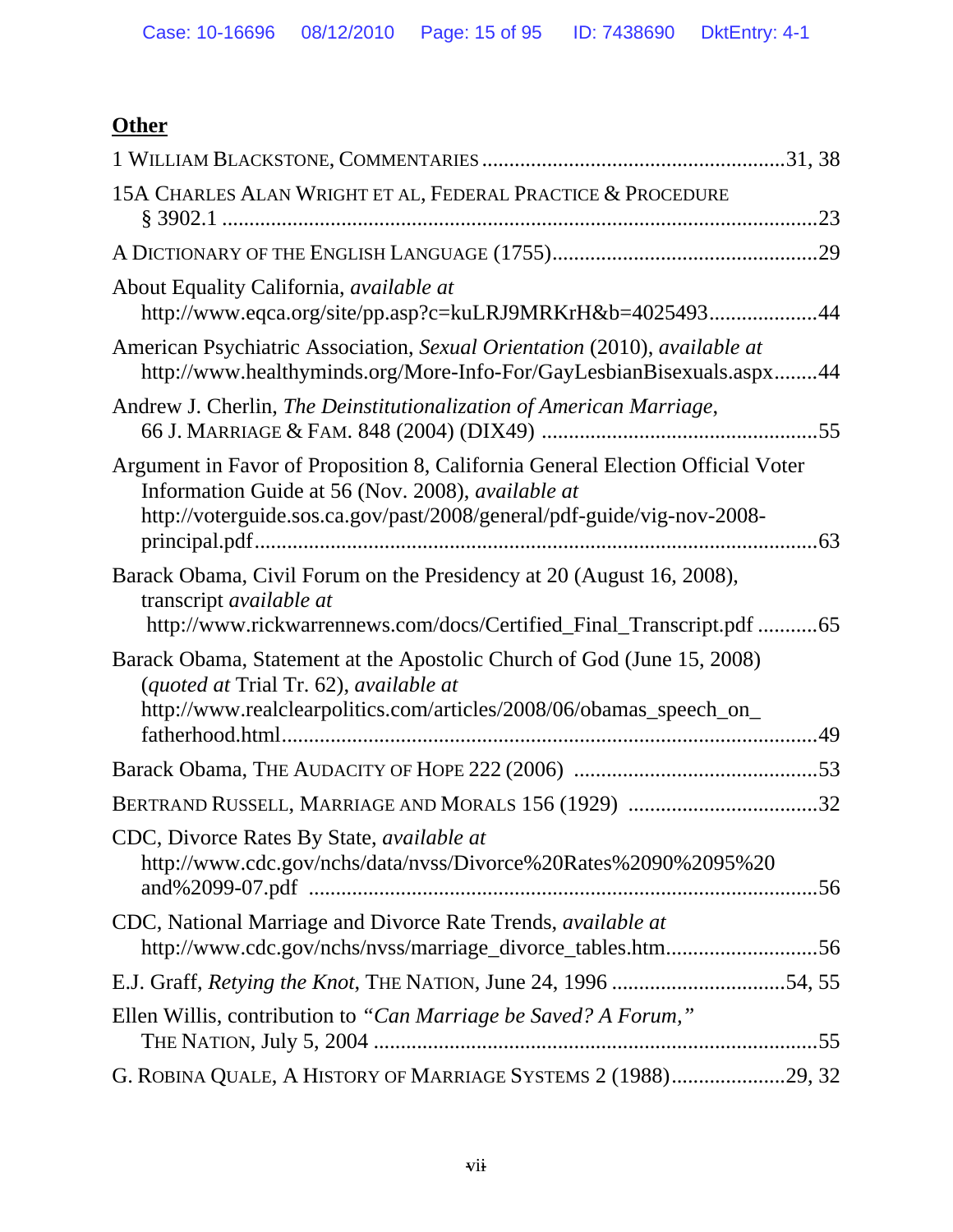## **Other**

1 WILLIAM BLACKSTONE, COMMENTARIES .......................................................31, 38

15A CHARLES ALAN WRIGHT ET AL, FEDERAL PRACTICE & PROCEDURE § 3902.1 .............................................................................................................23

A DICTIONARY OF THE ENGLISH LANGUAGE (1755)..................................................29

About Equality California, *available at* http://www.eqca.org/site/pp.asp?c=kuLRJ9MRKrH&b=4025493....................44

American Psychiatric Association, *Sexual Orientation* (2010), *available at* http://www.healthyminds.org/More-Info-For/GayLesbianBisexuals.aspx........44

Andrew J. Cherlin, *The Deinstitutionalization of American Marriage*, 66 J. MARRIAGE & FAM. 848 (2004) (DIX49) ..................................................55

Argument in Favor of Proposition 8, California General Election Official Voter Information Guide at 56 (Nov. 2008), *available at* http://voterguide.sos.ca.gov/past/2008/general/pdf-guide/vig-nov-2008-principal.pdf......................................................................................................63

Barack Obama, Civil Forum on the Presidency at 20 (August 16, 2008), transcript *available at* http://www.rickwarrennews.com/docs/Certified_Final_Transcript.pdf ...........65

Barack Obama, Statement at the Apostolic Church of God (June 15, 2008) (*quoted at* Trial Tr. 62), *available at* http://www.realclearpolitics.com/articles/2008/06/obamas_speech_on_fatherhood.html...................................................................................................49

Barack Obama, THE AUDACITY OF HOPE 222 (2006) .............................................53

BERTRAND RUSSELL, MARRIAGE AND MORALS 156 (1929) ...................................32

CDC, Divorce Rates By State, *available at* http://www.cdc.gov/nchs/data/nvss/Divorce%20Rates%2090%2095%20and%2099-07.pdf ............................................................................................56

CDC, National Marriage and Divorce Rate Trends, *available at* http://www.cdc.gov/nchs/nvss/marriage_divorce_tables.htm............................56

E.J. Graff, *Retying the Knot*, THE NATION, June 24, 1996 ................................54, 55

Ellen Willis, contribution to *"Can Marriage be Saved? A Forum,"* THE NATION, July 5, 2004 .................................................................................55

G. ROBINA QUALE, A HISTORY OF MARRIAGE SYSTEMS 2 (1988).....................29, 32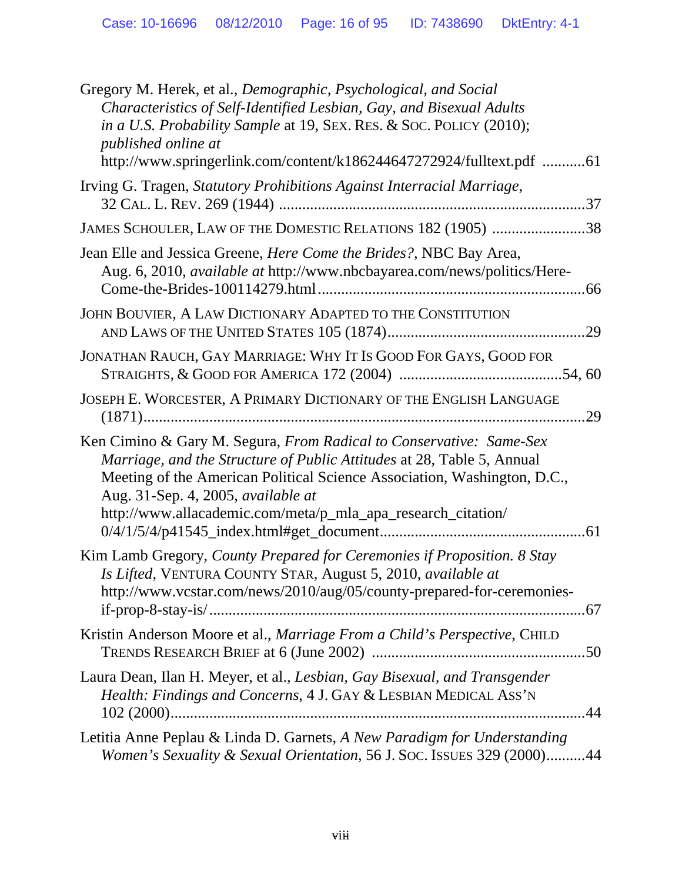Gregory M. Herek, et al., *Demographic, Psychological, and Social Characteristics of Self-Identified Lesbian, Gay, and Bisexual Adults in a U.S. Probability Sample* at 19, SEX. RES. & SOC. POLICY (2010); *published online at* http://www.springerlink.com/content/k186244647272924/fulltext.pdf ...........61

Irving G. Tragen, *Statutory Prohibitions Against Interracial Marriage*, 32 CAL. L. REV. 269 (1944) ..............................................................................37

JAMES SCHOULER, LAW OF THE DOMESTIC RELATIONS 182 (1905) ........................38

Jean Elle and Jessica Greene, *Here Come the Brides?*, NBC Bay Area, Aug. 6, 2010, *available at* http://www.nbcbayarea.com/news/politics/Here-Come-the-Brides-100114279.html....................................................................66

JOHN BOUVIER, A LAW DICTIONARY ADAPTED TO THE CONSTITUTION AND LAWS OF THE UNITED STATES 105 (1874)..................................................29

JONATHAN RAUCH, GAY MARRIAGE: WHY IT IS GOOD FOR GAYS, GOOD FOR STRAIGHTS, & GOOD FOR AMERICA 172 (2004) .........................................54, 60

JOSEPH E. WORCESTER, A PRIMARY DICTIONARY OF THE ENGLISH LANGUAGE (1871).....................................................................................................29

Ken Cimino & Gary M. Segura, *From Radical to Conservative: Same-Sex Marriage, and the Structure of Public Attitudes* at 28, Table 5, Annual Meeting of the American Political Science Association, Washington, D.C., Aug. 31-Sep. 4, 2005, *available at* http://www.allacademic.com/meta/p_mla_apa_research_citation/ 0/4/1/5/4/p41545_index.html#get_document....................................................61

Kim Lamb Gregory, *County Prepared for Ceremonies if Proposition. 8 Stay Is Lifted*, VENTURA COUNTY STAR, August 5, 2010, *available at* http://www.vcstar.com/news/2010/aug/05/county-prepared-for-ceremonies-if-prop-8-stay-is/................................................................................67

Kristin Anderson Moore et al., *Marriage From a Child's Perspective*, CHILD TRENDS RESEARCH BRIEF at 6 (June 2002) ......................................................50

Laura Dean, Ilan H. Meyer, et al., *Lesbian, Gay Bisexual, and Transgender Health: Findings and Concerns*, 4 J. GAY & LESBIAN MEDICAL ASS'N 102 (2000)..........................................................................................................44

Letitia Anne Peplau & Linda D. Garnets, *A New Paradigm for Understanding Women's Sexuality & Sexual Orientation*, 56 J. SOC. ISSUES 329 (2000)..........44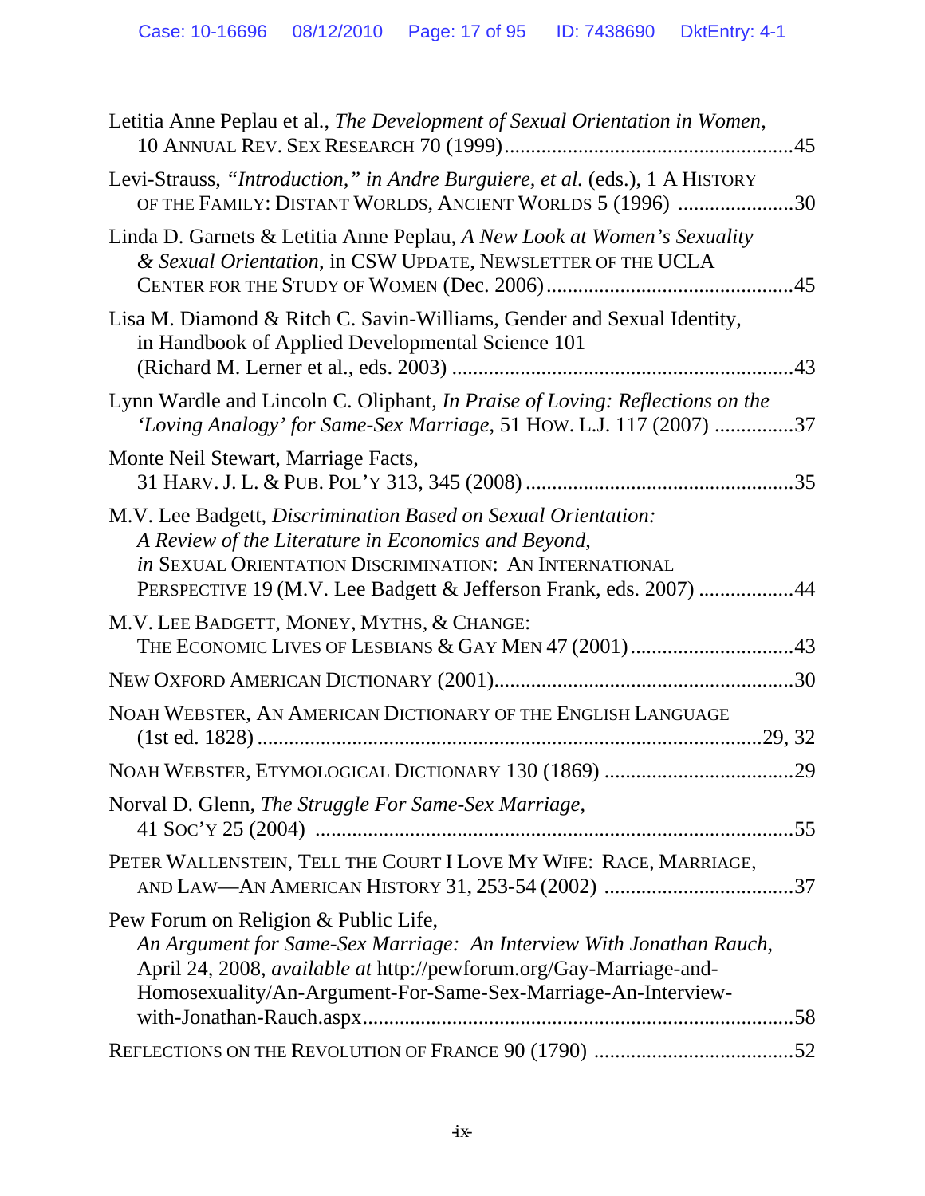Letitia Anne Peplau et al., *The Development of Sexual Orientation in Women*, 10 ANNUAL REV. SEX RESEARCH 70 (1999) ....................................................45

Levi-Strauss, *"Introduction," in Andre Burguiere, et al.* (eds.), 1 A HISTORY OF THE FAMILY: DISTANT WORLDS, ANCIENT WORLDS 5 (1996) ......................30

Linda D. Garnets & Letitia Anne Peplau, *A New Look at Women's Sexuality & Sexual Orientation*, in CSW UPDATE, NEWSLETTER OF THE UCLA CENTER FOR THE STUDY OF WOMEN (Dec. 2006) ..............................................45

Lisa M. Diamond & Ritch C. Savin-Williams, Gender and Sexual Identity, in Handbook of Applied Developmental Science 101 (Richard M. Lerner et al., eds. 2003) ................................................................43

Lynn Wardle and Lincoln C. Oliphant, *In Praise of Loving: Reflections on the 'Loving Analogy' for Same-Sex Marriage*, 51 HOW. L.J. 117 (2007) ...............37

Monte Neil Stewart, Marriage Facts, 31 HARV. J. L. & PUB. POL'Y 313, 345 (2008) ..................................................35

M.V. Lee Badgett, *Discrimination Based on Sexual Orientation: A Review of the Literature in Economics and Beyond*, *in* SEXUAL ORIENTATION DISCRIMINATION: AN INTERNATIONAL PERSPECTIVE 19 (M.V. Lee Badgett & Jefferson Frank, eds. 2007) ..................44

M.V. LEE BADGETT, MONEY, MYTHS, & CHANGE: THE ECONOMIC LIVES OF LESBIANS & GAY MEN 47 (2001) ...............................43

NEW OXFORD AMERICAN DICTIONARY (2001).........................................................30

NOAH WEBSTER, AN AMERICAN DICTIONARY OF THE ENGLISH LANGUAGE (1st ed. 1828) ...............................................................................................29, 32

NOAH WEBSTER, ETYMOLOGICAL DICTIONARY 130 (1869) ....................................29

Norval D. Glenn, *The Struggle For Same-Sex Marriage*, 41 SOC'Y 25 (2004) .........................................................................................55

PETER WALLENSTEIN, TELL THE COURT I LOVE MY WIFE: RACE, MARRIAGE, AND LAW—AN AMERICAN HISTORY 31, 253-54 (2002) ....................................37

Pew Forum on Religion & Public Life, *An Argument for Same-Sex Marriage: An Interview With Jonathan Rauch*, April 24, 2008, *available at* http://pewforum.org/Gay-Marriage-and-Homosexuality/An-Argument-For-Same-Sex-Marriage-An-Interview-with-Jonathan-Rauch.aspx.................................................................................58

REFLECTIONS ON THE REVOLUTION OF FRANCE 90 (1790) .....................................52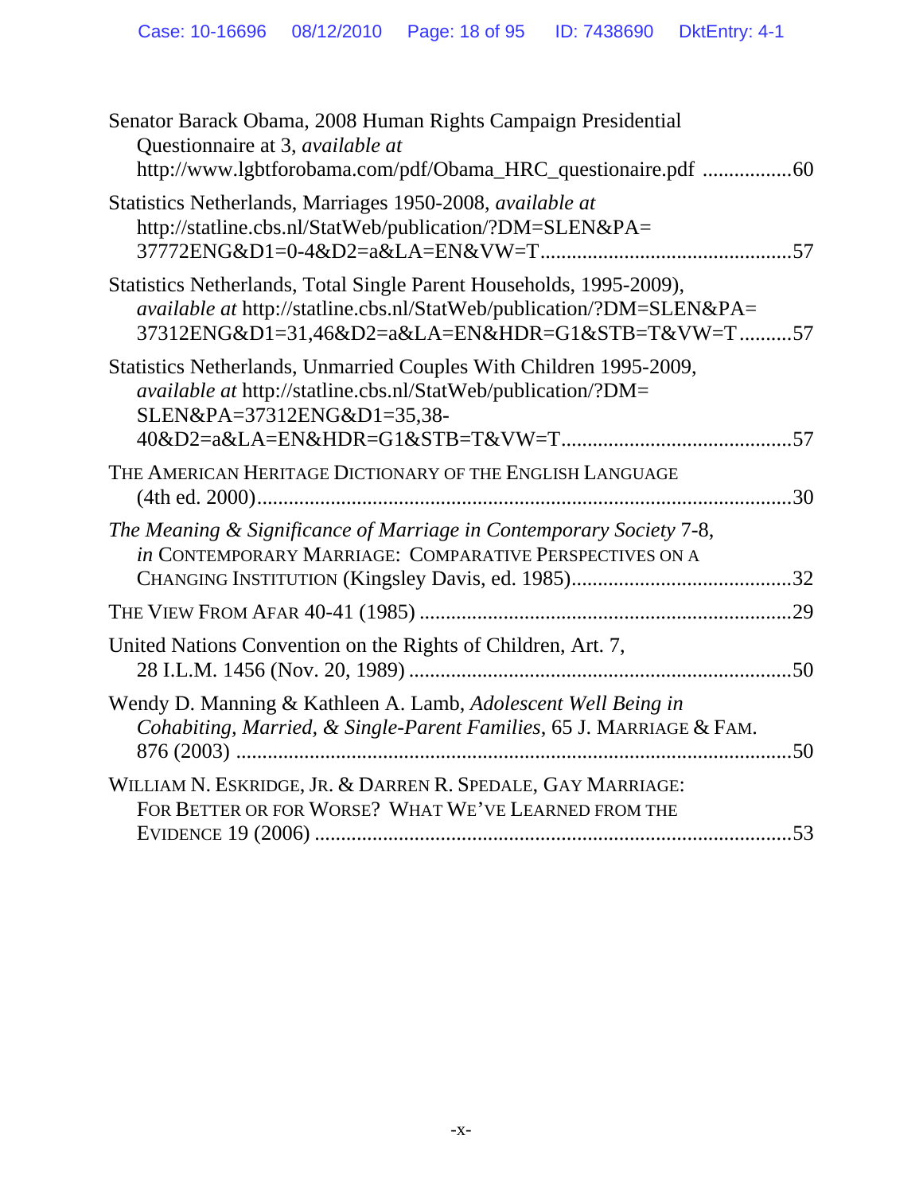Senator Barack Obama, 2008 Human Rights Campaign Presidential Questionnaire at 3, *available at* http://www.lgbtforobama.com/pdf/Obama_HRC_questionaire.pdf .................60

Statistics Netherlands, Marriages 1950-2008, *available at* http://statline.cbs.nl/StatWeb/publication/?DM=SLEN&PA=37772ENG&D1=0-4&D2=a&LA=EN&VW=T...............................................57

Statistics Netherlands, Total Single Parent Households, 1995-2009), *available at* http://statline.cbs.nl/StatWeb/publication/?DM=SLEN&PA=37312ENG&D1=31,46&D2=a&LA=EN&HDR=G1&STB=T&VW=T..........57

Statistics Netherlands, Unmarried Couples With Children 1995-2009, *available at* http://statline.cbs.nl/StatWeb/publication/?DM=SLEN&PA=37312ENG&D1=35,38-40&D2=a&LA=EN&HDR=G1&STB=T&VW=T...........................................57

THE AMERICAN HERITAGE DICTIONARY OF THE ENGLISH LANGUAGE (4th ed. 2000).....................................................................................30

*The Meaning & Significance of Marriage in Contemporary Society* 7-8, *in* CONTEMPORARY MARRIAGE: COMPARATIVE PERSPECTIVES ON A CHANGING INSTITUTION (Kingsley Davis, ed. 1985).........................................32

THE VIEW FROM AFAR 40-41 (1985) ......................................................................29

United Nations Convention on the Rights of Children, Art. 7, 28 I.L.M. 1456 (Nov. 20, 1989) .........................................................................50

Wendy D. Manning & Kathleen A. Lamb, *Adolescent Well Being in Cohabiting, Married, & Single-Parent Families*, 65 J. MARRIAGE & FAM. 876 (2003) ...........................................................................................50

WILLIAM N. ESKRIDGE, JR. & DARREN R. SPEDALE, GAY MARRIAGE: FOR BETTER OR FOR WORSE? WHAT WE'VE LEARNED FROM THE EVIDENCE 19 (2006) ...........................................................................................53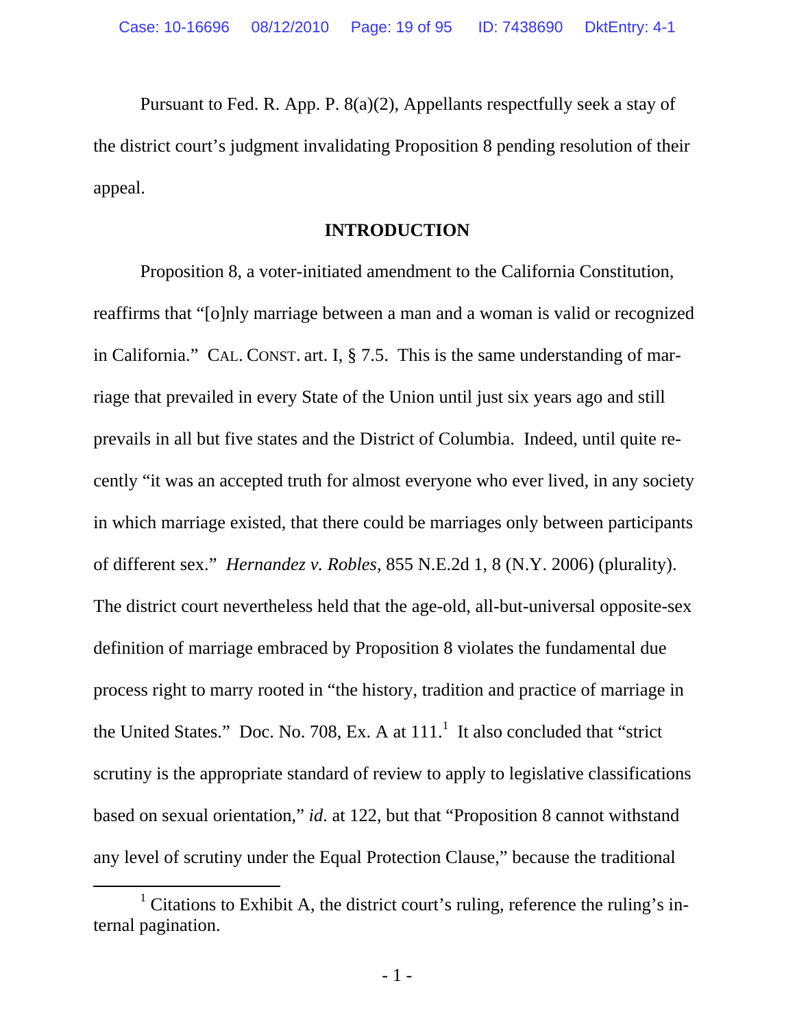Pursuant to Fed. R. App. P. 8(a)(2), Appellants respectfully seek a stay of the district court's judgment invalidating Proposition 8 pending resolution of their appeal.

## INTRODUCTION

Proposition 8, a voter-initiated amendment to the California Constitution, reaffirms that "[o]nly marriage between a man and a woman is valid or recognized in California." CAL. CONST. art. I, § 7.5. This is the same understanding of marriage that prevailed in every State of the Union until just six years ago and still prevails in all but five states and the District of Columbia. Indeed, until quite recently "it was an accepted truth for almost everyone who ever lived, in any society in which marriage existed, that there could be marriages only between participants of different sex." *Hernandez v. Robles*, 855 N.E.2d 1, 8 (N.Y. 2006) (plurality). The district court nevertheless held that the age-old, all-but-universal opposite-sex definition of marriage embraced by Proposition 8 violates the fundamental due process right to marry rooted in "the history, tradition and practice of marriage in the United States." Doc. No. 708, Ex. A at 111.[1] It also concluded that "strict scrutiny is the appropriate standard of review to apply to legislative classifications based on sexual orientation," *id*. at 122, but that "Proposition 8 cannot withstand any level of scrutiny under the Equal Protection Clause," because the traditional

[1] Citations to Exhibit A, the district court's ruling, reference the ruling's internal pagination.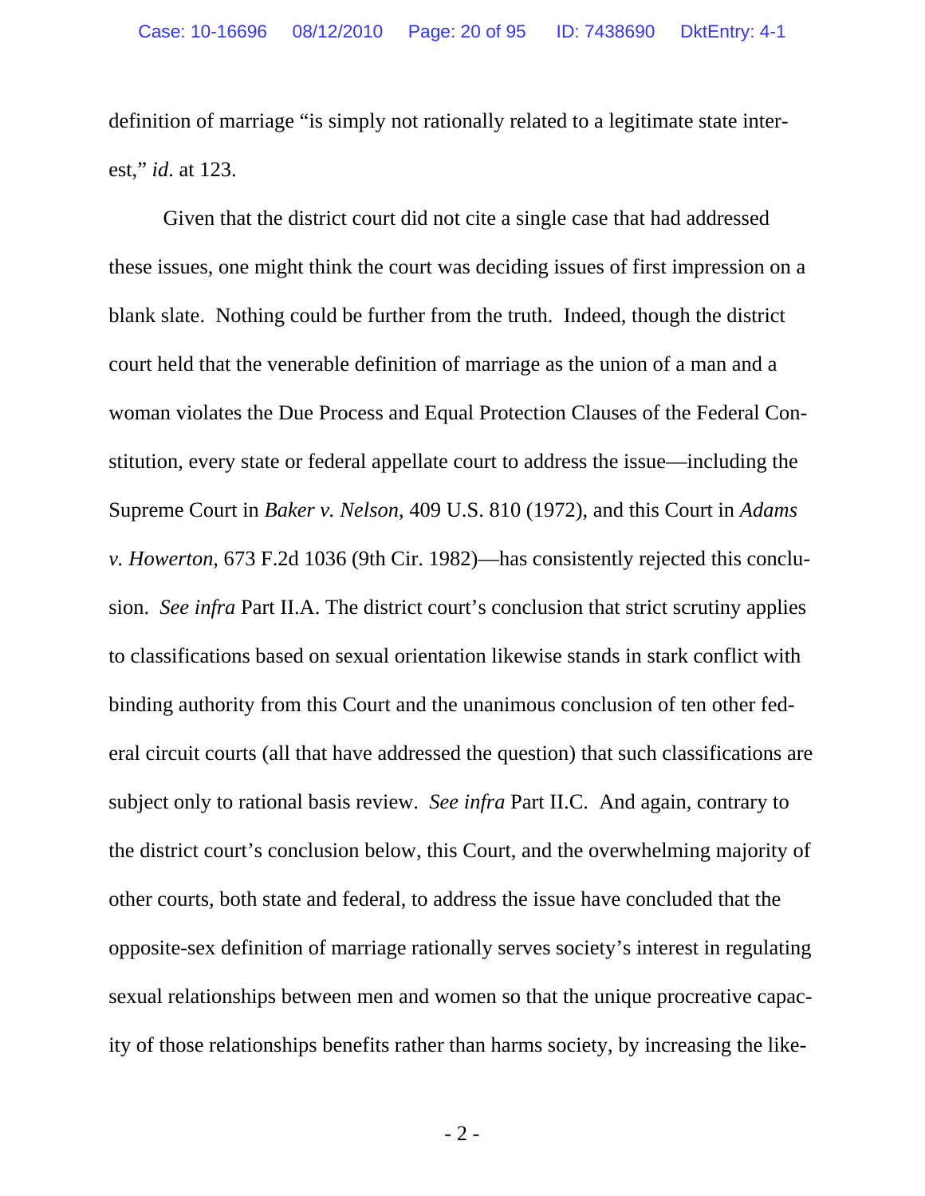definition of marriage "is simply not rationally related to a legitimate state interest," *id*. at 123.

Given that the district court did not cite a single case that had addressed these issues, one might think the court was deciding issues of first impression on a blank slate. Nothing could be further from the truth. Indeed, though the district court held that the venerable definition of marriage as the union of a man and a woman violates the Due Process and Equal Protection Clauses of the Federal Constitution, every state or federal appellate court to address the issue—including the Supreme Court in *Baker v. Nelson*, 409 U.S. 810 (1972), and this Court in *Adams v. Howerton*, 673 F.2d 1036 (9th Cir. 1982)—has consistently rejected this conclusion. *See infra* Part II.A. The district court's conclusion that strict scrutiny applies to classifications based on sexual orientation likewise stands in stark conflict with binding authority from this Court and the unanimous conclusion of ten other federal circuit courts (all that have addressed the question) that such classifications are subject only to rational basis review. *See infra* Part II.C. And again, contrary to the district court's conclusion below, this Court, and the overwhelming majority of other courts, both state and federal, to address the issue have concluded that the opposite-sex definition of marriage rationally serves society's interest in regulating sexual relationships between men and women so that the unique procreative capacity of those relationships benefits rather than harms society, by increasing the like-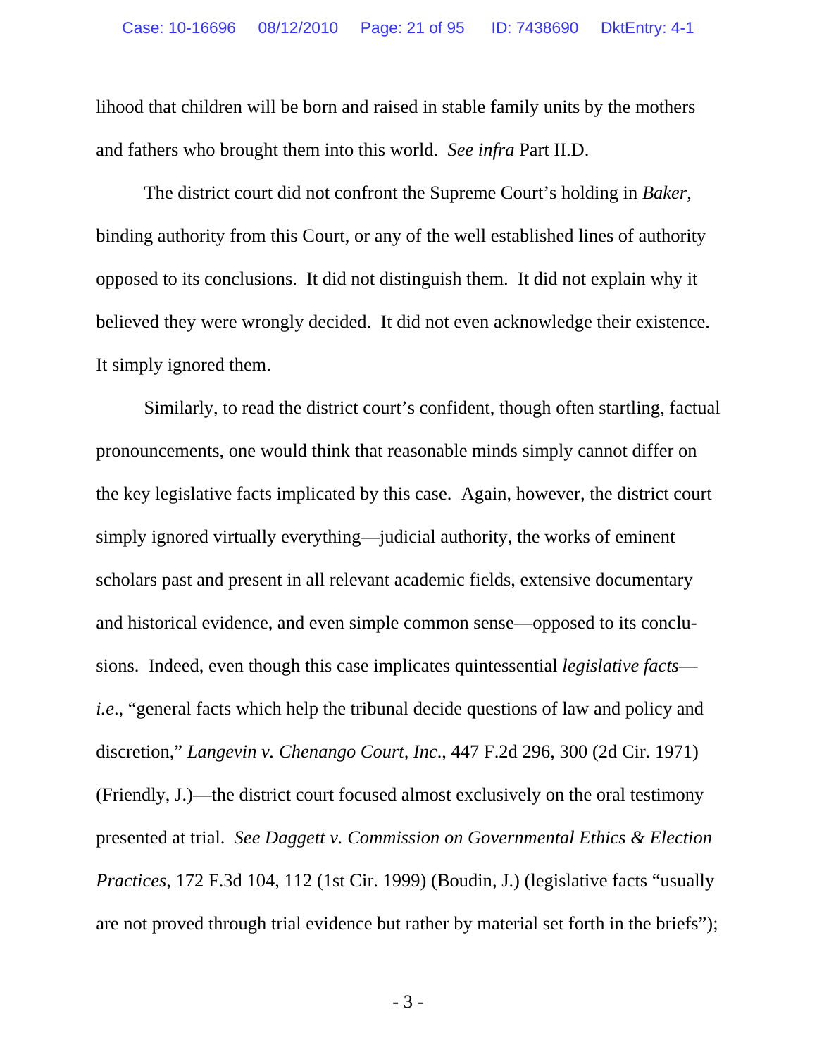lihood that children will be born and raised in stable family units by the mothers and fathers who brought them into this world. *See infra* Part II.D.

The district court did not confront the Supreme Court's holding in *Baker*, binding authority from this Court, or any of the well established lines of authority opposed to its conclusions. It did not distinguish them. It did not explain why it believed they were wrongly decided. It did not even acknowledge their existence. It simply ignored them.

Similarly, to read the district court's confident, though often startling, factual pronouncements, one would think that reasonable minds simply cannot differ on the key legislative facts implicated by this case. Again, however, the district court simply ignored virtually everything—judicial authority, the works of eminent scholars past and present in all relevant academic fields, extensive documentary and historical evidence, and even simple common sense—opposed to its conclusions. Indeed, even though this case implicates quintessential *legislative facts*—*i.e.*, "general facts which help the tribunal decide questions of law and policy and discretion," *Langevin v. Chenango Court, Inc.*, 447 F.2d 296, 300 (2d Cir. 1971) (Friendly, J.)—the district court focused almost exclusively on the oral testimony presented at trial. *See Daggett v. Commission on Governmental Ethics & Election Practices*, 172 F.3d 104, 112 (1st Cir. 1999) (Boudin, J.) (legislative facts "usually are not proved through trial evidence but rather by material set forth in the briefs");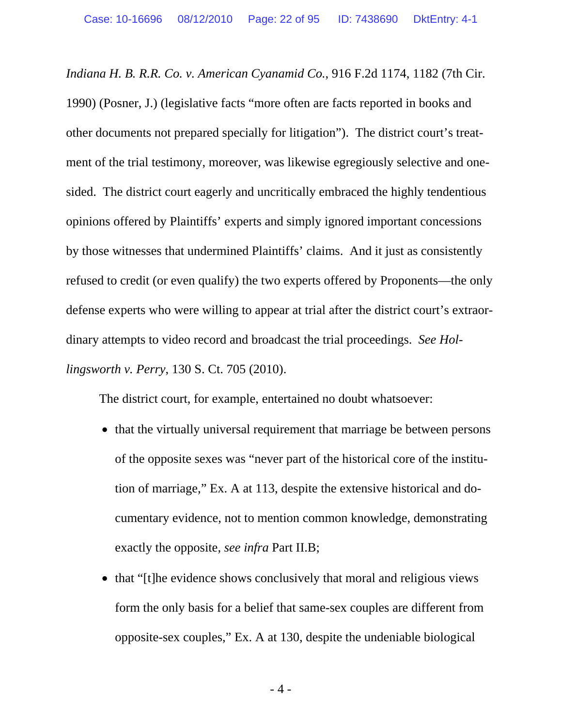*Indiana H. B. R.R. Co. v. American Cyanamid Co.*, 916 F.2d 1174, 1182 (7th Cir. 1990) (Posner, J.) (legislative facts "more often are facts reported in books and other documents not prepared specially for litigation"). The district court's treatment of the trial testimony, moreover, was likewise egregiously selective and one-sided. The district court eagerly and uncritically embraced the highly tendentious opinions offered by Plaintiffs' experts and simply ignored important concessions by those witnesses that undermined Plaintiffs' claims. And it just as consistently refused to credit (or even qualify) the two experts offered by Proponents—the only defense experts who were willing to appear at trial after the district court's extraordinary attempts to video record and broadcast the trial proceedings. *See Hollingsworth v. Perry*, 130 S. Ct. 705 (2010).

The district court, for example, entertained no doubt whatsoever:

- that the virtually universal requirement that marriage be between persons of the opposite sexes was "never part of the historical core of the institution of marriage," Ex. A at 113, despite the extensive historical and documentary evidence, not to mention common knowledge, demonstrating exactly the opposite, *see infra* Part II.B;
- that "[t]he evidence shows conclusively that moral and religious views form the only basis for a belief that same-sex couples are different from opposite-sex couples," Ex. A at 130, despite the undeniable biological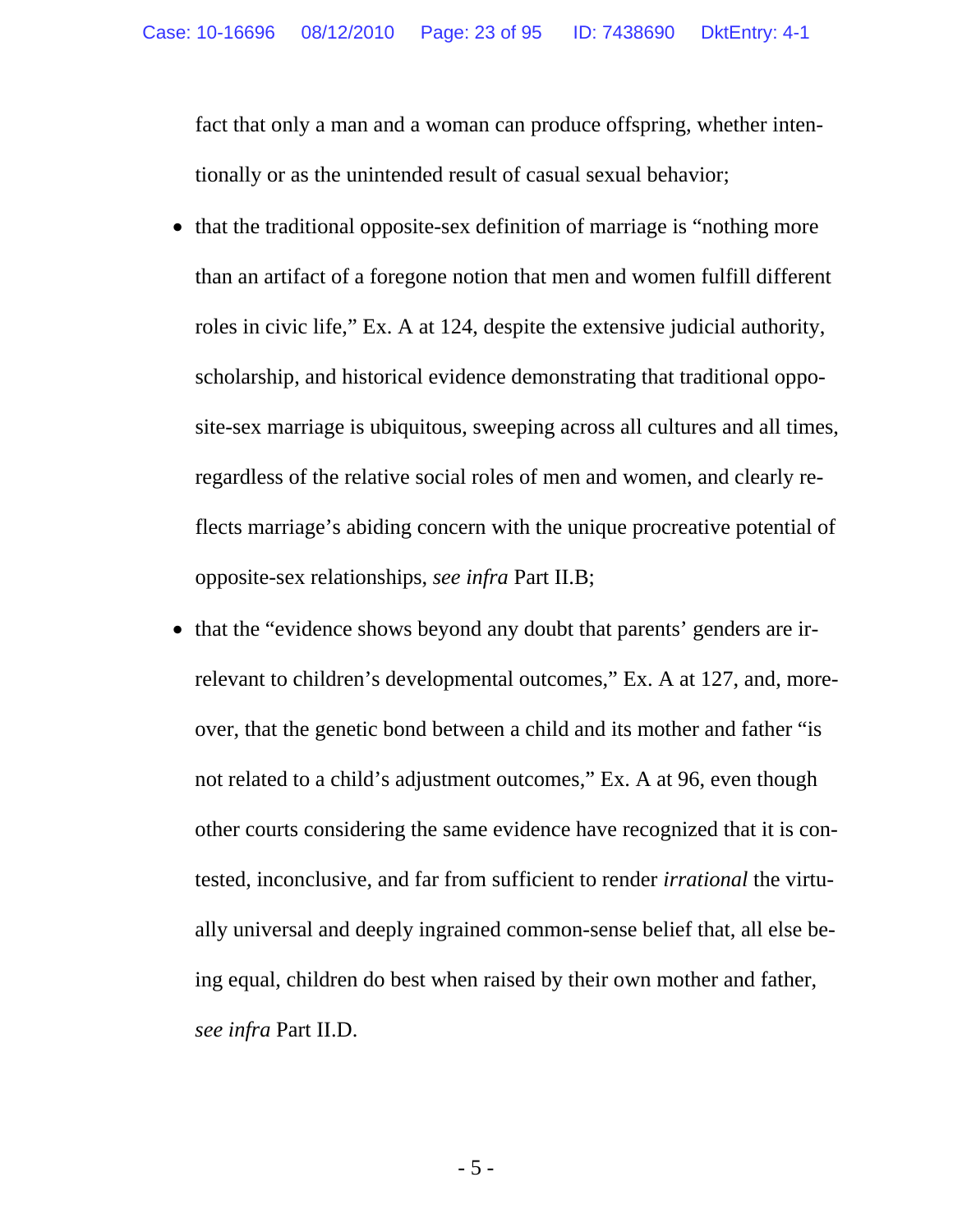fact that only a man and a woman can produce offspring, whether intentionally or as the unintended result of casual sexual behavior;

- that the traditional opposite-sex definition of marriage is "nothing more than an artifact of a foregone notion that men and women fulfill different roles in civic life," Ex. A at 124, despite the extensive judicial authority, scholarship, and historical evidence demonstrating that traditional opposite-sex marriage is ubiquitous, sweeping across all cultures and all times, regardless of the relative social roles of men and women, and clearly reflects marriage's abiding concern with the unique procreative potential of opposite-sex relationships, *see infra* Part II.B;
- that the "evidence shows beyond any doubt that parents' genders are irrelevant to children's developmental outcomes," Ex. A at 127, and, moreover, that the genetic bond between a child and its mother and father "is not related to a child's adjustment outcomes," Ex. A at 96, even though other courts considering the same evidence have recognized that it is contested, inconclusive, and far from sufficient to render *irrational* the virtually universal and deeply ingrained common-sense belief that, all else being equal, children do best when raised by their own mother and father, *see infra* Part II.D.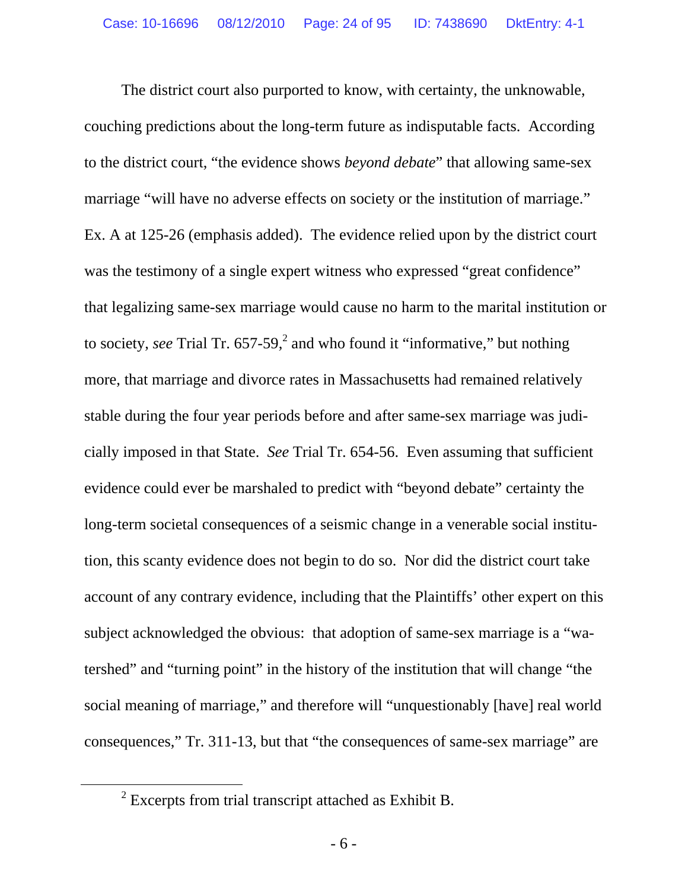The district court also purported to know, with certainty, the unknowable, couching predictions about the long-term future as indisputable facts. According to the district court, "the evidence shows *beyond debate*" that allowing same-sex marriage "will have no adverse effects on society or the institution of marriage." Ex. A at 125-26 (emphasis added). The evidence relied upon by the district court was the testimony of a single expert witness who expressed "great confidence" that legalizing same-sex marriage would cause no harm to the marital institution or to society, *see* Trial Tr. 657-59,[2] and who found it "informative," but nothing more, that marriage and divorce rates in Massachusetts had remained relatively stable during the four year periods before and after same-sex marriage was judicially imposed in that State. *See* Trial Tr. 654-56. Even assuming that sufficient evidence could ever be marshaled to predict with "beyond debate" certainty the long-term societal consequences of a seismic change in a venerable social institution, this scanty evidence does not begin to do so. Nor did the district court take account of any contrary evidence, including that the Plaintiffs' other expert on this subject acknowledged the obvious: that adoption of same-sex marriage is a "watershed" and "turning point" in the history of the institution that will change "the social meaning of marriage," and therefore will "unquestionably [have] real world consequences," Tr. 311-13, but that "the consequences of same-sex marriage" are

[2] Excerpts from trial transcript attached as Exhibit B.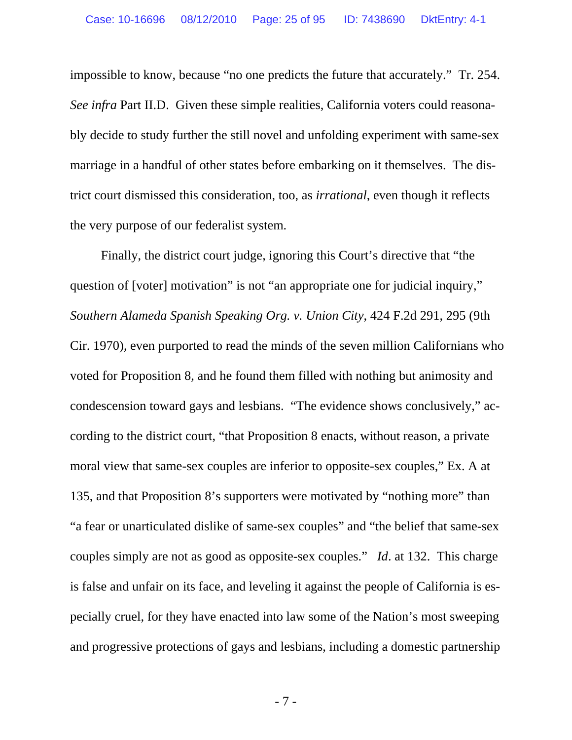impossible to know, because "no one predicts the future that accurately." Tr. 254. *See infra* Part II.D. Given these simple realities, California voters could reasonably decide to study further the still novel and unfolding experiment with same-sex marriage in a handful of other states before embarking on it themselves. The district court dismissed this consideration, too, as *irrational*, even though it reflects the very purpose of our federalist system.

Finally, the district court judge, ignoring this Court's directive that "the question of [voter] motivation" is not "an appropriate one for judicial inquiry," *Southern Alameda Spanish Speaking Org. v. Union City*, 424 F.2d 291, 295 (9th Cir. 1970), even purported to read the minds of the seven million Californians who voted for Proposition 8, and he found them filled with nothing but animosity and condescension toward gays and lesbians. "The evidence shows conclusively," according to the district court, "that Proposition 8 enacts, without reason, a private moral view that same-sex couples are inferior to opposite-sex couples," Ex. A at 135, and that Proposition 8's supporters were motivated by "nothing more" than "a fear or unarticulated dislike of same-sex couples" and "the belief that same-sex couples simply are not as good as opposite-sex couples." *Id*. at 132. This charge is false and unfair on its face, and leveling it against the people of California is especially cruel, for they have enacted into law some of the Nation's most sweeping and progressive protections of gays and lesbians, including a domestic partnership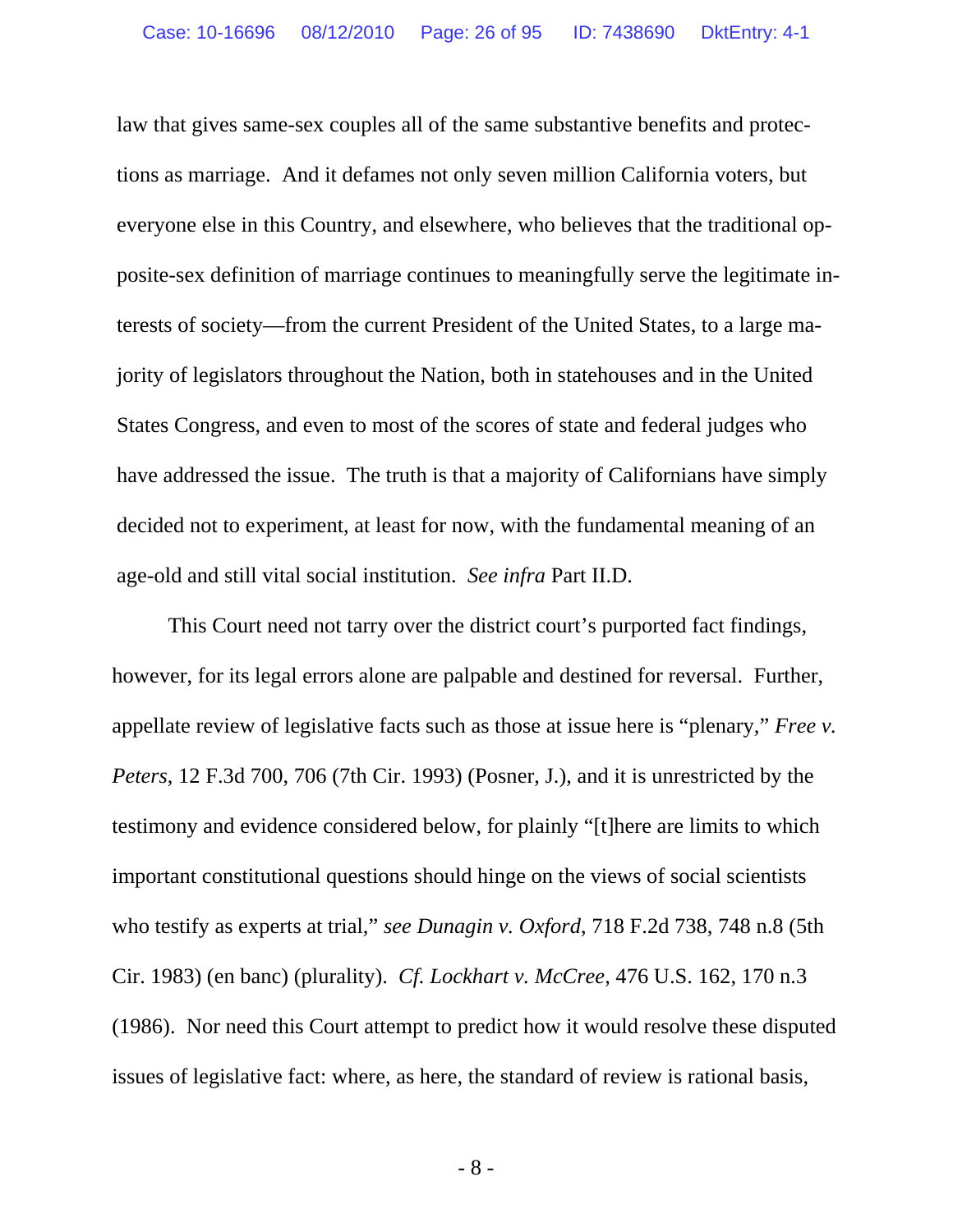law that gives same-sex couples all of the same substantive benefits and protections as marriage. And it defames not only seven million California voters, but everyone else in this Country, and elsewhere, who believes that the traditional opposite-sex definition of marriage continues to meaningfully serve the legitimate interests of society—from the current President of the United States, to a large majority of legislators throughout the Nation, both in statehouses and in the United States Congress, and even to most of the scores of state and federal judges who have addressed the issue. The truth is that a majority of Californians have simply decided not to experiment, at least for now, with the fundamental meaning of an age-old and still vital social institution. *See infra* Part II.D.

This Court need not tarry over the district court's purported fact findings, however, for its legal errors alone are palpable and destined for reversal. Further, appellate review of legislative facts such as those at issue here is "plenary," *Free v. Peters*, 12 F.3d 700, 706 (7th Cir. 1993) (Posner, J.), and it is unrestricted by the testimony and evidence considered below, for plainly "[t]here are limits to which important constitutional questions should hinge on the views of social scientists who testify as experts at trial," *see Dunagin v. Oxford*, 718 F.2d 738, 748 n.8 (5th Cir. 1983) (en banc) (plurality). *Cf. Lockhart v. McCree*, 476 U.S. 162, 170 n.3 (1986). Nor need this Court attempt to predict how it would resolve these disputed issues of legislative fact: where, as here, the standard of review is rational basis,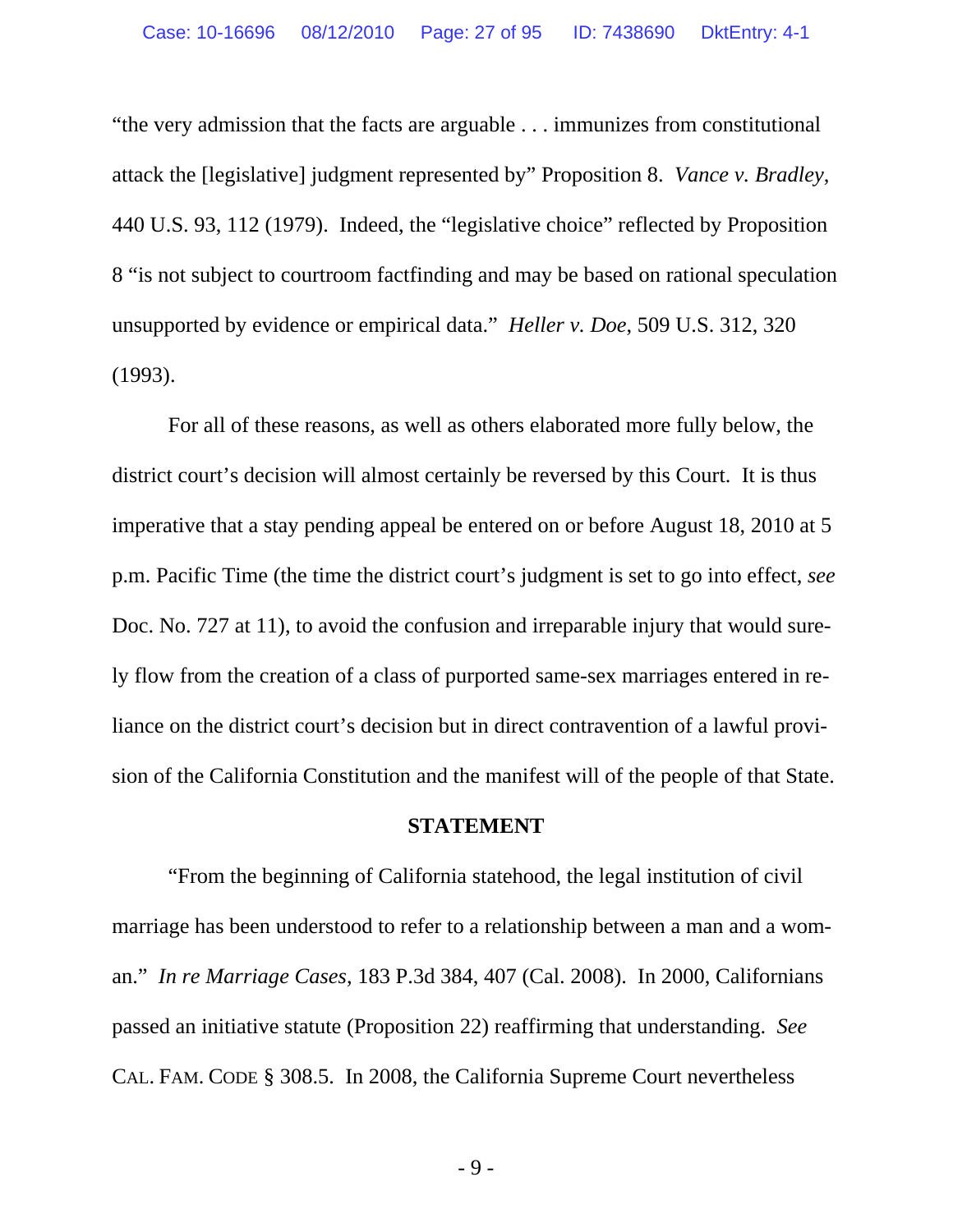"the very admission that the facts are arguable . . . immunizes from constitutional attack the [legislative] judgment represented by" Proposition 8. *Vance v. Bradley*, 440 U.S. 93, 112 (1979). Indeed, the "legislative choice" reflected by Proposition 8 "is not subject to courtroom factfinding and may be based on rational speculation unsupported by evidence or empirical data." *Heller v. Doe*, 509 U.S. 312, 320 (1993).

For all of these reasons, as well as others elaborated more fully below, the district court's decision will almost certainly be reversed by this Court. It is thus imperative that a stay pending appeal be entered on or before August 18, 2010 at 5 p.m. Pacific Time (the time the district court's judgment is set to go into effect, *see* Doc. No. 727 at 11), to avoid the confusion and irreparable injury that would surely flow from the creation of a class of purported same-sex marriages entered in reliance on the district court's decision but in direct contravention of a lawful provision of the California Constitution and the manifest will of the people of that State.

**STATEMENT**

"From the beginning of California statehood, the legal institution of civil marriage has been understood to refer to a relationship between a man and a woman." *In re Marriage Cases*, 183 P.3d 384, 407 (Cal. 2008). In 2000, Californians passed an initiative statute (Proposition 22) reaffirming that understanding. *See* CAL. FAM. CODE § 308.5. In 2008, the California Supreme Court nevertheless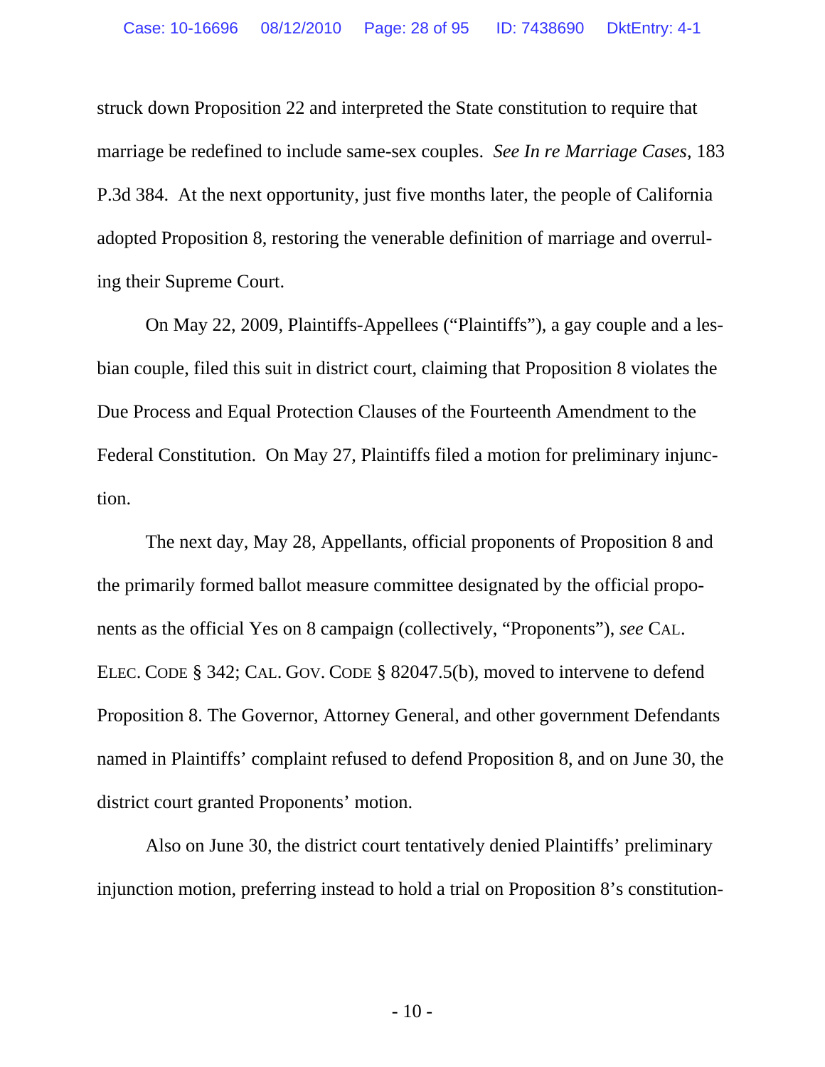struck down Proposition 22 and interpreted the State constitution to require that marriage be redefined to include same-sex couples. *See In re Marriage Cases*, 183 P.3d 384. At the next opportunity, just five months later, the people of California adopted Proposition 8, restoring the venerable definition of marriage and overruling their Supreme Court.

On May 22, 2009, Plaintiffs-Appellees ("Plaintiffs"), a gay couple and a lesbian couple, filed this suit in district court, claiming that Proposition 8 violates the Due Process and Equal Protection Clauses of the Fourteenth Amendment to the Federal Constitution. On May 27, Plaintiffs filed a motion for preliminary injunction.

The next day, May 28, Appellants, official proponents of Proposition 8 and the primarily formed ballot measure committee designated by the official proponents as the official Yes on 8 campaign (collectively, "Proponents"), *see* CAL. ELEC. CODE § 342; CAL. GOV. CODE § 82047.5(b), moved to intervene to defend Proposition 8. The Governor, Attorney General, and other government Defendants named in Plaintiffs' complaint refused to defend Proposition 8, and on June 30, the district court granted Proponents' motion.

Also on June 30, the district court tentatively denied Plaintiffs' preliminary injunction motion, preferring instead to hold a trial on Proposition 8's constitution-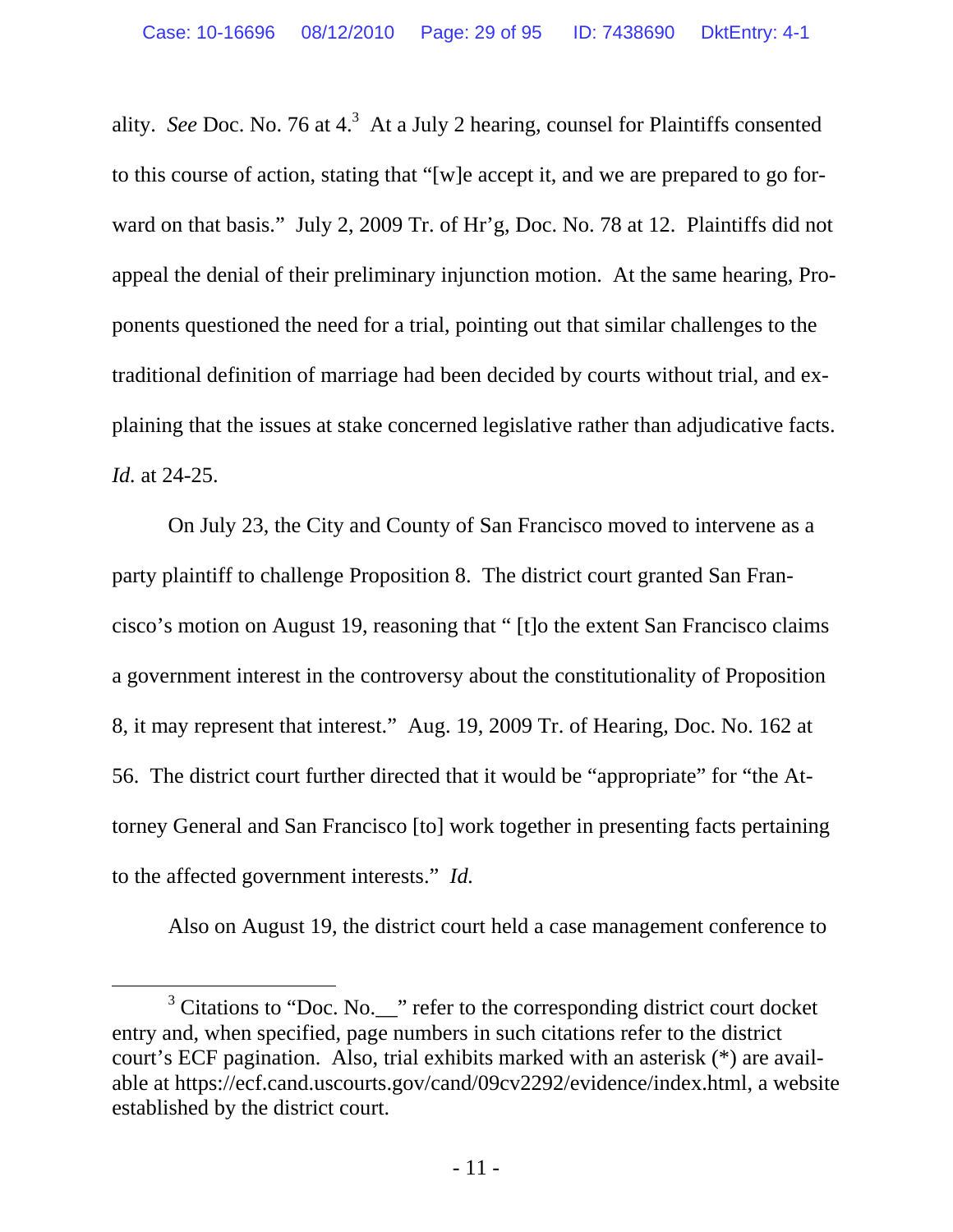ality. *See* Doc. No. 76 at 4.[3] At a July 2 hearing, counsel for Plaintiffs consented to this course of action, stating that "[w]e accept it, and we are prepared to go forward on that basis." July 2, 2009 Tr. of Hr'g, Doc. No. 78 at 12. Plaintiffs did not appeal the denial of their preliminary injunction motion. At the same hearing, Proponents questioned the need for a trial, pointing out that similar challenges to the traditional definition of marriage had been decided by courts without trial, and explaining that the issues at stake concerned legislative rather than adjudicative facts. *Id.* at 24-25.

On July 23, the City and County of San Francisco moved to intervene as a party plaintiff to challenge Proposition 8. The district court granted San Francisco's motion on August 19, reasoning that " [t]o the extent San Francisco claims a government interest in the controversy about the constitutionality of Proposition 8, it may represent that interest." Aug. 19, 2009 Tr. of Hearing, Doc. No. 162 at 56. The district court further directed that it would be "appropriate" for "the Attorney General and San Francisco [to] work together in presenting facts pertaining to the affected government interests." *Id.*

Also on August 19, the district court held a case management conference to

---

[3] Citations to "Doc. No.__" refer to the corresponding district court docket entry and, when specified, page numbers in such citations refer to the district court's ECF pagination. Also, trial exhibits marked with an asterisk (*) are available at https://ecf.cand.uscourts.gov/cand/09cv2292/evidence/index.html, a website established by the district court.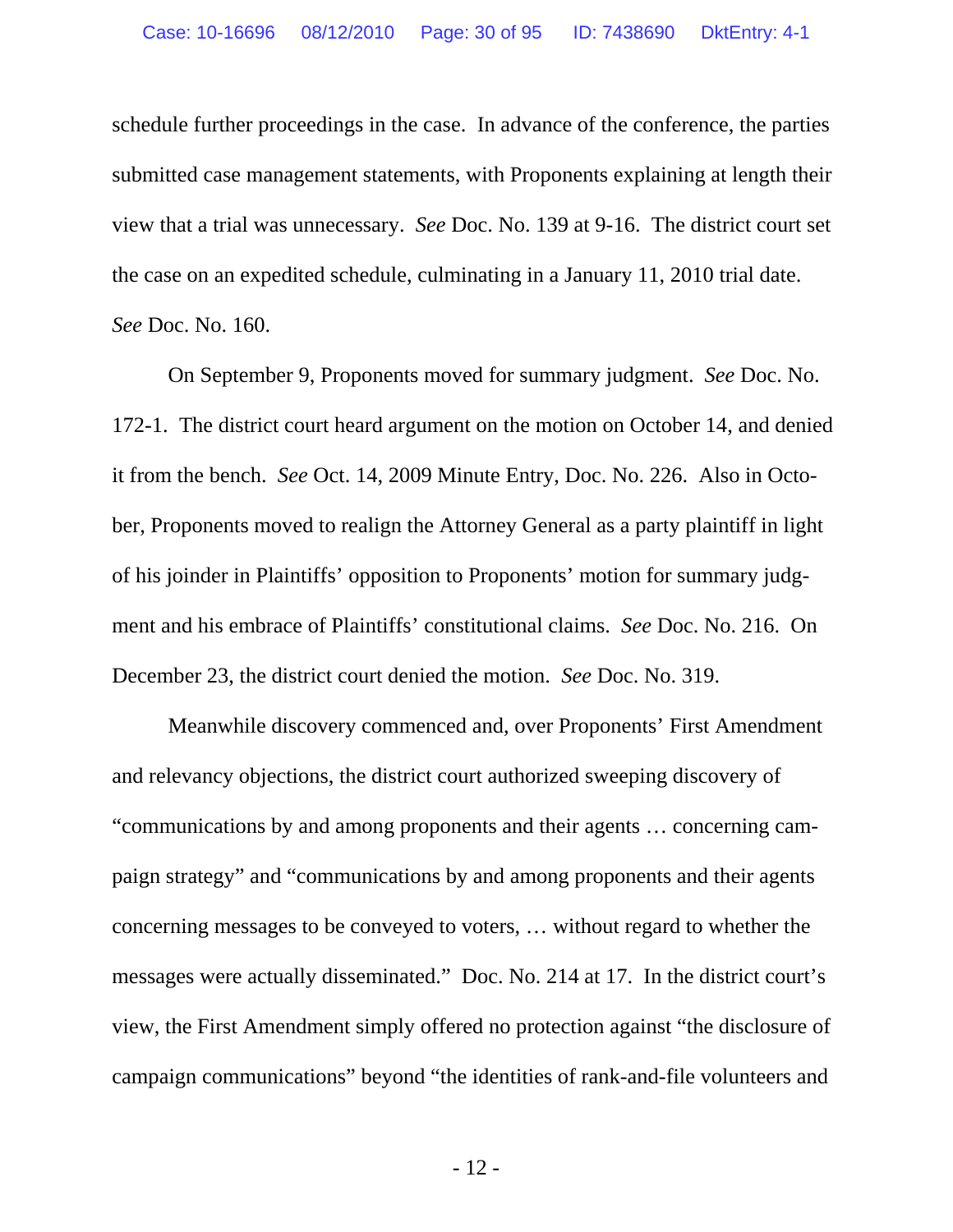schedule further proceedings in the case. In advance of the conference, the parties submitted case management statements, with Proponents explaining at length their view that a trial was unnecessary. *See* Doc. No. 139 at 9-16. The district court set the case on an expedited schedule, culminating in a January 11, 2010 trial date. *See* Doc. No. 160.

On September 9, Proponents moved for summary judgment. *See* Doc. No. 172-1. The district court heard argument on the motion on October 14, and denied it from the bench. *See* Oct. 14, 2009 Minute Entry, Doc. No. 226. Also in October, Proponents moved to realign the Attorney General as a party plaintiff in light of his joinder in Plaintiffs' opposition to Proponents' motion for summary judgment and his embrace of Plaintiffs' constitutional claims. *See* Doc. No. 216. On December 23, the district court denied the motion. *See* Doc. No. 319.

Meanwhile discovery commenced and, over Proponents' First Amendment and relevancy objections, the district court authorized sweeping discovery of "communications by and among proponents and their agents … concerning campaign strategy" and "communications by and among proponents and their agents concerning messages to be conveyed to voters, … without regard to whether the messages were actually disseminated." Doc. No. 214 at 17. In the district court's view, the First Amendment simply offered no protection against "the disclosure of campaign communications" beyond "the identities of rank-and-file volunteers and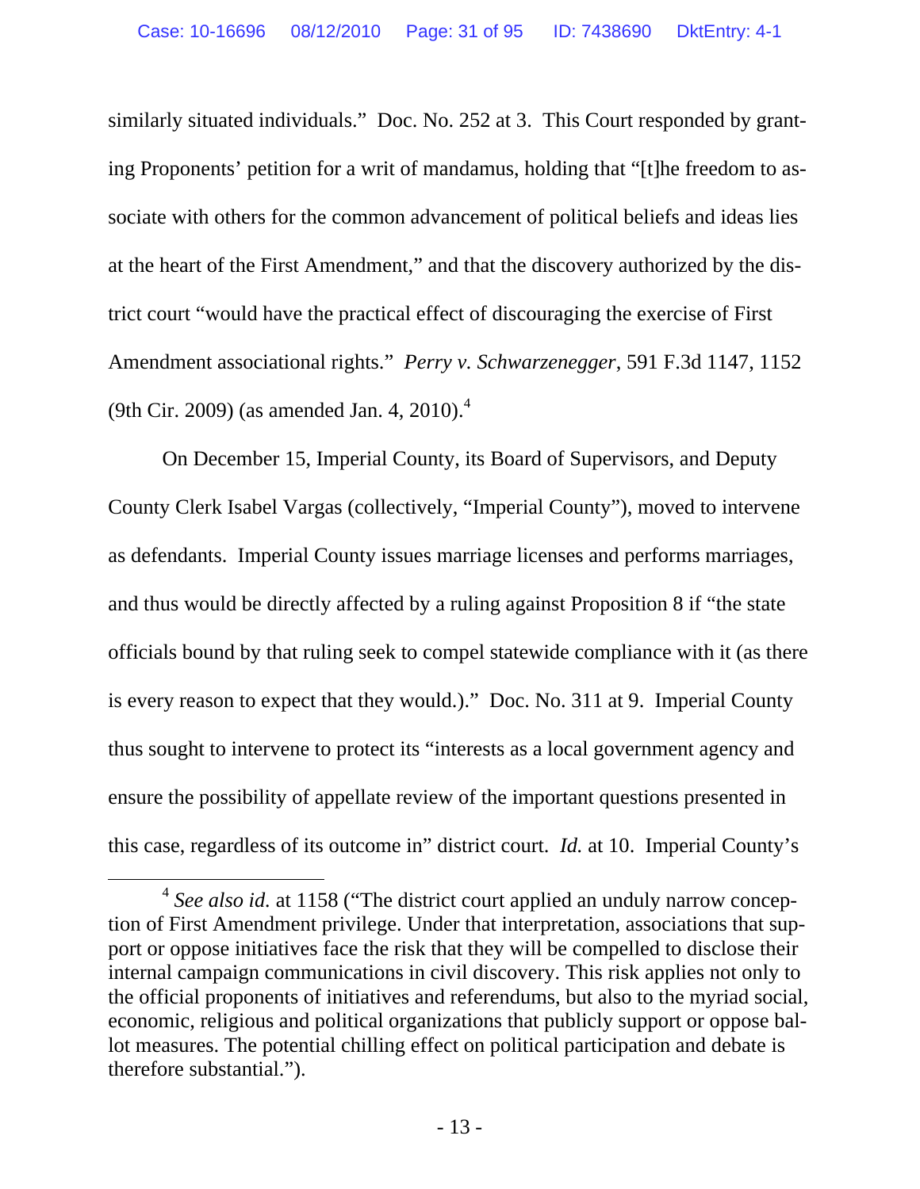similarly situated individuals." Doc. No. 252 at 3. This Court responded by granting Proponents' petition for a writ of mandamus, holding that "[t]he freedom to associate with others for the common advancement of political beliefs and ideas lies at the heart of the First Amendment," and that the discovery authorized by the district court "would have the practical effect of discouraging the exercise of First Amendment associational rights." *Perry v. Schwarzenegger*, 591 F.3d 1147, 1152 (9th Cir. 2009) (as amended Jan. 4, 2010).[4]

On December 15, Imperial County, its Board of Supervisors, and Deputy County Clerk Isabel Vargas (collectively, "Imperial County"), moved to intervene as defendants. Imperial County issues marriage licenses and performs marriages, and thus would be directly affected by a ruling against Proposition 8 if "the state officials bound by that ruling seek to compel statewide compliance with it (as there is every reason to expect that they would.)." Doc. No. 311 at 9. Imperial County thus sought to intervene to protect its "interests as a local government agency and ensure the possibility of appellate review of the important questions presented in this case, regardless of its outcome in" district court. *Id.* at 10. Imperial County's

[4] *See also id.* at 1158 ("The district court applied an unduly narrow conception of First Amendment privilege. Under that interpretation, associations that support or oppose initiatives face the risk that they will be compelled to disclose their internal campaign communications in civil discovery. This risk applies not only to the official proponents of initiatives and referendums, but also to the myriad social, economic, religious and political organizations that publicly support or oppose ballot measures. The potential chilling effect on political participation and debate is therefore substantial.").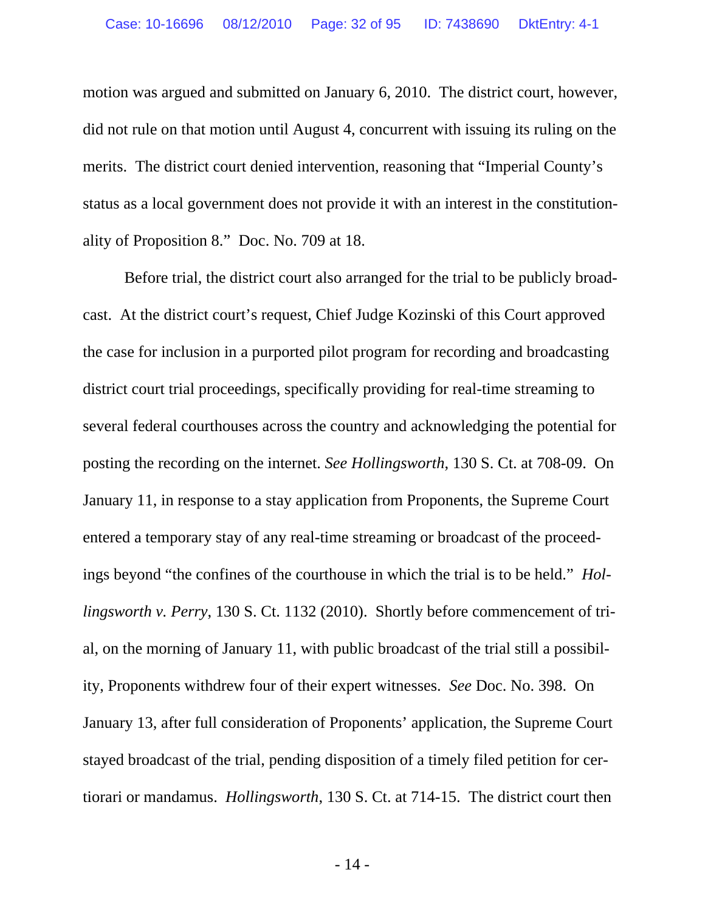motion was argued and submitted on January 6, 2010. The district court, however, did not rule on that motion until August 4, concurrent with issuing its ruling on the merits. The district court denied intervention, reasoning that "Imperial County's status as a local government does not provide it with an interest in the constitutionality of Proposition 8." Doc. No. 709 at 18.

Before trial, the district court also arranged for the trial to be publicly broadcast. At the district court's request, Chief Judge Kozinski of this Court approved the case for inclusion in a purported pilot program for recording and broadcasting district court trial proceedings, specifically providing for real-time streaming to several federal courthouses across the country and acknowledging the potential for posting the recording on the internet. *See Hollingsworth*, 130 S. Ct. at 708-09. On January 11, in response to a stay application from Proponents, the Supreme Court entered a temporary stay of any real-time streaming or broadcast of the proceedings beyond "the confines of the courthouse in which the trial is to be held." *Hollingsworth v. Perry*, 130 S. Ct. 1132 (2010). Shortly before commencement of trial, on the morning of January 11, with public broadcast of the trial still a possibility, Proponents withdrew four of their expert witnesses. *See* Doc. No. 398. On January 13, after full consideration of Proponents' application, the Supreme Court stayed broadcast of the trial, pending disposition of a timely filed petition for certiorari or mandamus. *Hollingsworth*, 130 S. Ct. at 714-15. The district court then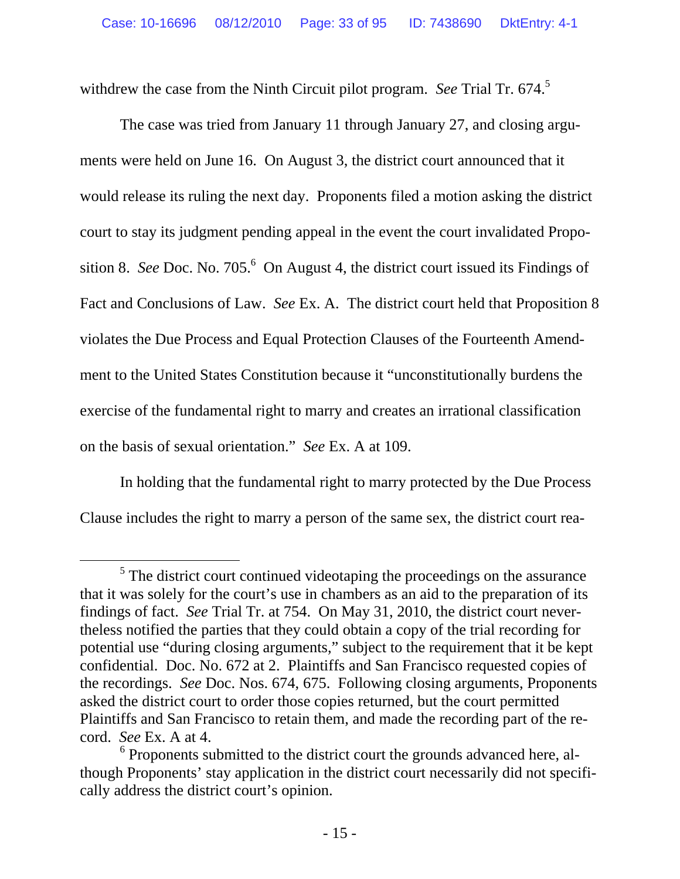withdrew the case from the Ninth Circuit pilot program. *See* Trial Tr. 674.[5]

The case was tried from January 11 through January 27, and closing arguments were held on June 16. On August 3, the district court announced that it would release its ruling the next day. Proponents filed a motion asking the district court to stay its judgment pending appeal in the event the court invalidated Proposition 8. *See* Doc. No. 705.[6] On August 4, the district court issued its Findings of Fact and Conclusions of Law. *See* Ex. A. The district court held that Proposition 8 violates the Due Process and Equal Protection Clauses of the Fourteenth Amendment to the United States Constitution because it "unconstitutionally burdens the exercise of the fundamental right to marry and creates an irrational classification on the basis of sexual orientation." *See* Ex. A at 109.

In holding that the fundamental right to marry protected by the Due Process Clause includes the right to marry a person of the same sex, the district court rea-

---

[5] The district court continued videotaping the proceedings on the assurance that it was solely for the court's use in chambers as an aid to the preparation of its findings of fact. *See* Trial Tr. at 754. On May 31, 2010, the district court nevertheless notified the parties that they could obtain a copy of the trial recording for potential use "during closing arguments," subject to the requirement that it be kept confidential. Doc. No. 672 at 2. Plaintiffs and San Francisco requested copies of the recordings. *See* Doc. Nos. 674, 675. Following closing arguments, Proponents asked the district court to order those copies returned, but the court permitted Plaintiffs and San Francisco to retain them, and made the recording part of the record. *See* Ex. A at 4.

[6] Proponents submitted to the district court the grounds advanced here, although Proponents' stay application in the district court necessarily did not specifically address the district court's opinion.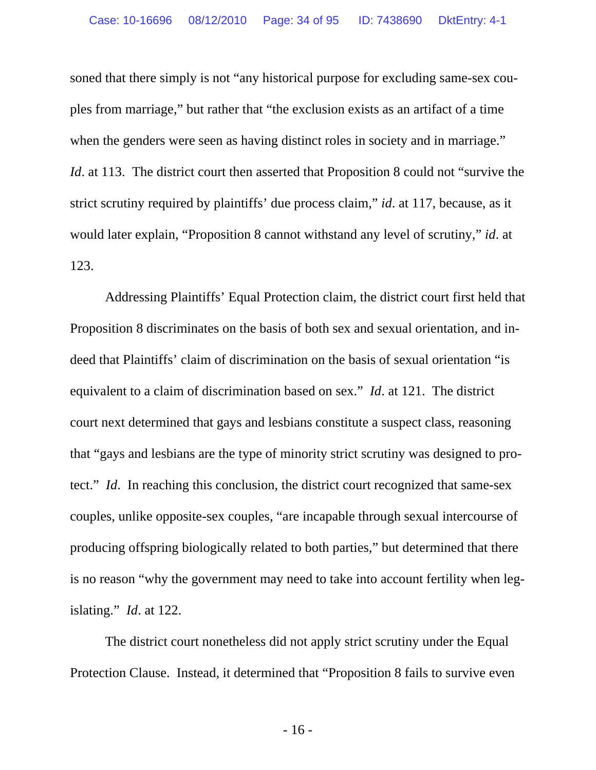soned that there simply is not "any historical purpose for excluding same-sex couples from marriage," but rather that "the exclusion exists as an artifact of a time when the genders were seen as having distinct roles in society and in marriage." *Id*. at 113. The district court then asserted that Proposition 8 could not "survive the strict scrutiny required by plaintiffs' due process claim," *id*. at 117, because, as it would later explain, "Proposition 8 cannot withstand any level of scrutiny," *id*. at 123.

Addressing Plaintiffs' Equal Protection claim, the district court first held that Proposition 8 discriminates on the basis of both sex and sexual orientation, and indeed that Plaintiffs' claim of discrimination on the basis of sexual orientation "is equivalent to a claim of discrimination based on sex." *Id*. at 121. The district court next determined that gays and lesbians constitute a suspect class, reasoning that "gays and lesbians are the type of minority strict scrutiny was designed to protect." *Id*. In reaching this conclusion, the district court recognized that same-sex couples, unlike opposite-sex couples, "are incapable through sexual intercourse of producing offspring biologically related to both parties," but determined that there is no reason "why the government may need to take into account fertility when legislating." *Id*. at 122.

The district court nonetheless did not apply strict scrutiny under the Equal Protection Clause. Instead, it determined that "Proposition 8 fails to survive even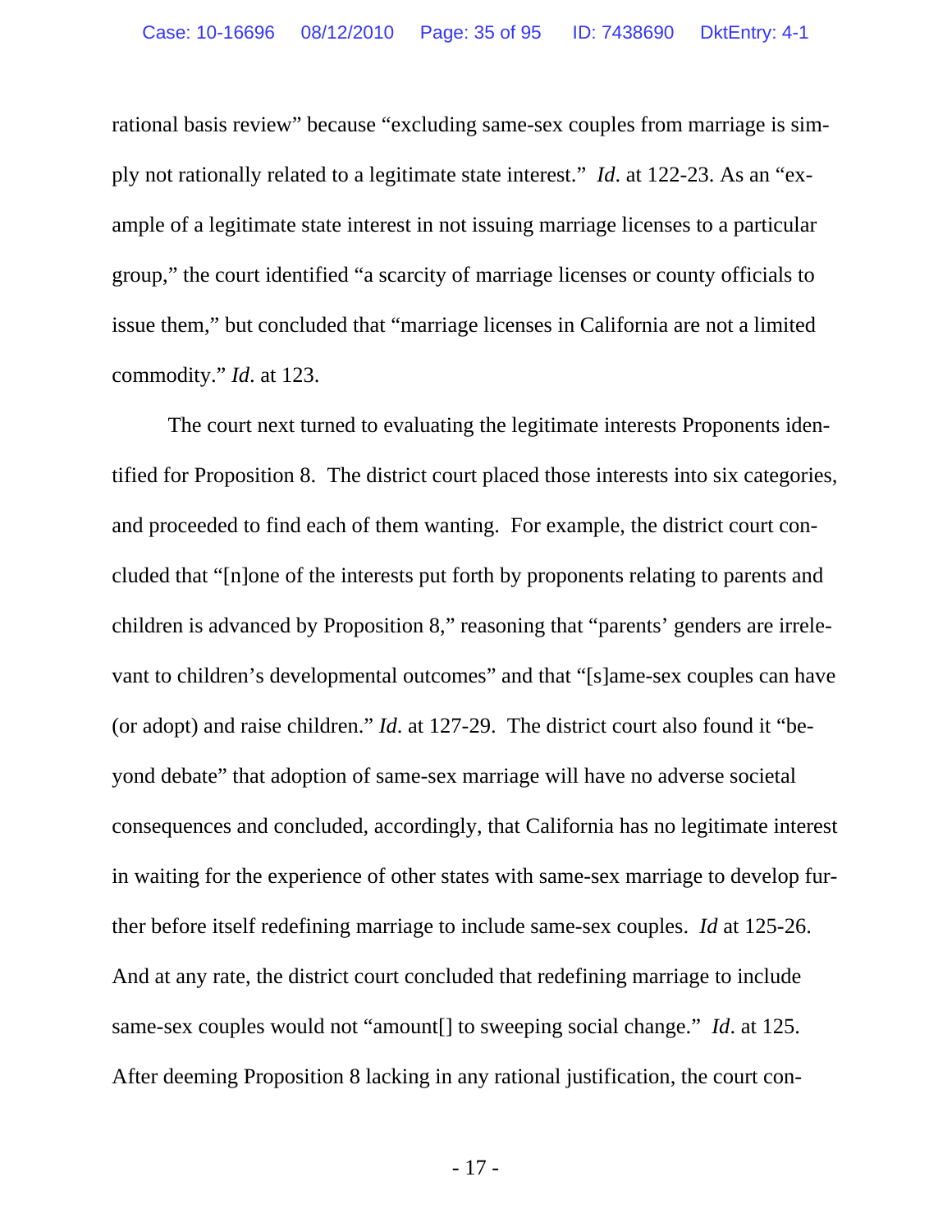rational basis review" because "excluding same-sex couples from marriage is simply not rationally related to a legitimate state interest." *Id*. at 122-23. As an "example of a legitimate state interest in not issuing marriage licenses to a particular group," the court identified "a scarcity of marriage licenses or county officials to issue them," but concluded that "marriage licenses in California are not a limited commodity." *Id*. at 123.

The court next turned to evaluating the legitimate interests Proponents identified for Proposition 8. The district court placed those interests into six categories, and proceeded to find each of them wanting. For example, the district court concluded that "[n]one of the interests put forth by proponents relating to parents and children is advanced by Proposition 8," reasoning that "parents' genders are irrelevant to children's developmental outcomes" and that "[s]ame-sex couples can have (or adopt) and raise children." *Id*. at 127-29. The district court also found it "beyond debate" that adoption of same-sex marriage will have no adverse societal consequences and concluded, accordingly, that California has no legitimate interest in waiting for the experience of other states with same-sex marriage to develop further before itself redefining marriage to include same-sex couples. *Id* at 125-26. And at any rate, the district court concluded that redefining marriage to include same-sex couples would not "amount[] to sweeping social change." *Id*. at 125. After deeming Proposition 8 lacking in any rational justification, the court con-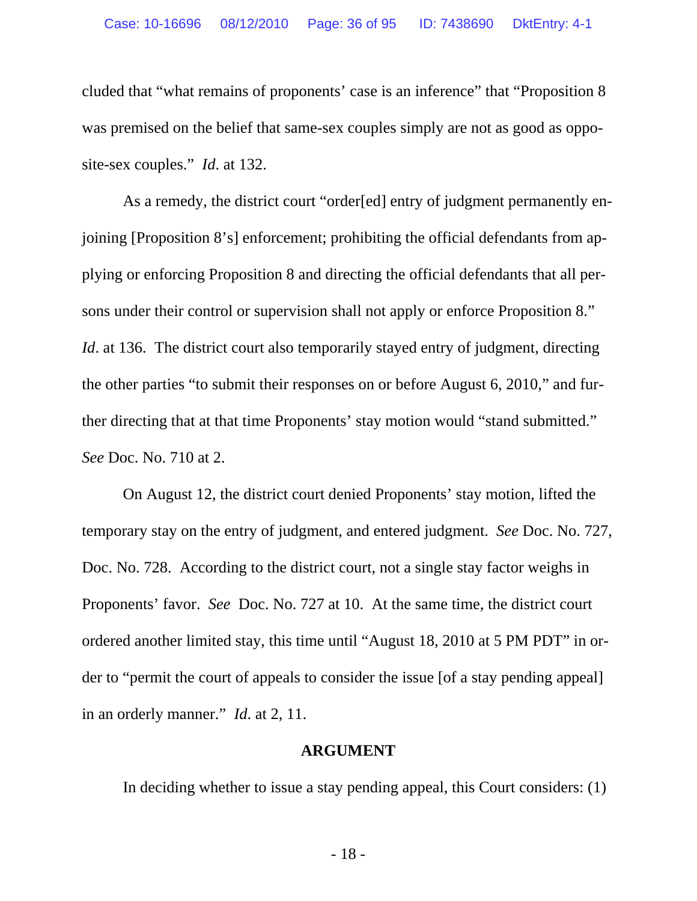cluded that "what remains of proponents' case is an inference" that "Proposition 8 was premised on the belief that same-sex couples simply are not as good as opposite-sex couples." *Id*. at 132.

As a remedy, the district court "order[ed] entry of judgment permanently enjoining [Proposition 8's] enforcement; prohibiting the official defendants from applying or enforcing Proposition 8 and directing the official defendants that all persons under their control or supervision shall not apply or enforce Proposition 8." *Id*. at 136. The district court also temporarily stayed entry of judgment, directing the other parties "to submit their responses on or before August 6, 2010," and further directing that at that time Proponents' stay motion would "stand submitted." *See* Doc. No. 710 at 2.

On August 12, the district court denied Proponents' stay motion, lifted the temporary stay on the entry of judgment, and entered judgment. *See* Doc. No. 727, Doc. No. 728. According to the district court, not a single stay factor weighs in Proponents' favor. *See* Doc. No. 727 at 10. At the same time, the district court ordered another limited stay, this time until "August 18, 2010 at 5 PM PDT" in order to "permit the court of appeals to consider the issue [of a stay pending appeal] in an orderly manner." *Id*. at 2, 11.

## ARGUMENT

In deciding whether to issue a stay pending appeal, this Court considers: (1)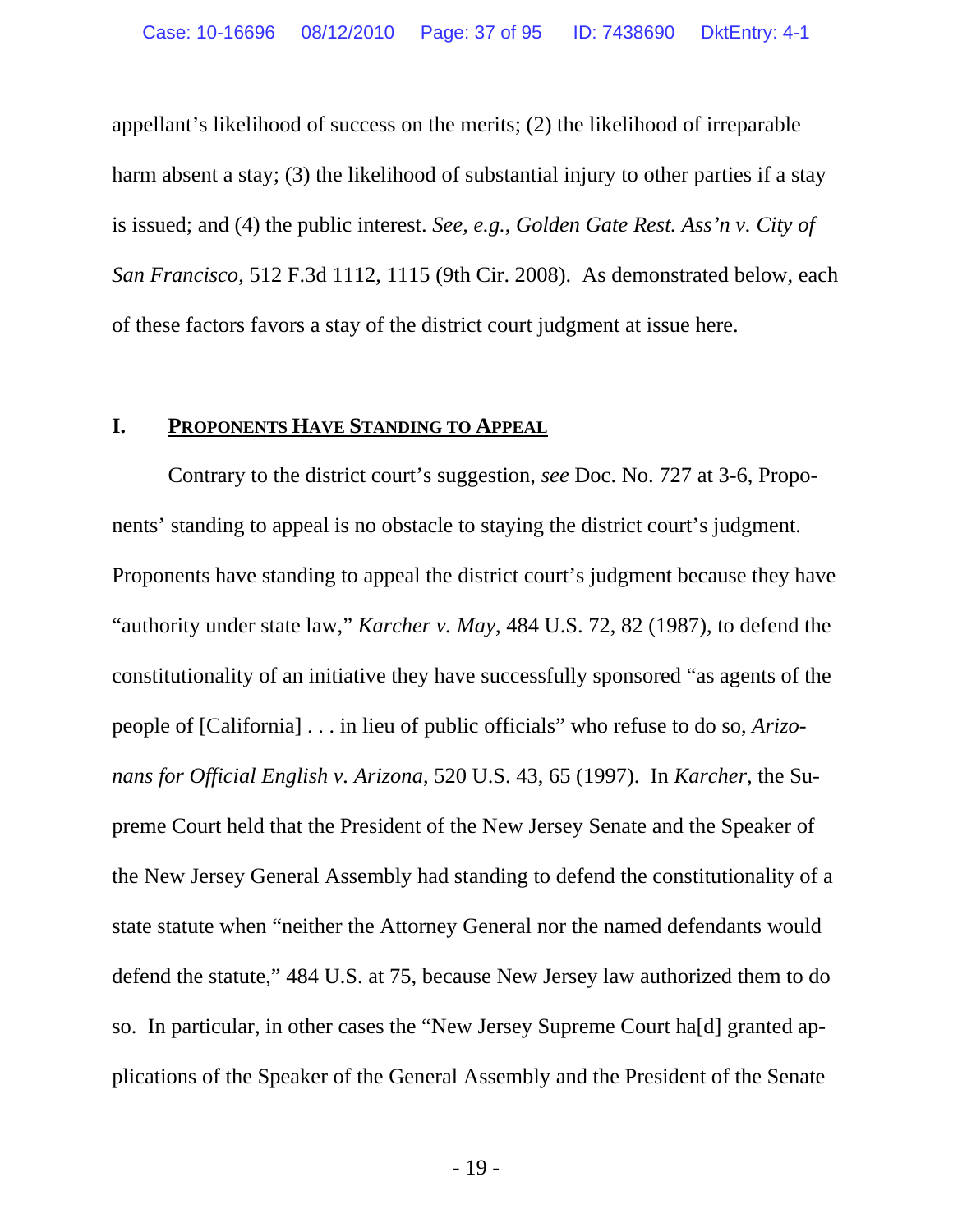appellant's likelihood of success on the merits; (2) the likelihood of irreparable harm absent a stay; (3) the likelihood of substantial injury to other parties if a stay is issued; and (4) the public interest. *See, e.g.*, *Golden Gate Rest. Ass'n v. City of San Francisco*, 512 F.3d 1112, 1115 (9th Cir. 2008). As demonstrated below, each of these factors favors a stay of the district court judgment at issue here.

## I. PROPONENTS HAVE STANDING TO APPEAL

Contrary to the district court's suggestion, *see* Doc. No. 727 at 3-6, Proponents' standing to appeal is no obstacle to staying the district court's judgment. Proponents have standing to appeal the district court's judgment because they have "authority under state law," *Karcher v. May*, 484 U.S. 72, 82 (1987), to defend the constitutionality of an initiative they have successfully sponsored "as agents of the people of [California] . . . in lieu of public officials" who refuse to do so, *Arizonans for Official English v. Arizona*, 520 U.S. 43, 65 (1997). In *Karcher*, the Supreme Court held that the President of the New Jersey Senate and the Speaker of the New Jersey General Assembly had standing to defend the constitutionality of a state statute when "neither the Attorney General nor the named defendants would defend the statute," 484 U.S. at 75, because New Jersey law authorized them to do so. In particular, in other cases the "New Jersey Supreme Court ha[d] granted applications of the Speaker of the General Assembly and the President of the Senate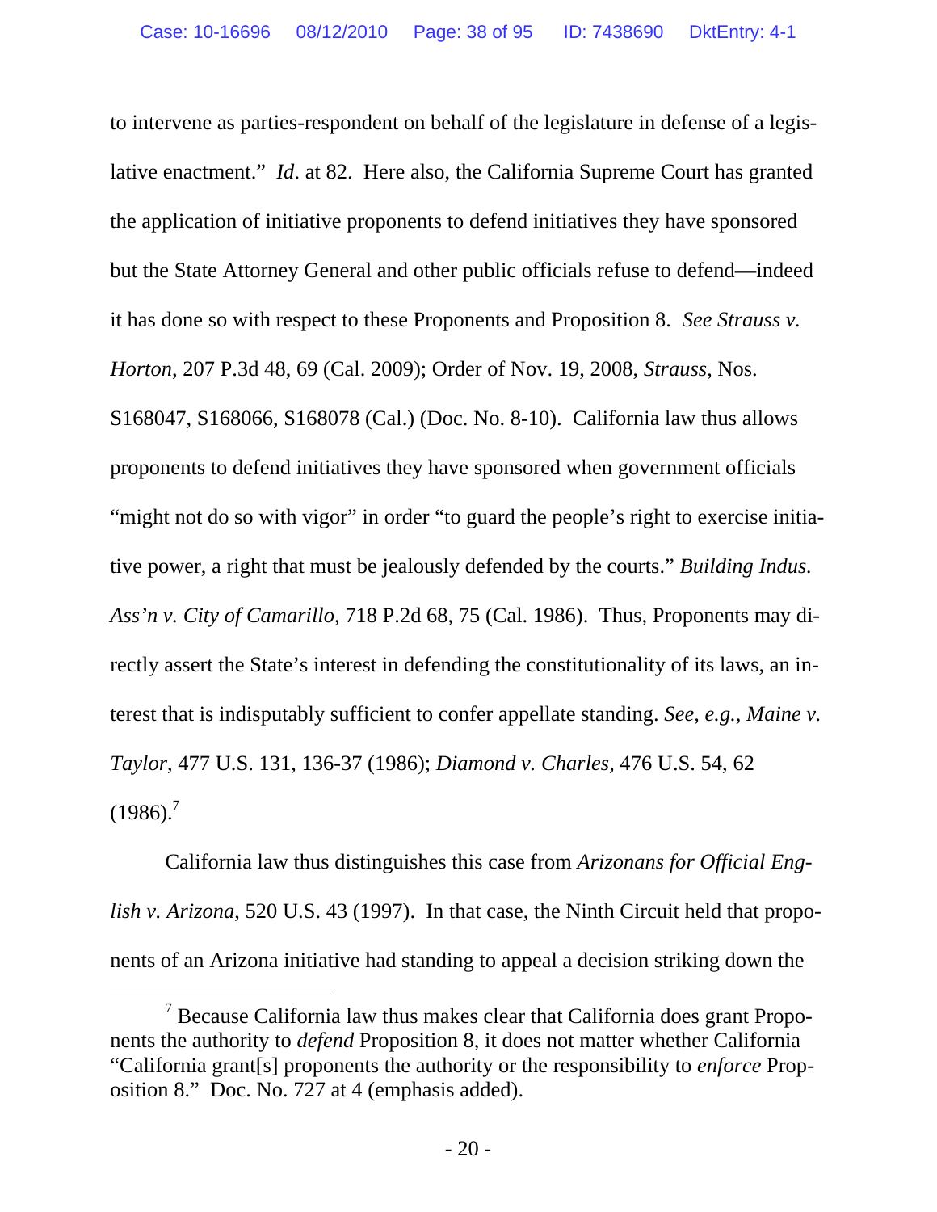to intervene as parties-respondent on behalf of the legislature in defense of a legislative enactment." *Id*. at 82. Here also, the California Supreme Court has granted the application of initiative proponents to defend initiatives they have sponsored but the State Attorney General and other public officials refuse to defend—indeed it has done so with respect to these Proponents and Proposition 8. *See Strauss v. Horton*, 207 P.3d 48, 69 (Cal. 2009); Order of Nov. 19, 2008, *Strauss*, Nos. S168047, S168066, S168078 (Cal.) (Doc. No. 8-10). California law thus allows proponents to defend initiatives they have sponsored when government officials "might not do so with vigor" in order "to guard the people's right to exercise initiative power, a right that must be jealously defended by the courts." *Building Indus. Ass'n v. City of Camarillo*, 718 P.2d 68, 75 (Cal. 1986). Thus, Proponents may directly assert the State's interest in defending the constitutionality of its laws, an interest that is indisputably sufficient to confer appellate standing. *See, e.g.*, *Maine v. Taylor*, 477 U.S. 131, 136-37 (1986); *Diamond v. Charles*, 476 U.S. 54, 62 (1986).[7]

California law thus distinguishes this case from *Arizonans for Official English v. Arizona*, 520 U.S. 43 (1997). In that case, the Ninth Circuit held that proponents of an Arizona initiative had standing to appeal a decision striking down the

---

[7] Because California law thus makes clear that California does grant Proponents the authority to *defend* Proposition 8, it does not matter whether California "California grant[s] proponents the authority or the responsibility to *enforce* Proposition 8." Doc. No. 727 at 4 (emphasis added).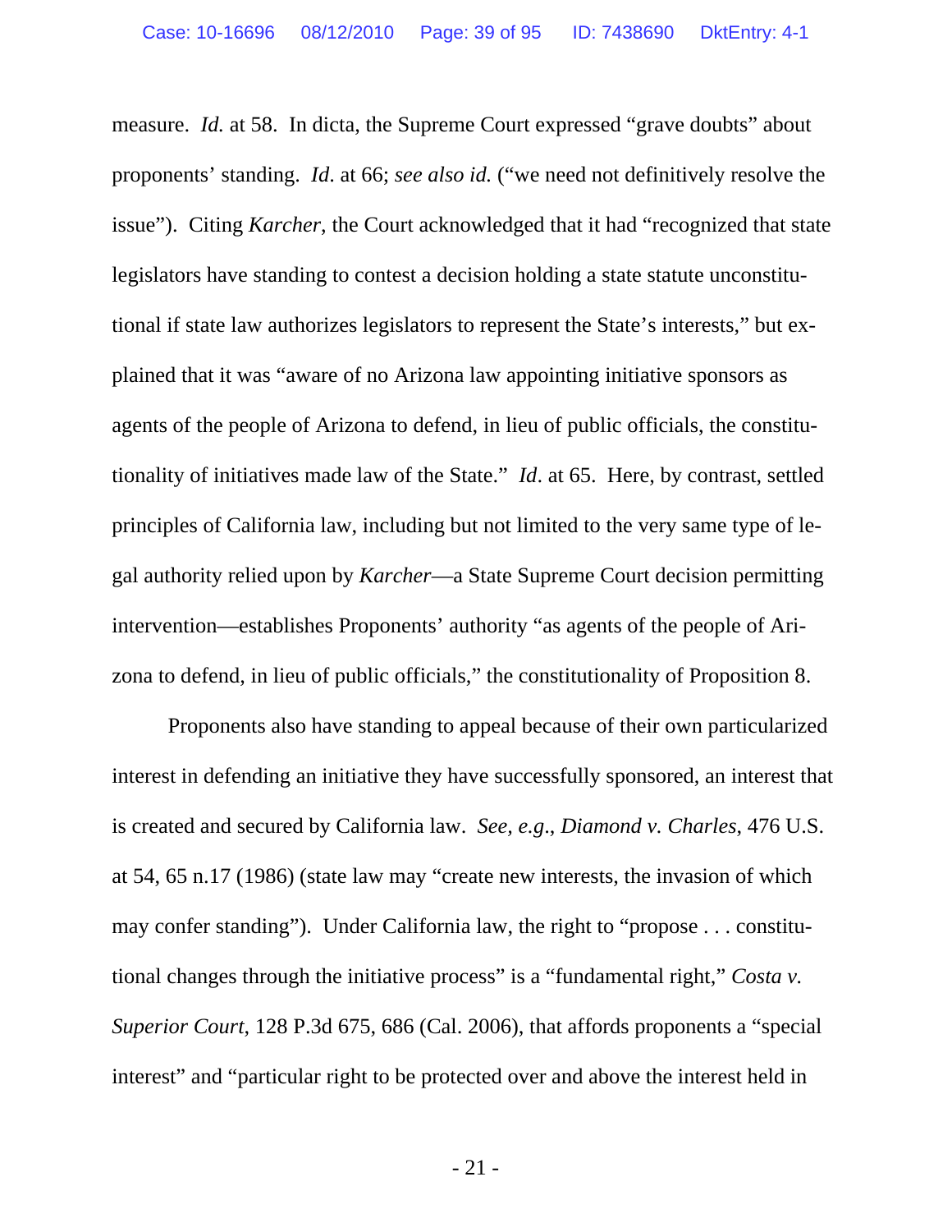measure. *Id.* at 58. In dicta, the Supreme Court expressed "grave doubts" about proponents' standing. *Id*. at 66; *see also id.* ("we need not definitively resolve the issue"). Citing *Karcher*, the Court acknowledged that it had "recognized that state legislators have standing to contest a decision holding a state statute unconstitutional if state law authorizes legislators to represent the State's interests," but explained that it was "aware of no Arizona law appointing initiative sponsors as agents of the people of Arizona to defend, in lieu of public officials, the constitutionality of initiatives made law of the State." *Id*. at 65. Here, by contrast, settled principles of California law, including but not limited to the very same type of legal authority relied upon by *Karcher*—a State Supreme Court decision permitting intervention—establishes Proponents' authority "as agents of the people of Arizona to defend, in lieu of public officials," the constitutionality of Proposition 8.

Proponents also have standing to appeal because of their own particularized interest in defending an initiative they have successfully sponsored, an interest that is created and secured by California law. *See, e.g.*, *Diamond v. Charles*, 476 U.S. at 54, 65 n.17 (1986) (state law may "create new interests, the invasion of which may confer standing"). Under California law, the right to "propose . . . constitutional changes through the initiative process" is a "fundamental right," *Costa v. Superior Court*, 128 P.3d 675, 686 (Cal. 2006), that affords proponents a "special interest" and "particular right to be protected over and above the interest held in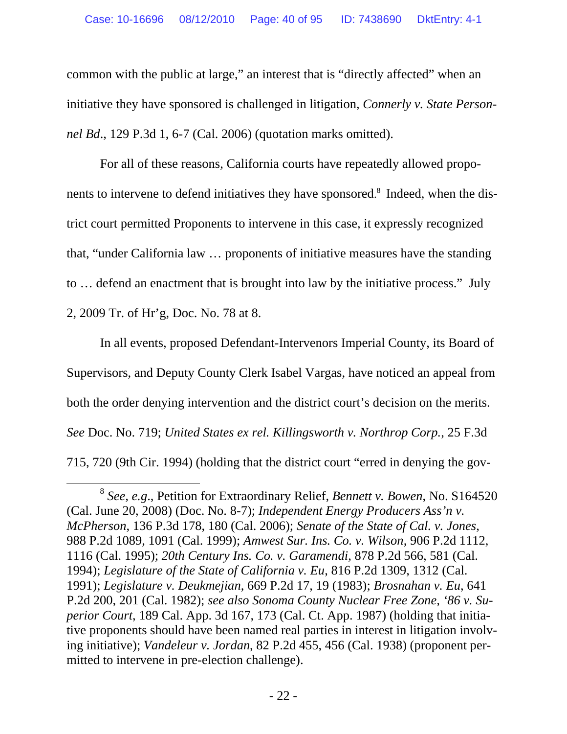common with the public at large," an interest that is "directly affected" when an initiative they have sponsored is challenged in litigation, *Connerly v. State Personnel Bd*., 129 P.3d 1, 6-7 (Cal. 2006) (quotation marks omitted).

For all of these reasons, California courts have repeatedly allowed proponents to intervene to defend initiatives they have sponsored.[8] Indeed, when the district court permitted Proponents to intervene in this case, it expressly recognized that, "under California law … proponents of initiative measures have the standing to … defend an enactment that is brought into law by the initiative process." July 2, 2009 Tr. of Hr'g, Doc. No. 78 at 8.

In all events, proposed Defendant-Intervenors Imperial County, its Board of Supervisors, and Deputy County Clerk Isabel Vargas, have noticed an appeal from both the order denying intervention and the district court's decision on the merits. *See* Doc. No. 719; *United States ex rel. Killingsworth v. Northrop Corp.*, 25 F.3d 715, 720 (9th Cir. 1994) (holding that the district court "erred in denying the gov-

---

[8] *See, e.g*., Petition for Extraordinary Relief, *Bennett v. Bowen*, No. S164520 (Cal. June 20, 2008) (Doc. No. 8-7); *Independent Energy Producers Ass'n v. McPherson*, 136 P.3d 178, 180 (Cal. 2006); *Senate of the State of Cal. v. Jones*, 988 P.2d 1089, 1091 (Cal. 1999); *Amwest Sur. Ins. Co. v. Wilson*, 906 P.2d 1112, 1116 (Cal. 1995); *20th Century Ins. Co. v. Garamendi*, 878 P.2d 566, 581 (Cal. 1994); *Legislature of the State of California v. Eu*, 816 P.2d 1309, 1312 (Cal. 1991); *Legislature v. Deukmejian*, 669 P.2d 17, 19 (1983); *Brosnahan v. Eu*, 641 P.2d 200, 201 (Cal. 1982); *see also Sonoma County Nuclear Free Zone, '86 v. Superior Court*, 189 Cal. App. 3d 167, 173 (Cal. Ct. App. 1987) (holding that initiative proponents should have been named real parties in interest in litigation involving initiative); *Vandeleur v. Jordan*, 82 P.2d 455, 456 (Cal. 1938) (proponent permitted to intervene in pre-election challenge).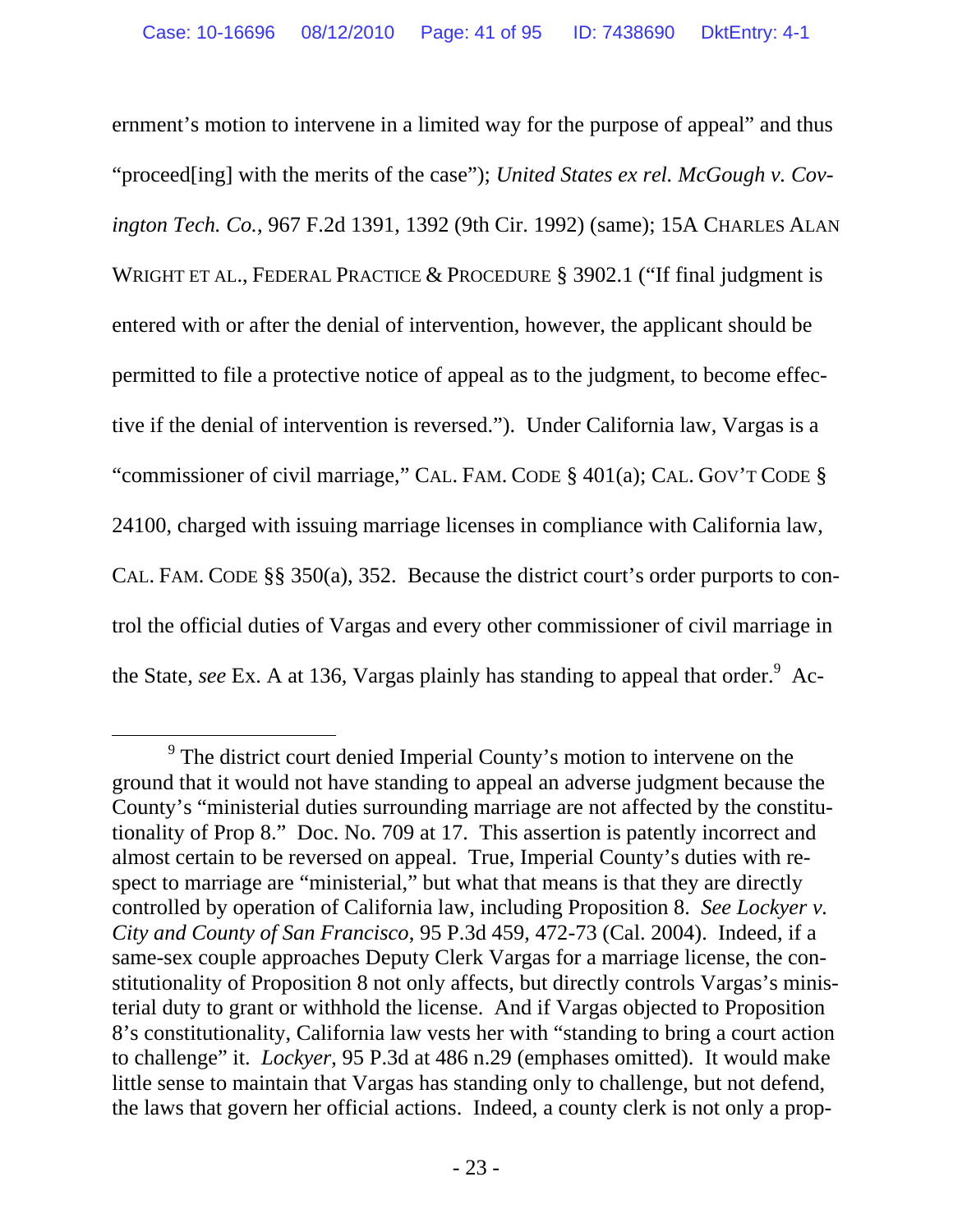ernment's motion to intervene in a limited way for the purpose of appeal" and thus "proceed[ing] with the merits of the case"); *United States ex rel. McGough v. Covington Tech. Co.*, 967 F.2d 1391, 1392 (9th Cir. 1992) (same); 15A CHARLES ALAN WRIGHT ET AL., FEDERAL PRACTICE & PROCEDURE § 3902.1 ("If final judgment is entered with or after the denial of intervention, however, the applicant should be permitted to file a protective notice of appeal as to the judgment, to become effective if the denial of intervention is reversed."). Under California law, Vargas is a "commissioner of civil marriage," CAL. FAM. CODE § 401(a); CAL. GOV'T CODE § 24100, charged with issuing marriage licenses in compliance with California law, CAL. FAM. CODE §§ 350(a), 352. Because the district court's order purports to control the official duties of Vargas and every other commissioner of civil marriage in the State, *see* Ex. A at 136, Vargas plainly has standing to appeal that order.[9] Ac-

[9] The district court denied Imperial County's motion to intervene on the ground that it would not have standing to appeal an adverse judgment because the County's "ministerial duties surrounding marriage are not affected by the constitutionality of Prop 8." Doc. No. 709 at 17. This assertion is patently incorrect and almost certain to be reversed on appeal. True, Imperial County's duties with respect to marriage are "ministerial," but what that means is that they are directly controlled by operation of California law, including Proposition 8. *See Lockyer v. City and County of San Francisco*, 95 P.3d 459, 472-73 (Cal. 2004). Indeed, if a same-sex couple approaches Deputy Clerk Vargas for a marriage license, the constitutionality of Proposition 8 not only affects, but directly controls Vargas's ministerial duty to grant or withhold the license. And if Vargas objected to Proposition 8's constitutionality, California law vests her with "standing to bring a court action to challenge" it. *Lockyer*, 95 P.3d at 486 n.29 (emphases omitted). It would make little sense to maintain that Vargas has standing only to challenge, but not defend, the laws that govern her official actions. Indeed, a county clerk is not only a prop-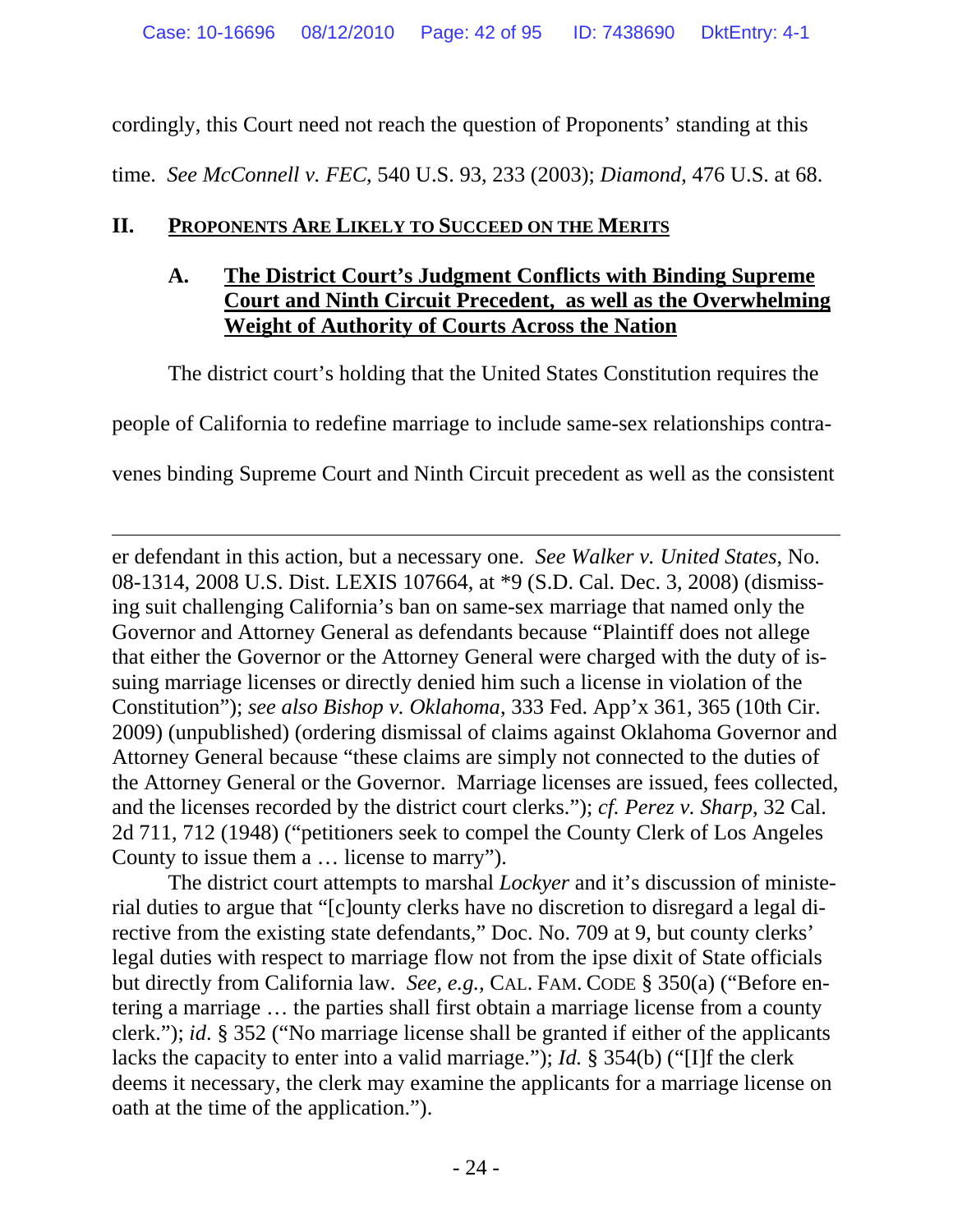cordingly, this Court need not reach the question of Proponents' standing at this time. *See McConnell v. FEC*, 540 U.S. 93, 233 (2003); *Diamond*, 476 U.S. at 68.

## II. PROPONENTS ARE LIKELY TO SUCCEED ON THE MERITS

### A. The District Court's Judgment Conflicts with Binding Supreme Court and Ninth Circuit Precedent, as well as the Overwhelming Weight of Authority of Courts Across the Nation

The district court's holding that the United States Constitution requires the people of California to redefine marriage to include same-sex relationships contravenes binding Supreme Court and Ninth Circuit precedent as well as the consistent

---

er defendant in this action, but a necessary one. *See Walker v. United States*, No. 08-1314, 2008 U.S. Dist. LEXIS 107664, at *9 (S.D. Cal. Dec. 3, 2008) (dismissing suit challenging California's ban on same-sex marriage that named only the Governor and Attorney General as defendants because "Plaintiff does not allege that either the Governor or the Attorney General were charged with the duty of issuing marriage licenses or directly denied him such a license in violation of the Constitution"); *see also Bishop v. Oklahoma*, 333 Fed. App'x 361, 365 (10th Cir. 2009) (unpublished) (ordering dismissal of claims against Oklahoma Governor and Attorney General because "these claims are simply not connected to the duties of the Attorney General or the Governor. Marriage licenses are issued, fees collected, and the licenses recorded by the district court clerks."); *cf. Perez v. Sharp*, 32 Cal. 2d 711, 712 (1948) ("petitioners seek to compel the County Clerk of Los Angeles County to issue them a … license to marry").

The district court attempts to marshal *Lockyer* and it's discussion of ministerial duties to argue that "[c]ounty clerks have no discretion to disregard a legal directive from the existing state defendants," Doc. No. 709 at 9, but county clerks' legal duties with respect to marriage flow not from the ipse dixit of State officials but directly from California law. *See, e.g.*, CAL. FAM. CODE § 350(a) ("Before entering a marriage … the parties shall first obtain a marriage license from a county clerk."); *id*. § 352 ("No marriage license shall be granted if either of the applicants lacks the capacity to enter into a valid marriage."); *Id.* § 354(b) ("[I]f the clerk deems it necessary, the clerk may examine the applicants for a marriage license on oath at the time of the application.").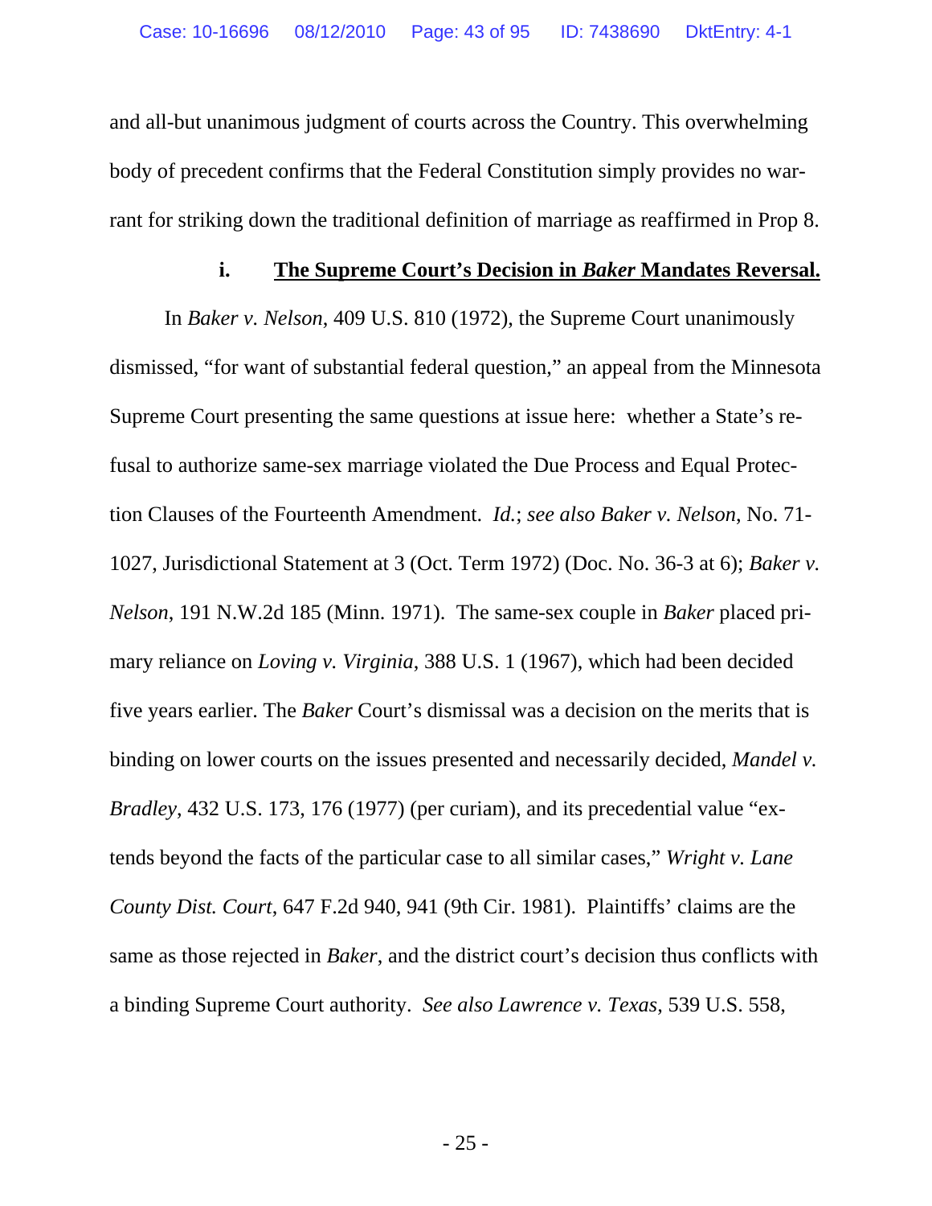and all-but unanimous judgment of courts across the Country. This overwhelming body of precedent confirms that the Federal Constitution simply provides no warrant for striking down the traditional definition of marriage as reaffirmed in Prop 8.

#### i. **<u>The Supreme Court's Decision in *Baker* Mandates Reversal.</u>**

In *Baker v. Nelson*, 409 U.S. 810 (1972), the Supreme Court unanimously dismissed, "for want of substantial federal question," an appeal from the Minnesota Supreme Court presenting the same questions at issue here: whether a State's refusal to authorize same-sex marriage violated the Due Process and Equal Protection Clauses of the Fourteenth Amendment. *Id.*; *see also Baker v. Nelson*, No. 71-1027, Jurisdictional Statement at 3 (Oct. Term 1972) (Doc. No. 36-3 at 6); *Baker v. Nelson*, 191 N.W.2d 185 (Minn. 1971). The same-sex couple in *Baker* placed primary reliance on *Loving v. Virginia*, 388 U.S. 1 (1967), which had been decided five years earlier. The *Baker* Court's dismissal was a decision on the merits that is binding on lower courts on the issues presented and necessarily decided, *Mandel v. Bradley*, 432 U.S. 173, 176 (1977) (per curiam), and its precedential value "extends beyond the facts of the particular case to all similar cases," *Wright v. Lane County Dist. Court*, 647 F.2d 940, 941 (9th Cir. 1981). Plaintiffs' claims are the same as those rejected in *Baker*, and the district court's decision thus conflicts with a binding Supreme Court authority. *See also Lawrence v. Texas*, 539 U.S. 558,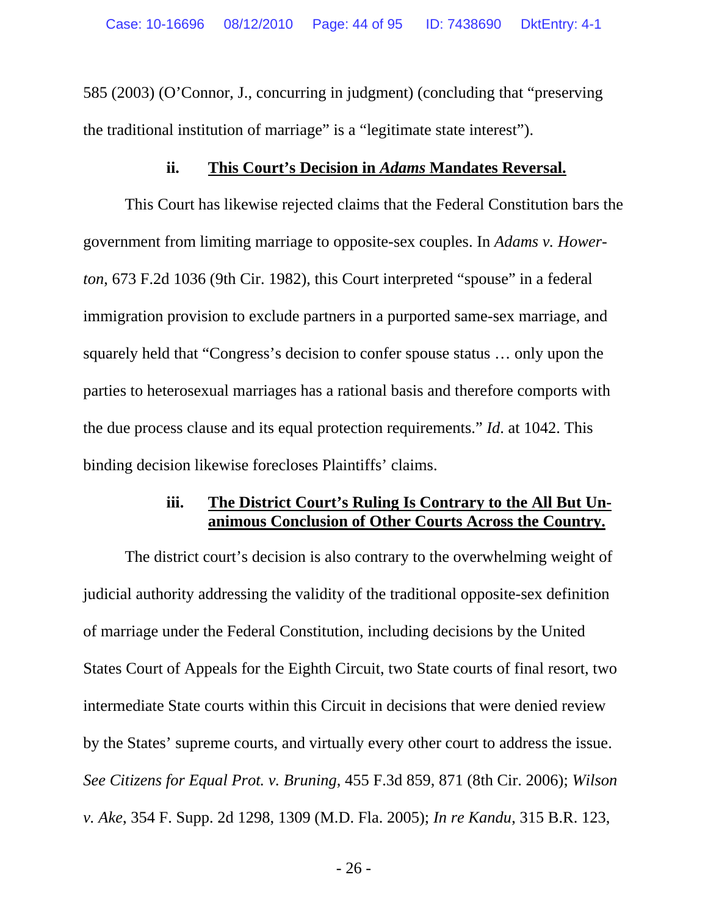585 (2003) (O'Connor, J., concurring in judgment) (concluding that "preserving the traditional institution of marriage" is a "legitimate state interest").

#### ii. <u>This Court's Decision in *Adams* Mandates Reversal.</u>

This Court has likewise rejected claims that the Federal Constitution bars the government from limiting marriage to opposite-sex couples. In *Adams v. Howerton*, 673 F.2d 1036 (9th Cir. 1982), this Court interpreted "spouse" in a federal immigration provision to exclude partners in a purported same-sex marriage, and squarely held that "Congress's decision to confer spouse status … only upon the parties to heterosexual marriages has a rational basis and therefore comports with the due process clause and its equal protection requirements." *Id*. at 1042. This binding decision likewise forecloses Plaintiffs' claims.

#### iii. <u>The District Court's Ruling Is Contrary to the All But Unanimous Conclusion of Other Courts Across the Country.</u>

The district court's decision is also contrary to the overwhelming weight of judicial authority addressing the validity of the traditional opposite-sex definition of marriage under the Federal Constitution, including decisions by the United States Court of Appeals for the Eighth Circuit, two State courts of final resort, two intermediate State courts within this Circuit in decisions that were denied review by the States' supreme courts, and virtually every other court to address the issue. *See Citizens for Equal Prot. v. Bruning*, 455 F.3d 859, 871 (8th Cir. 2006); *Wilson v. Ake*, 354 F. Supp. 2d 1298, 1309 (M.D. Fla. 2005); *In re Kandu*, 315 B.R. 123,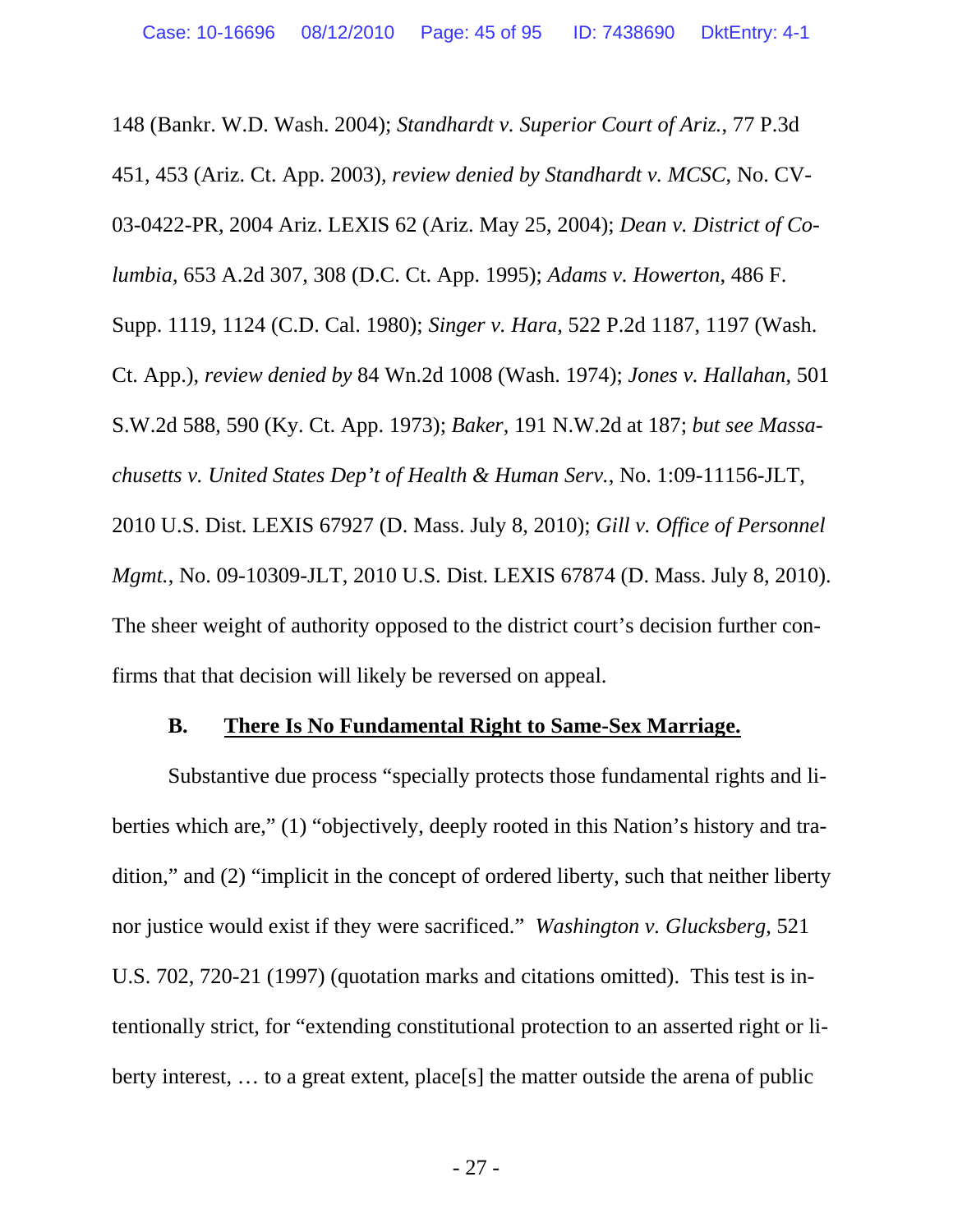148 (Bankr. W.D. Wash. 2004); *Standhardt v. Superior Court of Ariz.*, 77 P.3d 451, 453 (Ariz. Ct. App. 2003), *review denied by Standhardt v. MCSC*, No. CV-03-0422-PR, 2004 Ariz. LEXIS 62 (Ariz. May 25, 2004); *Dean v. District of Columbia*, 653 A.2d 307, 308 (D.C. Ct. App. 1995); *Adams v. Howerton*, 486 F. Supp. 1119, 1124 (C.D. Cal. 1980); *Singer v. Hara*, 522 P.2d 1187, 1197 (Wash. Ct. App.), *review denied by* 84 Wn.2d 1008 (Wash. 1974); *Jones v. Hallahan*, 501 S.W.2d 588, 590 (Ky. Ct. App. 1973); *Baker*, 191 N.W.2d at 187; *but see Massachusetts v. United States Dep't of Health & Human Serv.*, No. 1:09-11156-JLT, 2010 U.S. Dist. LEXIS 67927 (D. Mass. July 8, 2010); *Gill v. Office of Personnel Mgmt.*, No. 09-10309-JLT, 2010 U.S. Dist. LEXIS 67874 (D. Mass. July 8, 2010). The sheer weight of authority opposed to the district court's decision further confirms that that decision will likely be reversed on appeal.

### B. There Is No Fundamental Right to Same-Sex Marriage.

Substantive due process "specially protects those fundamental rights and liberties which are," (1) "objectively, deeply rooted in this Nation's history and tradition," and (2) "implicit in the concept of ordered liberty, such that neither liberty nor justice would exist if they were sacrificed." *Washington v. Glucksberg*, 521 U.S. 702, 720-21 (1997) (quotation marks and citations omitted). This test is intentionally strict, for "extending constitutional protection to an asserted right or liberty interest, … to a great extent, place[s] the matter outside the arena of public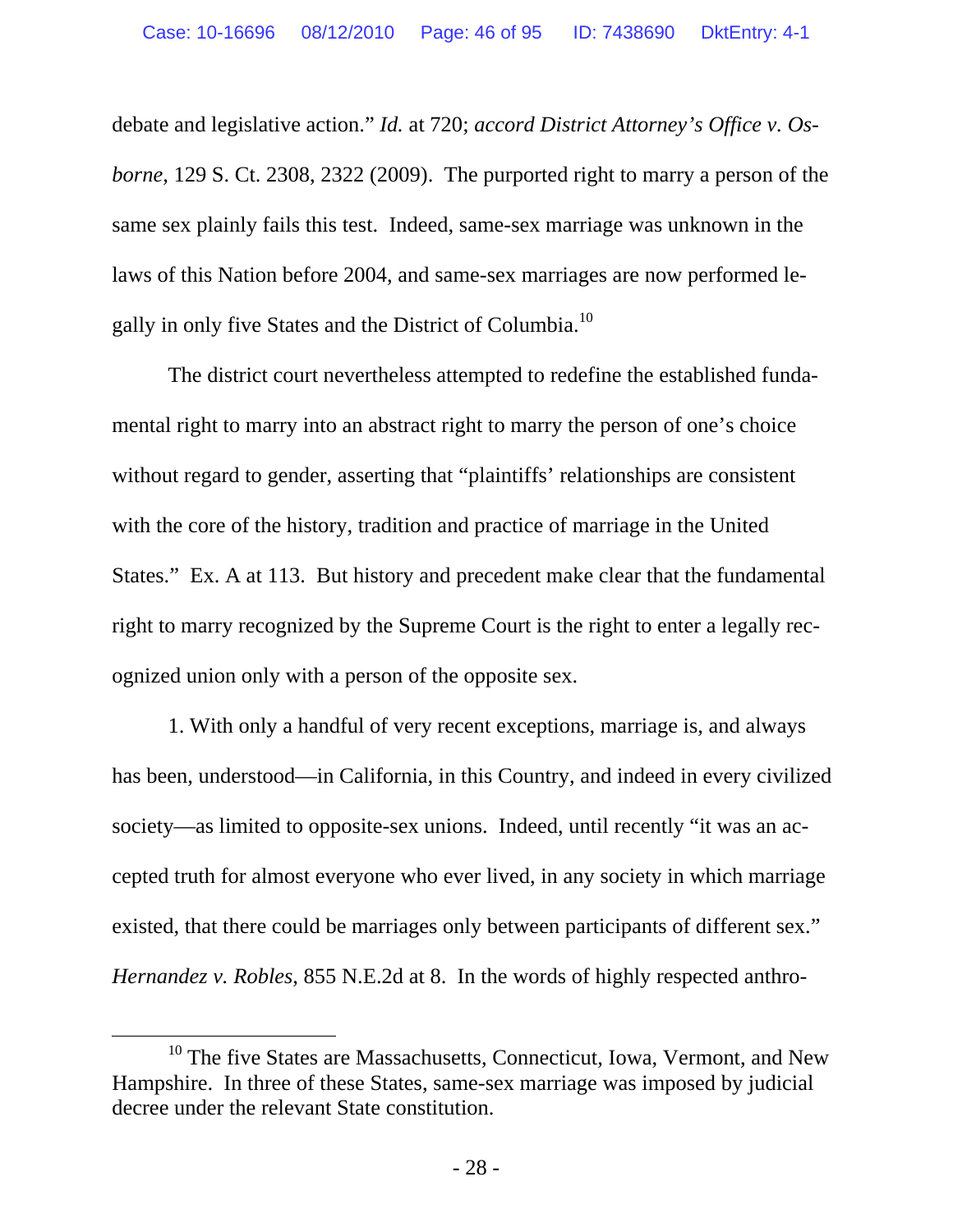debate and legislative action." *Id.* at 720; *accord District Attorney's Office v. Osborne*, 129 S. Ct. 2308, 2322 (2009). The purported right to marry a person of the same sex plainly fails this test. Indeed, same-sex marriage was unknown in the laws of this Nation before 2004, and same-sex marriages are now performed legally in only five States and the District of Columbia.[10]

The district court nevertheless attempted to redefine the established fundamental right to marry into an abstract right to marry the person of one's choice without regard to gender, asserting that "plaintiffs' relationships are consistent with the core of the history, tradition and practice of marriage in the United States." Ex. A at 113. But history and precedent make clear that the fundamental right to marry recognized by the Supreme Court is the right to enter a legally recognized union only with a person of the opposite sex.

1. With only a handful of very recent exceptions, marriage is, and always has been, understood—in California, in this Country, and indeed in every civilized society—as limited to opposite-sex unions. Indeed, until recently "it was an accepted truth for almost everyone who ever lived, in any society in which marriage existed, that there could be marriages only between participants of different sex." *Hernandez v. Robles*, 855 N.E.2d at 8. In the words of highly respected anthro-

[10] The five States are Massachusetts, Connecticut, Iowa, Vermont, and New Hampshire. In three of these States, same-sex marriage was imposed by judicial decree under the relevant State constitution.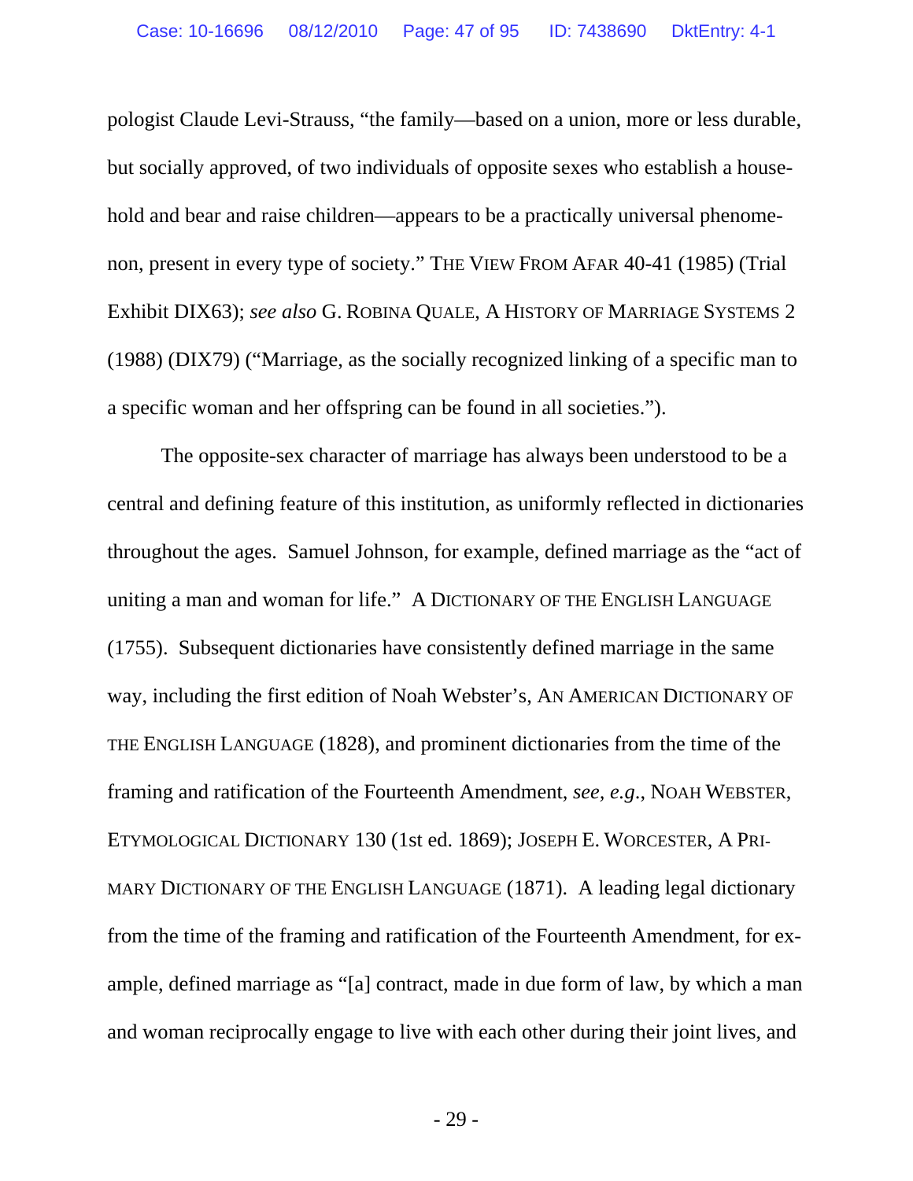pologist Claude Levi-Strauss, "the family—based on a union, more or less durable, but socially approved, of two individuals of opposite sexes who establish a household and bear and raise children—appears to be a practically universal phenomenon, present in every type of society." THE VIEW FROM AFAR 40-41 (1985) (Trial Exhibit DIX63); *see also* G. ROBINA QUALE, A HISTORY OF MARRIAGE SYSTEMS 2 (1988) (DIX79) ("Marriage, as the socially recognized linking of a specific man to a specific woman and her offspring can be found in all societies.").

The opposite-sex character of marriage has always been understood to be a central and defining feature of this institution, as uniformly reflected in dictionaries throughout the ages. Samuel Johnson, for example, defined marriage as the "act of uniting a man and woman for life." A DICTIONARY OF THE ENGLISH LANGUAGE (1755). Subsequent dictionaries have consistently defined marriage in the same way, including the first edition of Noah Webster's, AN AMERICAN DICTIONARY OF THE ENGLISH LANGUAGE (1828), and prominent dictionaries from the time of the framing and ratification of the Fourteenth Amendment, *see, e.g.*, NOAH WEBSTER, ETYMOLOGICAL DICTIONARY 130 (1st ed. 1869); JOSEPH E. WORCESTER, A PRIMARY DICTIONARY OF THE ENGLISH LANGUAGE (1871). A leading legal dictionary from the time of the framing and ratification of the Fourteenth Amendment, for example, defined marriage as "[a] contract, made in due form of law, by which a man and woman reciprocally engage to live with each other during their joint lives, and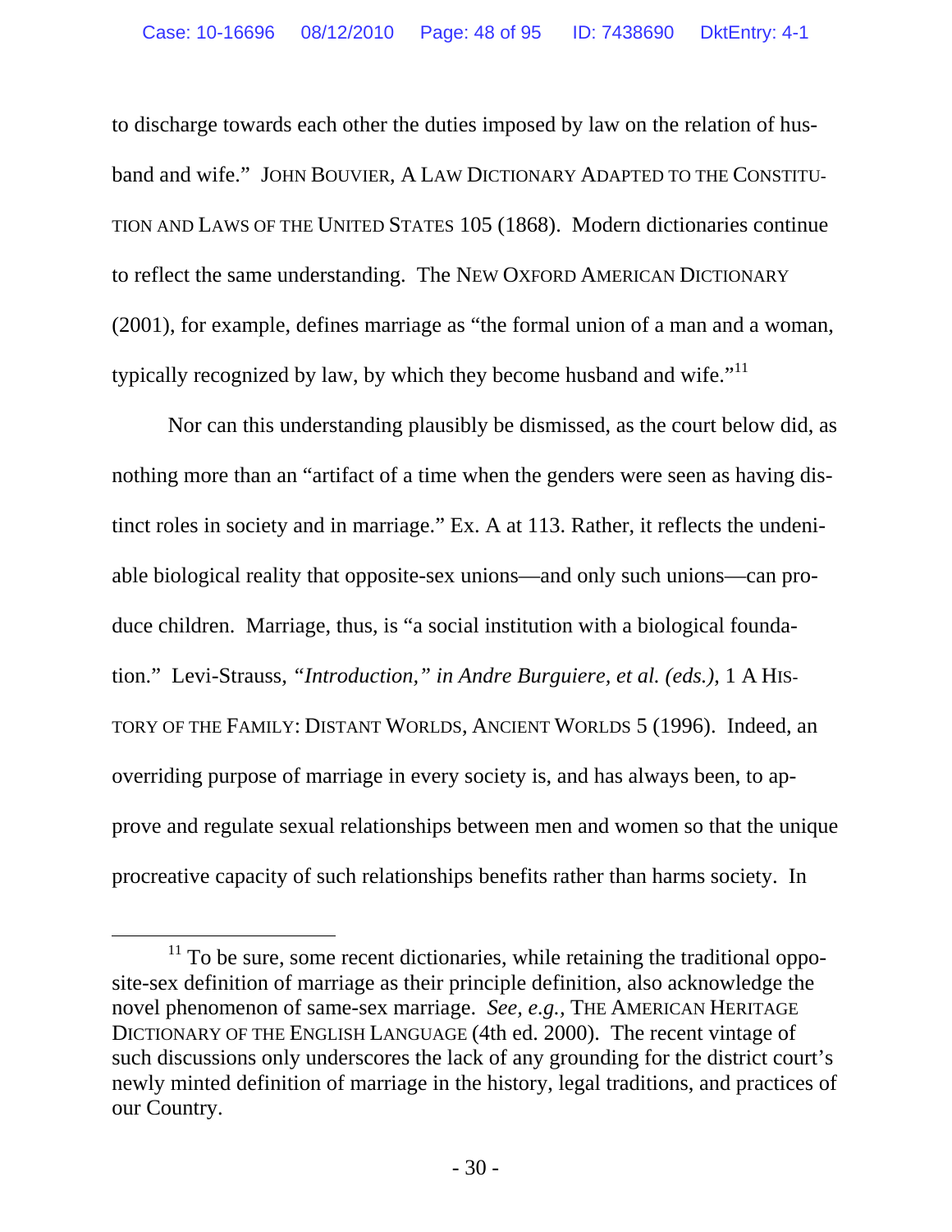to discharge towards each other the duties imposed by law on the relation of husband and wife." JOHN BOUVIER, A LAW DICTIONARY ADAPTED TO THE CONSTITUTION AND LAWS OF THE UNITED STATES 105 (1868). Modern dictionaries continue to reflect the same understanding. The NEW OXFORD AMERICAN DICTIONARY (2001), for example, defines marriage as "the formal union of a man and a woman, typically recognized by law, by which they become husband and wife."[11]

Nor can this understanding plausibly be dismissed, as the court below did, as nothing more than an "artifact of a time when the genders were seen as having distinct roles in society and in marriage." Ex. A at 113. Rather, it reflects the undeniable biological reality that opposite-sex unions—and only such unions—can produce children. Marriage, thus, is "a social institution with a biological foundation." Levi-Strauss, *"Introduction," in Andre Burguiere, et al. (eds.)*, 1 A HISTORY OF THE FAMILY: DISTANT WORLDS, ANCIENT WORLDS 5 (1996). Indeed, an overriding purpose of marriage in every society is, and has always been, to approve and regulate sexual relationships between men and women so that the unique procreative capacity of such relationships benefits rather than harms society. In

[11] To be sure, some recent dictionaries, while retaining the traditional opposite-sex definition of marriage as their principle definition, also acknowledge the novel phenomenon of same-sex marriage. *See, e.g.*, THE AMERICAN HERITAGE DICTIONARY OF THE ENGLISH LANGUAGE (4th ed. 2000). The recent vintage of such discussions only underscores the lack of any grounding for the district court's newly minted definition of marriage in the history, legal traditions, and practices of our Country.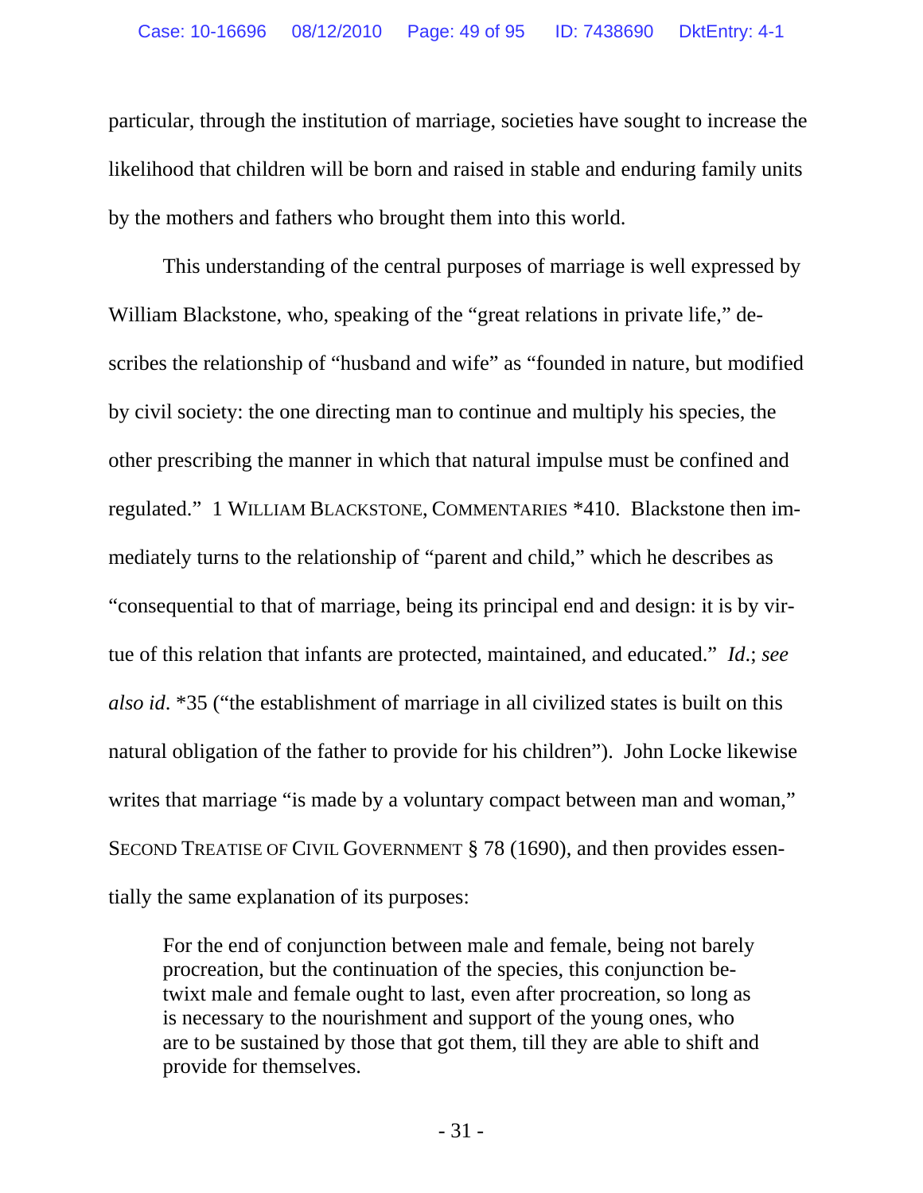particular, through the institution of marriage, societies have sought to increase the likelihood that children will be born and raised in stable and enduring family units by the mothers and fathers who brought them into this world.

This understanding of the central purposes of marriage is well expressed by William Blackstone, who, speaking of the "great relations in private life," describes the relationship of "husband and wife" as "founded in nature, but modified by civil society: the one directing man to continue and multiply his species, the other prescribing the manner in which that natural impulse must be confined and regulated." 1 WILLIAM BLACKSTONE, COMMENTARIES *410. Blackstone then immediately turns to the relationship of "parent and child," which he describes as "consequential to that of marriage, being its principal end and design: it is by virtue of this relation that infants are protected, maintained, and educated." *Id.*; *see also id.* *35 ("the establishment of marriage in all civilized states is built on this natural obligation of the father to provide for his children"). John Locke likewise writes that marriage "is made by a voluntary compact between man and woman," SECOND TREATISE OF CIVIL GOVERNMENT § 78 (1690), and then provides essentially the same explanation of its purposes:

> For the end of conjunction between male and female, being not barely procreation, but the continuation of the species, this conjunction betwixt male and female ought to last, even after procreation, so long as is necessary to the nourishment and support of the young ones, who are to be sustained by those that got them, till they are able to shift and provide for themselves.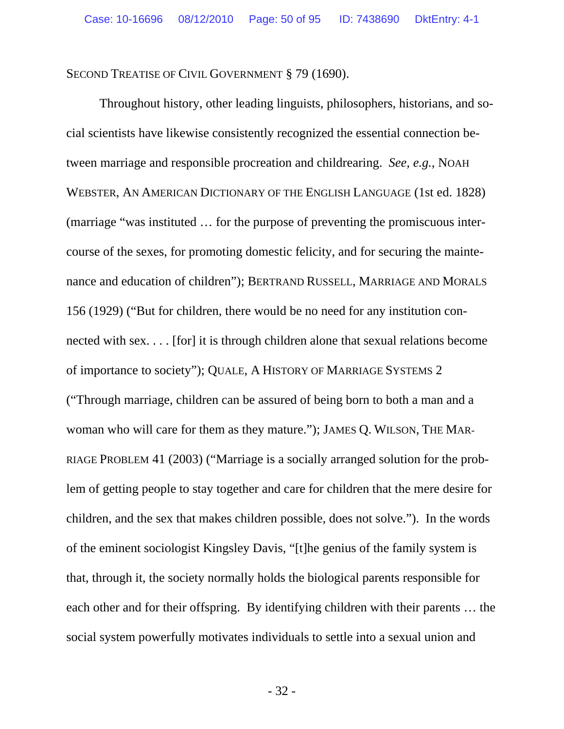SECOND TREATISE OF CIVIL GOVERNMENT § 79 (1690).

Throughout history, other leading linguists, philosophers, historians, and social scientists have likewise consistently recognized the essential connection between marriage and responsible procreation and childrearing. *See, e.g.*, NOAH WEBSTER, AN AMERICAN DICTIONARY OF THE ENGLISH LANGUAGE (1st ed. 1828) (marriage "was instituted … for the purpose of preventing the promiscuous intercourse of the sexes, for promoting domestic felicity, and for securing the maintenance and education of children"); BERTRAND RUSSELL, MARRIAGE AND MORALS 156 (1929) ("But for children, there would be no need for any institution connected with sex. . . . [for] it is through children alone that sexual relations become of importance to society"); QUALE, A HISTORY OF MARRIAGE SYSTEMS 2 ("Through marriage, children can be assured of being born to both a man and a woman who will care for them as they mature."); JAMES Q. WILSON, THE MARRIAGE PROBLEM 41 (2003) ("Marriage is a socially arranged solution for the problem of getting people to stay together and care for children that the mere desire for children, and the sex that makes children possible, does not solve."). In the words of the eminent sociologist Kingsley Davis, "[t]he genius of the family system is that, through it, the society normally holds the biological parents responsible for each other and for their offspring. By identifying children with their parents … the social system powerfully motivates individuals to settle into a sexual union and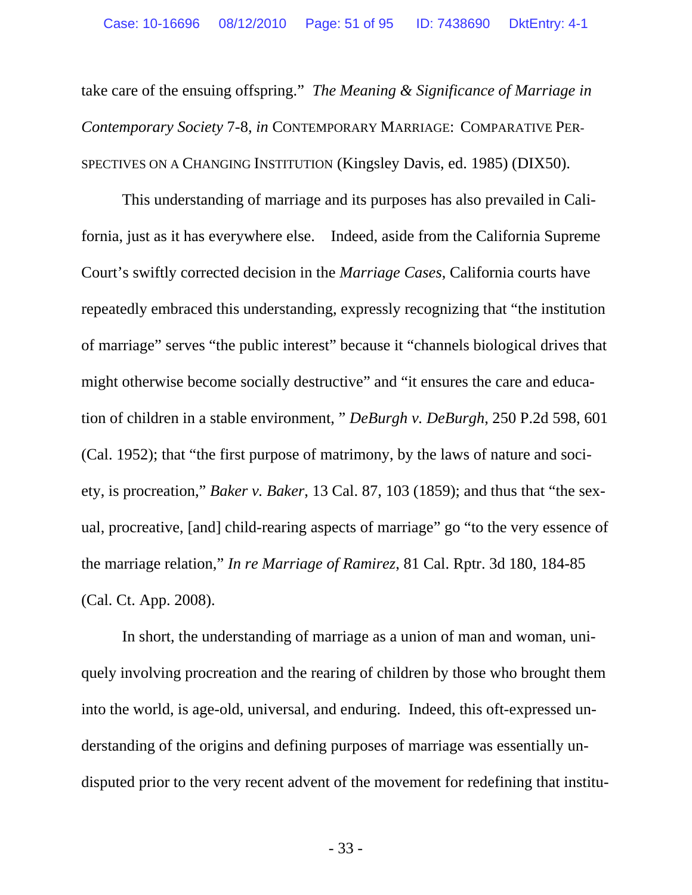take care of the ensuing offspring." *The Meaning & Significance of Marriage in Contemporary Society* 7-8, *in* CONTEMPORARY MARRIAGE: COMPARATIVE PERSPECTIVES ON A CHANGING INSTITUTION (Kingsley Davis, ed. 1985) (DIX50).

This understanding of marriage and its purposes has also prevailed in California, just as it has everywhere else. Indeed, aside from the California Supreme Court's swiftly corrected decision in the *Marriage Cases*, California courts have repeatedly embraced this understanding, expressly recognizing that "the institution of marriage" serves "the public interest" because it "channels biological drives that might otherwise become socially destructive" and "it ensures the care and education of children in a stable environment, " *DeBurgh v. DeBurgh*, 250 P.2d 598, 601 (Cal. 1952); that "the first purpose of matrimony, by the laws of nature and society, is procreation," *Baker v. Baker,* 13 Cal. 87, 103 (1859); and thus that "the sexual, procreative, [and] child-rearing aspects of marriage" go "to the very essence of the marriage relation," *In re Marriage of Ramirez,* 81 Cal. Rptr. 3d 180, 184-85 (Cal. Ct. App. 2008).

In short, the understanding of marriage as a union of man and woman, uniquely involving procreation and the rearing of children by those who brought them into the world, is age-old, universal, and enduring. Indeed, this oft-expressed understanding of the origins and defining purposes of marriage was essentially undisputed prior to the very recent advent of the movement for redefining that institu-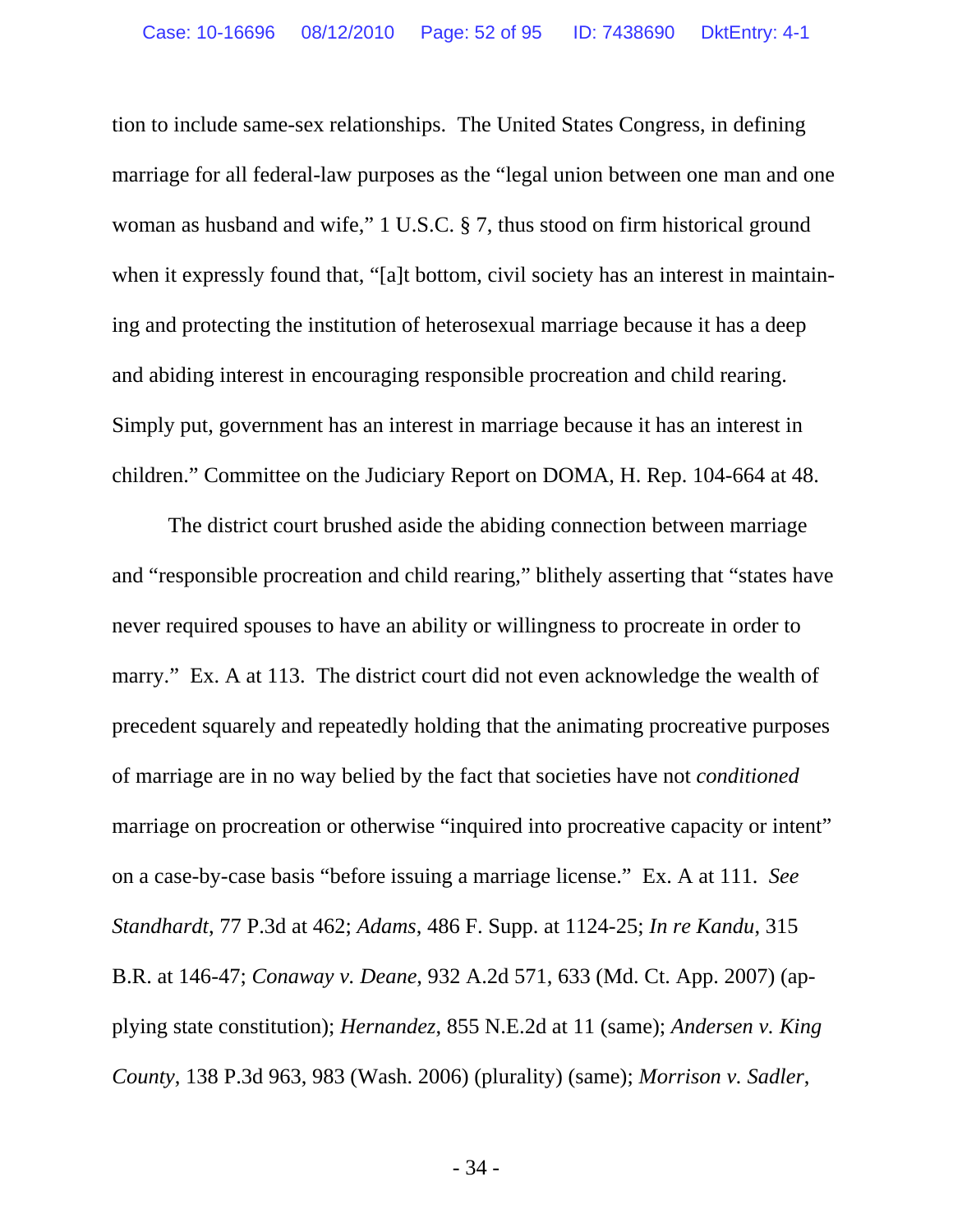tion to include same-sex relationships. The United States Congress, in defining marriage for all federal-law purposes as the "legal union between one man and one woman as husband and wife," 1 U.S.C. § 7, thus stood on firm historical ground when it expressly found that, "[a]t bottom, civil society has an interest in maintaining and protecting the institution of heterosexual marriage because it has a deep and abiding interest in encouraging responsible procreation and child rearing. Simply put, government has an interest in marriage because it has an interest in children." Committee on the Judiciary Report on DOMA, H. Rep. 104-664 at 48.

The district court brushed aside the abiding connection between marriage and "responsible procreation and child rearing," blithely asserting that "states have never required spouses to have an ability or willingness to procreate in order to marry." Ex. A at 113. The district court did not even acknowledge the wealth of precedent squarely and repeatedly holding that the animating procreative purposes of marriage are in no way belied by the fact that societies have not *conditioned* marriage on procreation or otherwise "inquired into procreative capacity or intent" on a case-by-case basis "before issuing a marriage license." Ex. A at 111. *See Standhardt*, 77 P.3d at 462; *Adams*, 486 F. Supp. at 1124-25; *In re Kandu*, 315 B.R. at 146-47; *Conaway v. Deane*, 932 A.2d 571, 633 (Md. Ct. App. 2007) (applying state constitution); *Hernandez*, 855 N.E.2d at 11 (same); *Andersen v. King County*, 138 P.3d 963, 983 (Wash. 2006) (plurality) (same); *Morrison v. Sadler*,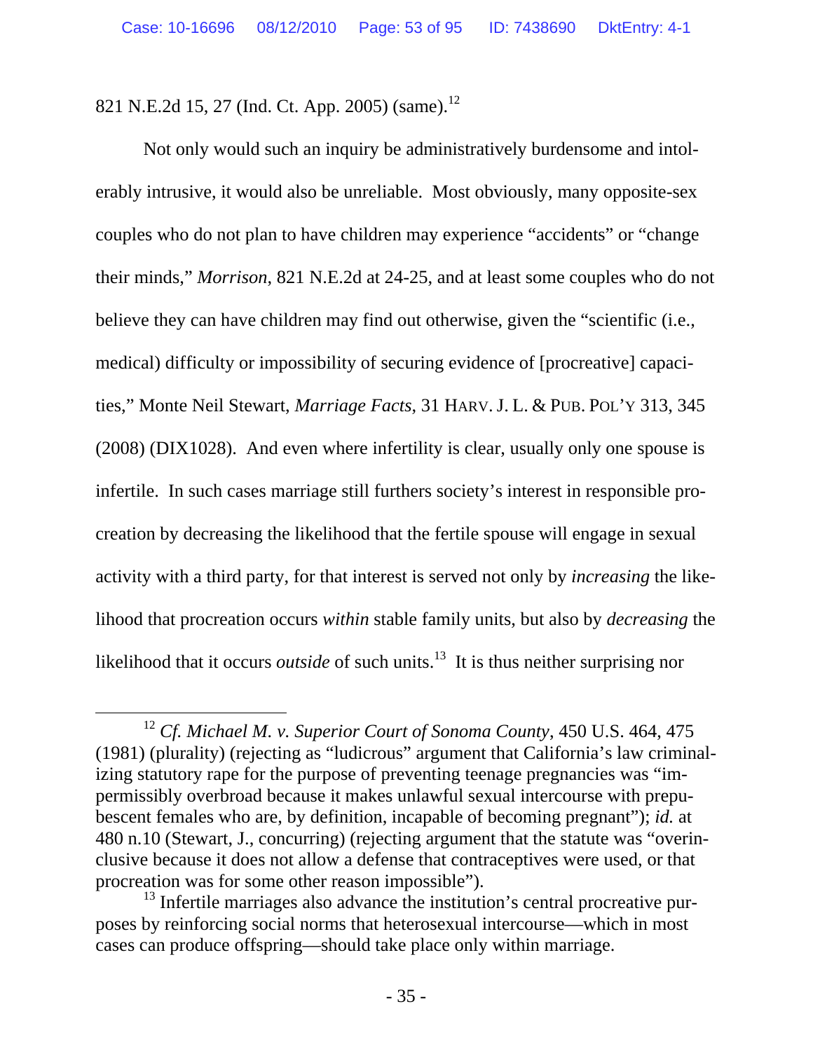821 N.E.2d 15, 27 (Ind. Ct. App. 2005) (same).[12]

Not only would such an inquiry be administratively burdensome and intolerably intrusive, it would also be unreliable. Most obviously, many opposite-sex couples who do not plan to have children may experience "accidents" or "change their minds," *Morrison*, 821 N.E.2d at 24-25, and at least some couples who do not believe they can have children may find out otherwise, given the "scientific (i.e., medical) difficulty or impossibility of securing evidence of [procreative] capacities," Monte Neil Stewart, *Marriage Facts*, 31 HARV. J. L. & PUB. POL'Y 313, 345 (2008) (DIX1028). And even where infertility is clear, usually only one spouse is infertile. In such cases marriage still furthers society's interest in responsible procreation by decreasing the likelihood that the fertile spouse will engage in sexual activity with a third party, for that interest is served not only by *increasing* the likelihood that procreation occurs *within* stable family units, but also by *decreasing* the likelihood that it occurs *outside* of such units.[13] It is thus neither surprising nor

---

[12] *Cf. Michael M. v. Superior Court of Sonoma County*, 450 U.S. 464, 475 (1981) (plurality) (rejecting as "ludicrous" argument that California's law criminalizing statutory rape for the purpose of preventing teenage pregnancies was "impermissibly overbroad because it makes unlawful sexual intercourse with prepubescent females who are, by definition, incapable of becoming pregnant"); *id.* at 480 n.10 (Stewart, J., concurring) (rejecting argument that the statute was "overinclusive because it does not allow a defense that contraceptives were used, or that procreation was for some other reason impossible").

[13] Infertile marriages also advance the institution's central procreative purposes by reinforcing social norms that heterosexual intercourse—which in most cases can produce offspring—should take place only within marriage.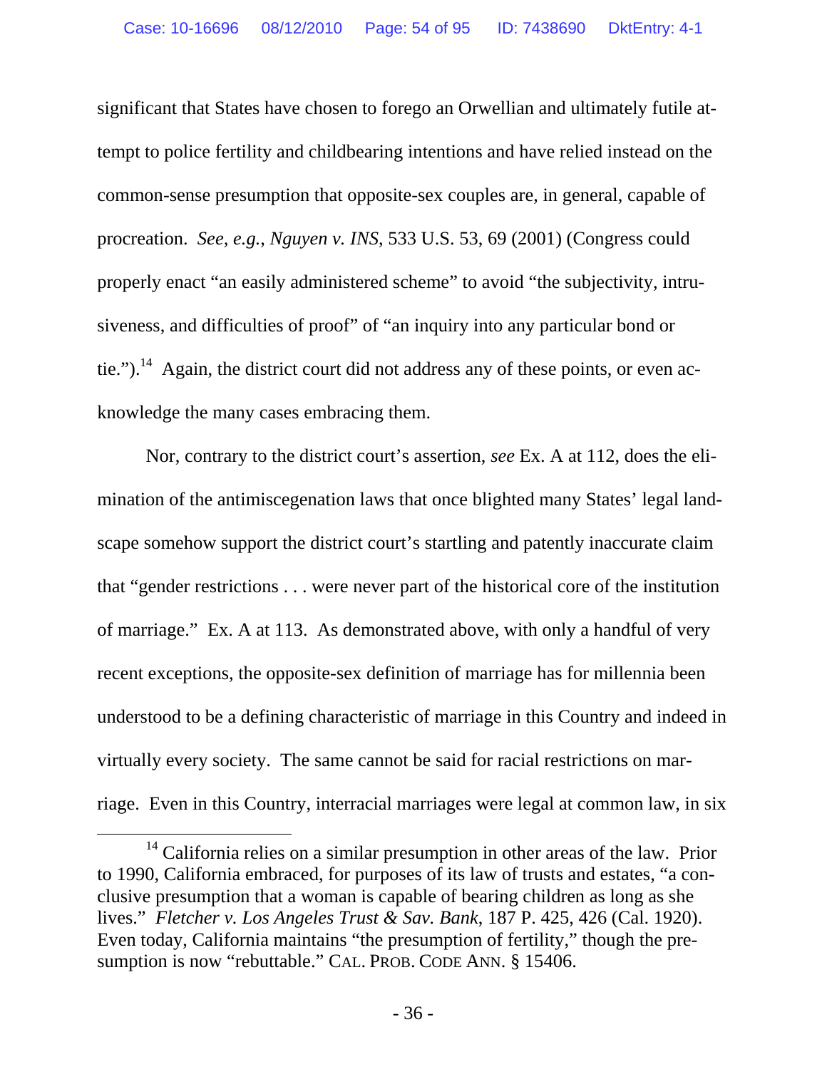significant that States have chosen to forego an Orwellian and ultimately futile attempt to police fertility and childbearing intentions and have relied instead on the common-sense presumption that opposite-sex couples are, in general, capable of procreation. *See, e.g.*, *Nguyen v. INS*, 533 U.S. 53, 69 (2001) (Congress could properly enact "an easily administered scheme" to avoid "the subjectivity, intrusiveness, and difficulties of proof" of "an inquiry into any particular bond or tie.").[14] Again, the district court did not address any of these points, or even acknowledge the many cases embracing them.

Nor, contrary to the district court's assertion, *see* Ex. A at 112, does the elimination of the antimiscegenation laws that once blighted many States' legal landscape somehow support the district court's startling and patently inaccurate claim that "gender restrictions . . . were never part of the historical core of the institution of marriage." Ex. A at 113. As demonstrated above, with only a handful of very recent exceptions, the opposite-sex definition of marriage has for millennia been understood to be a defining characteristic of marriage in this Country and indeed in virtually every society. The same cannot be said for racial restrictions on marriage. Even in this Country, interracial marriages were legal at common law, in six

[14] California relies on a similar presumption in other areas of the law. Prior to 1990, California embraced, for purposes of its law of trusts and estates, "a conclusive presumption that a woman is capable of bearing children as long as she lives." *Fletcher v. Los Angeles Trust & Sav. Bank*, 187 P. 425, 426 (Cal. 1920). Even today, California maintains "the presumption of fertility," though the presumption is now "rebuttable." CAL. PROB. CODE ANN. § 15406.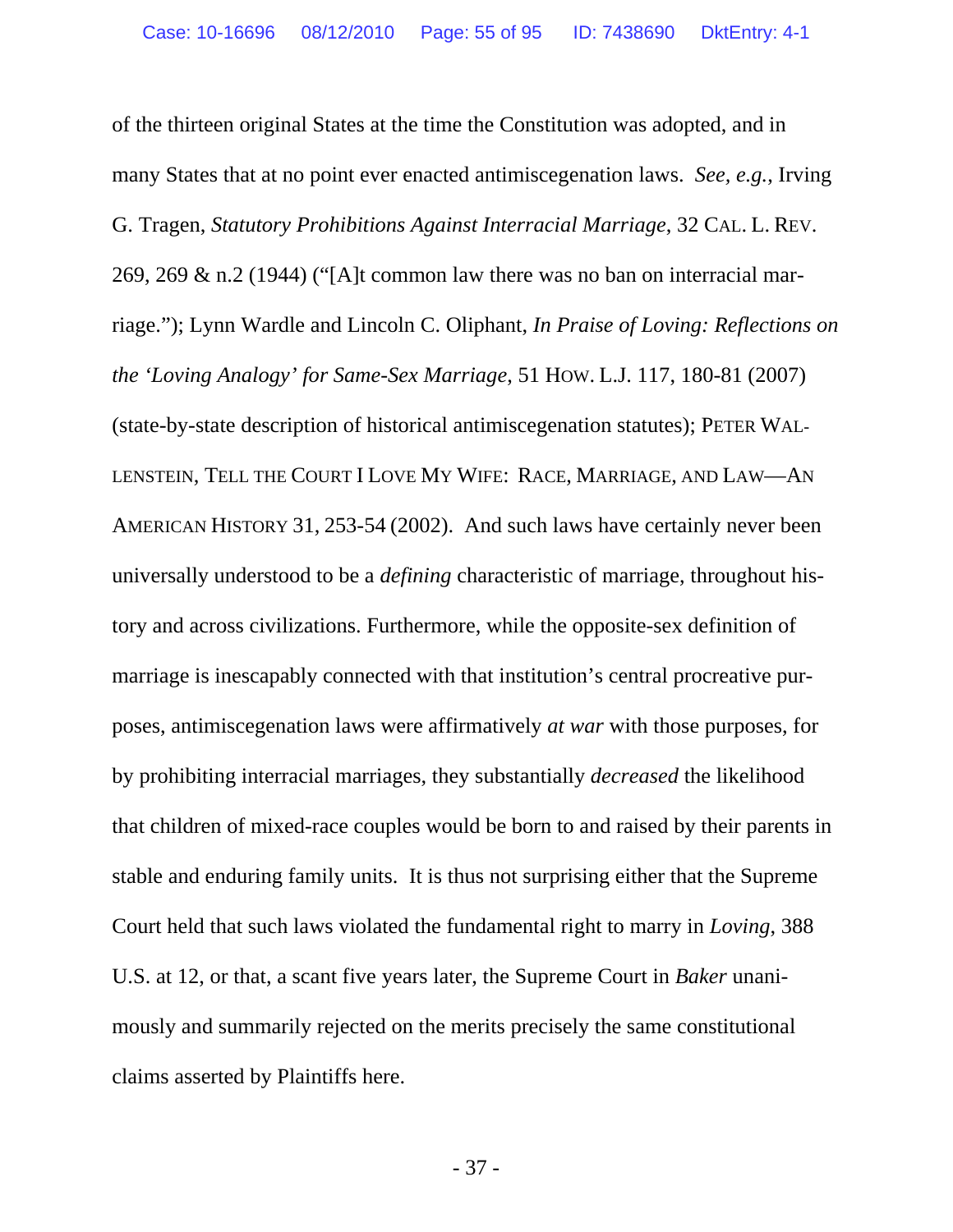of the thirteen original States at the time the Constitution was adopted, and in many States that at no point ever enacted antimiscegenation laws. *See, e.g.*, Irving G. Tragen, *Statutory Prohibitions Against Interracial Marriage*, 32 CAL. L. REV. 269, 269 & n.2 (1944) ("[A]t common law there was no ban on interracial marriage."); Lynn Wardle and Lincoln C. Oliphant, *In Praise of Loving: Reflections on the 'Loving Analogy' for Same-Sex Marriage*, 51 HOW. L.J. 117, 180-81 (2007) (state-by-state description of historical antimiscegenation statutes); PETER WALLENSTEIN, TELL THE COURT I LOVE MY WIFE: RACE, MARRIAGE, AND LAW—AN AMERICAN HISTORY 31, 253-54 (2002). And such laws have certainly never been universally understood to be a *defining* characteristic of marriage, throughout history and across civilizations. Furthermore, while the opposite-sex definition of marriage is inescapably connected with that institution's central procreative purposes, antimiscegenation laws were affirmatively *at war* with those purposes, for by prohibiting interracial marriages, they substantially *decreased* the likelihood that children of mixed-race couples would be born to and raised by their parents in stable and enduring family units. It is thus not surprising either that the Supreme Court held that such laws violated the fundamental right to marry in *Loving*, 388 U.S. at 12, or that, a scant five years later, the Supreme Court in *Baker* unanimously and summarily rejected on the merits precisely the same constitutional claims asserted by Plaintiffs here.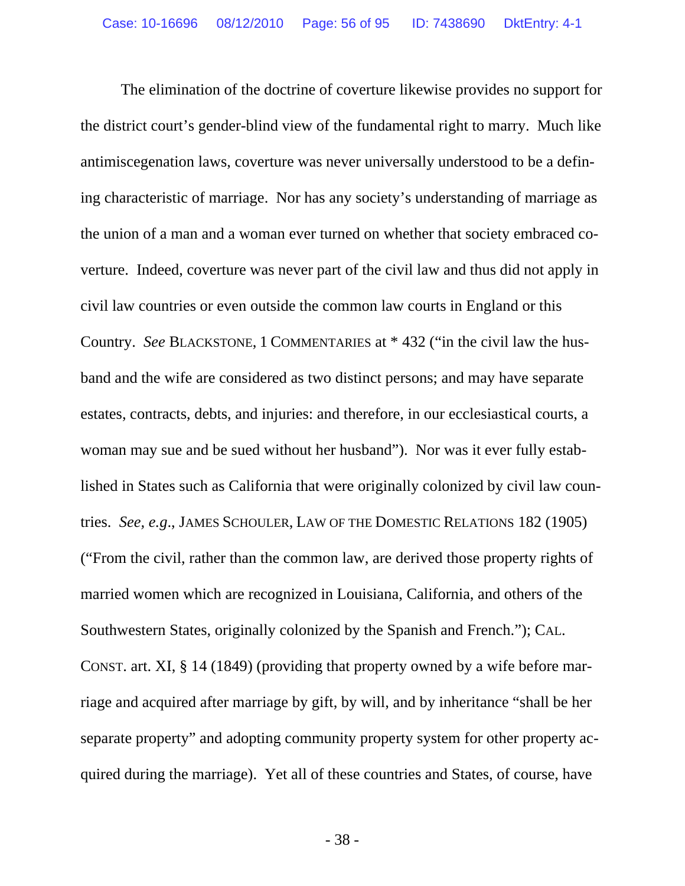The elimination of the doctrine of coverture likewise provides no support for the district court's gender-blind view of the fundamental right to marry. Much like antimiscegenation laws, coverture was never universally understood to be a defining characteristic of marriage. Nor has any society's understanding of marriage as the union of a man and a woman ever turned on whether that society embraced coverture. Indeed, coverture was never part of the civil law and thus did not apply in civil law countries or even outside the common law courts in England or this Country. *See* BLACKSTONE, 1 COMMENTARIES at * 432 ("in the civil law the husband and the wife are considered as two distinct persons; and may have separate estates, contracts, debts, and injuries: and therefore, in our ecclesiastical courts, a woman may sue and be sued without her husband"). Nor was it ever fully established in States such as California that were originally colonized by civil law countries. *See, e.g.*, JAMES SCHOULER, LAW OF THE DOMESTIC RELATIONS 182 (1905) ("From the civil, rather than the common law, are derived those property rights of married women which are recognized in Louisiana, California, and others of the Southwestern States, originally colonized by the Spanish and French."); CAL. CONST. art. XI, § 14 (1849) (providing that property owned by a wife before marriage and acquired after marriage by gift, by will, and by inheritance "shall be her separate property" and adopting community property system for other property acquired during the marriage). Yet all of these countries and States, of course, have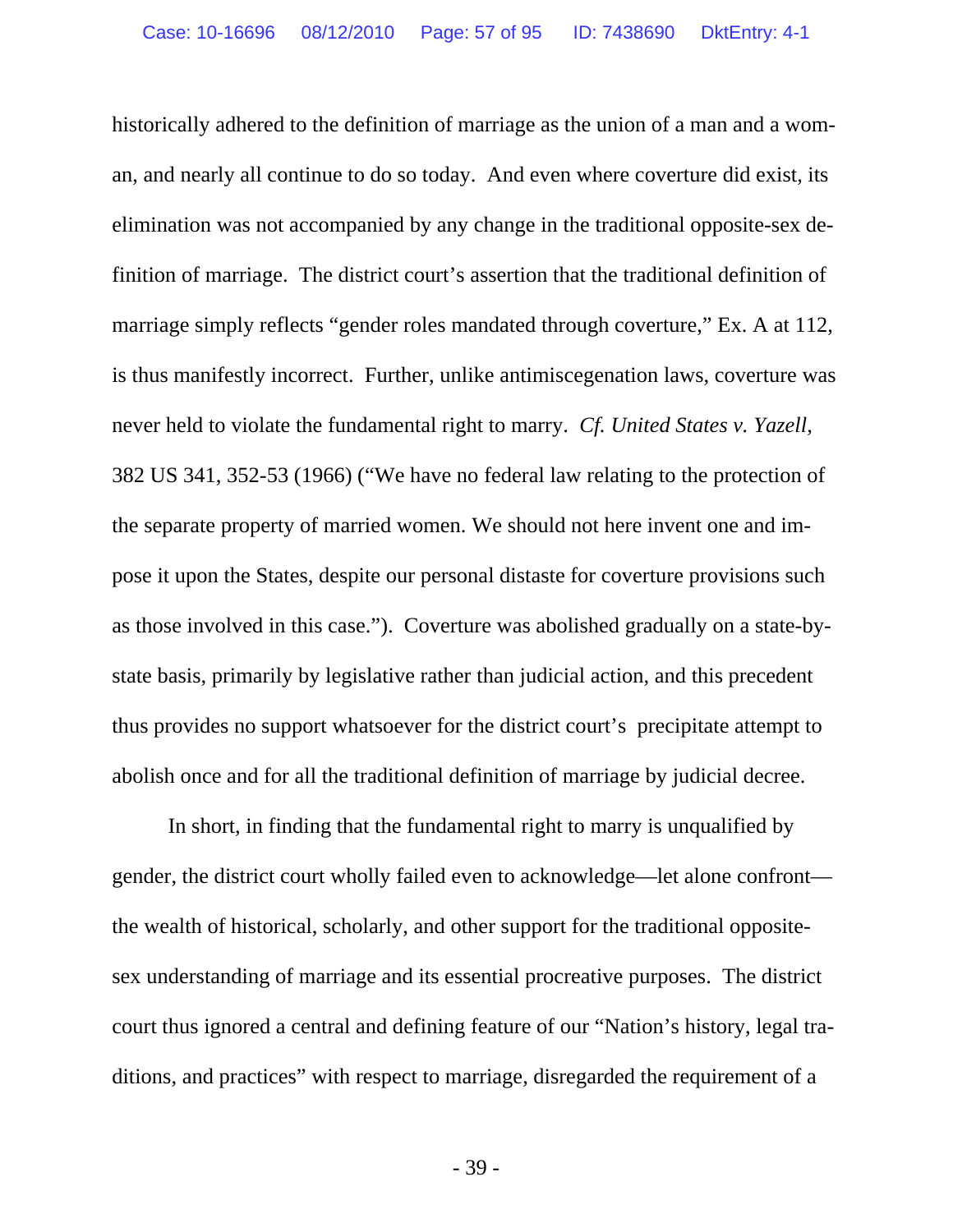historically adhered to the definition of marriage as the union of a man and a woman, and nearly all continue to do so today. And even where coverture did exist, its elimination was not accompanied by any change in the traditional opposite-sex definition of marriage. The district court's assertion that the traditional definition of marriage simply reflects "gender roles mandated through coverture," Ex. A at 112, is thus manifestly incorrect. Further, unlike antimiscegenation laws, coverture was never held to violate the fundamental right to marry. *Cf. United States v. Yazell*, 382 US 341, 352-53 (1966) ("We have no federal law relating to the protection of the separate property of married women. We should not here invent one and impose it upon the States, despite our personal distaste for coverture provisions such as those involved in this case."). Coverture was abolished gradually on a state-by-state basis, primarily by legislative rather than judicial action, and this precedent thus provides no support whatsoever for the district court's precipitate attempt to abolish once and for all the traditional definition of marriage by judicial decree.

In short, in finding that the fundamental right to marry is unqualified by gender, the district court wholly failed even to acknowledge—let alone confront—the wealth of historical, scholarly, and other support for the traditional opposite-sex understanding of marriage and its essential procreative purposes. The district court thus ignored a central and defining feature of our "Nation's history, legal traditions, and practices" with respect to marriage, disregarded the requirement of a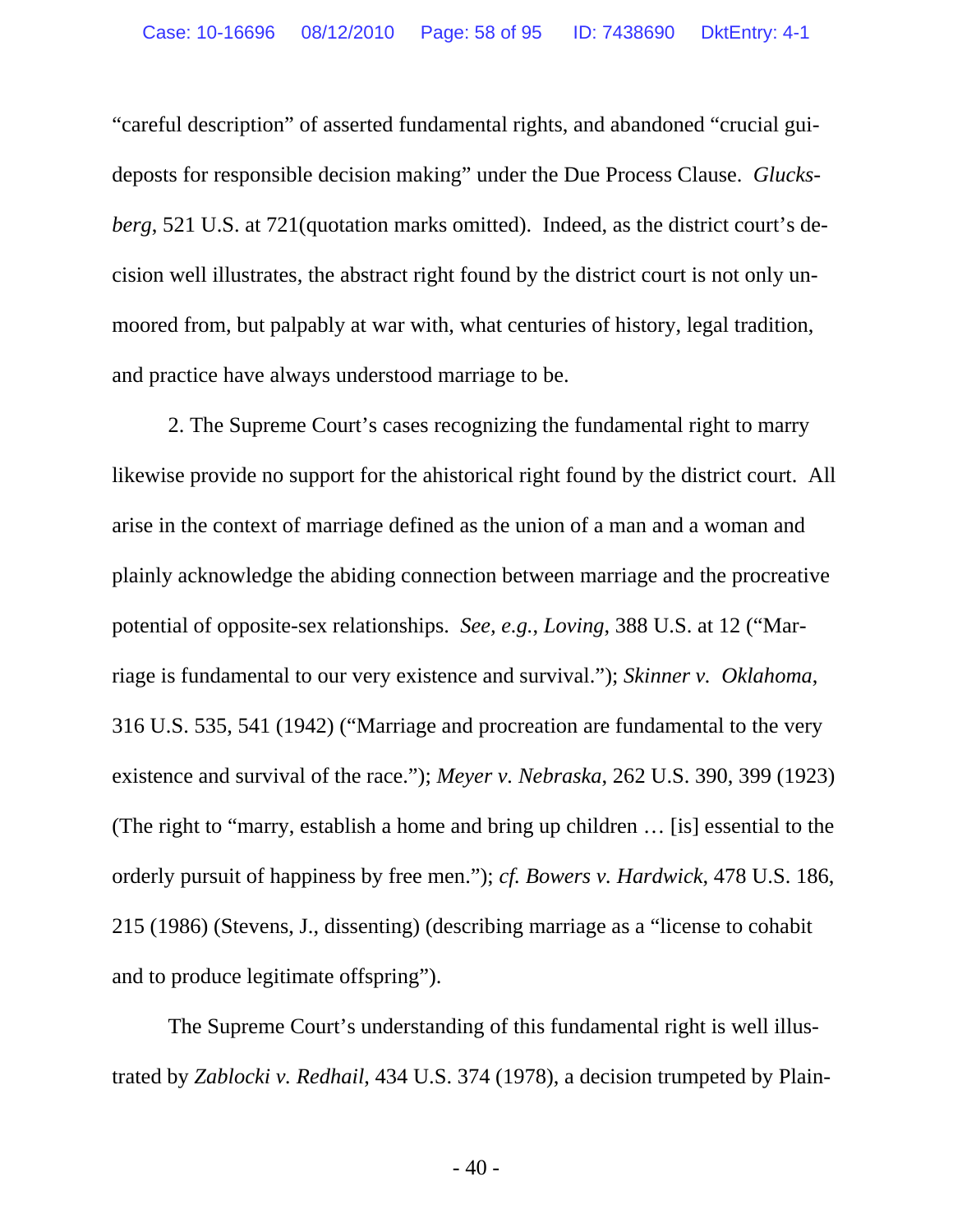"careful description" of asserted fundamental rights, and abandoned "crucial guideposts for responsible decision making" under the Due Process Clause. *Glucksberg*, 521 U.S. at 721(quotation marks omitted). Indeed, as the district court's decision well illustrates, the abstract right found by the district court is not only unmoored from, but palpably at war with, what centuries of history, legal tradition, and practice have always understood marriage to be.

2. The Supreme Court's cases recognizing the fundamental right to marry likewise provide no support for the ahistorical right found by the district court. All arise in the context of marriage defined as the union of a man and a woman and plainly acknowledge the abiding connection between marriage and the procreative potential of opposite-sex relationships. *See, e.g.*, *Loving*, 388 U.S. at 12 ("Marriage is fundamental to our very existence and survival."); *Skinner v. Oklahoma*, 316 U.S. 535, 541 (1942) ("Marriage and procreation are fundamental to the very existence and survival of the race."); *Meyer v. Nebraska*, 262 U.S. 390, 399 (1923) (The right to "marry, establish a home and bring up children … [is] essential to the orderly pursuit of happiness by free men."); *cf. Bowers v. Hardwick*, 478 U.S. 186, 215 (1986) (Stevens, J., dissenting) (describing marriage as a "license to cohabit and to produce legitimate offspring").

The Supreme Court's understanding of this fundamental right is well illustrated by *Zablocki v. Redhail*, 434 U.S. 374 (1978), a decision trumpeted by Plain-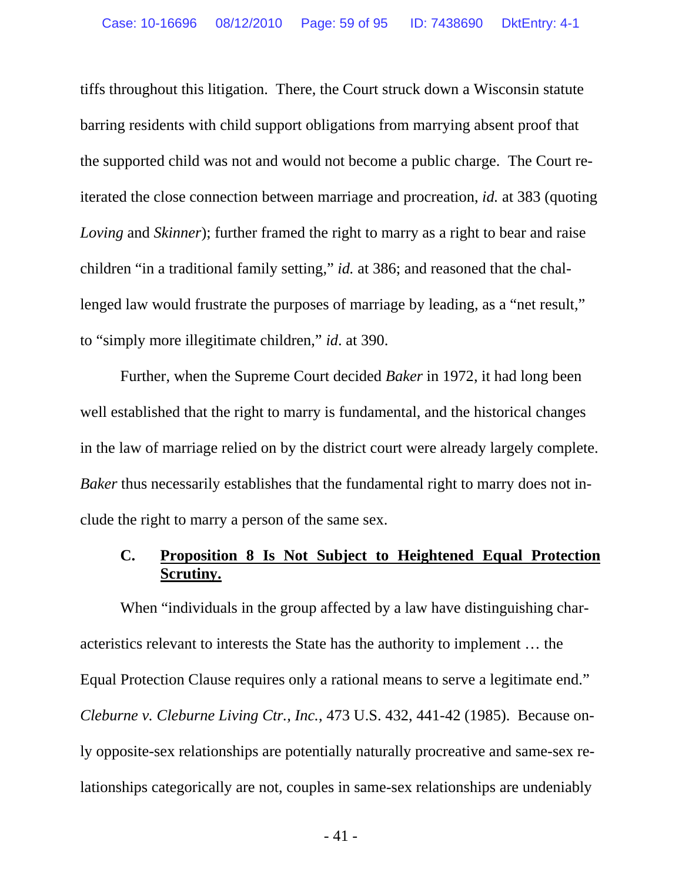tiffs throughout this litigation. There, the Court struck down a Wisconsin statute barring residents with child support obligations from marrying absent proof that the supported child was not and would not become a public charge. The Court reiterated the close connection between marriage and procreation, *id.* at 383 (quoting *Loving* and *Skinner*); further framed the right to marry as a right to bear and raise children "in a traditional family setting," *id.* at 386; and reasoned that the challenged law would frustrate the purposes of marriage by leading, as a "net result," to "simply more illegitimate children," *id.* at 390.

Further, when the Supreme Court decided *Baker* in 1972, it had long been well established that the right to marry is fundamental, and the historical changes in the law of marriage relied on by the district court were already largely complete. *Baker* thus necessarily establishes that the fundamental right to marry does not include the right to marry a person of the same sex.

### C. **<u>Proposition 8 Is Not Subject to Heightened Equal Protection Scrutiny.</u>**

When "individuals in the group affected by a law have distinguishing characteristics relevant to interests the State has the authority to implement … the Equal Protection Clause requires only a rational means to serve a legitimate end." *Cleburne v. Cleburne Living Ctr., Inc.*, 473 U.S. 432, 441-42 (1985). Because only opposite-sex relationships are potentially naturally procreative and same-sex relationships categorically are not, couples in same-sex relationships are undeniably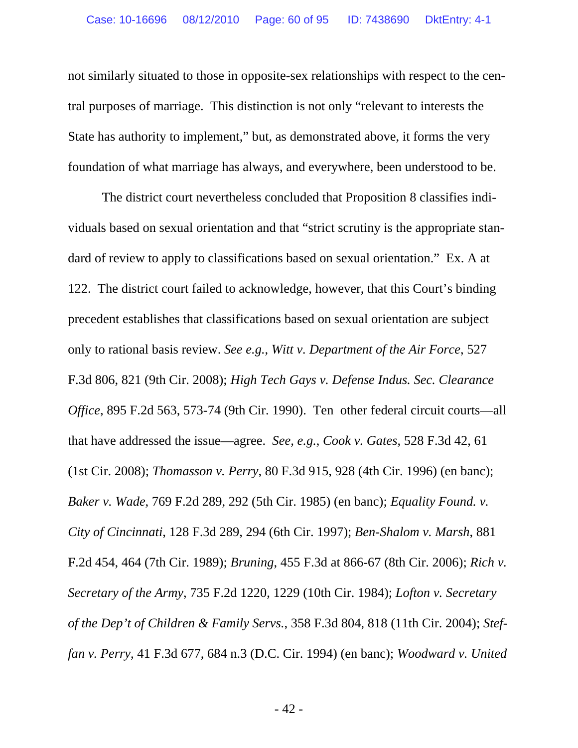not similarly situated to those in opposite-sex relationships with respect to the central purposes of marriage. This distinction is not only "relevant to interests the State has authority to implement," but, as demonstrated above, it forms the very foundation of what marriage has always, and everywhere, been understood to be.

The district court nevertheless concluded that Proposition 8 classifies individuals based on sexual orientation and that "strict scrutiny is the appropriate standard of review to apply to classifications based on sexual orientation." Ex. A at 122. The district court failed to acknowledge, however, that this Court's binding precedent establishes that classifications based on sexual orientation are subject only to rational basis review. *See e.g.*, *Witt v. Department of the Air Force*, 527 F.3d 806, 821 (9th Cir. 2008); *High Tech Gays v. Defense Indus. Sec. Clearance Office*, 895 F.2d 563, 573-74 (9th Cir. 1990). Ten other federal circuit courts—all that have addressed the issue—agree. *See, e.g.*, *Cook v. Gates*, 528 F.3d 42, 61 (1st Cir. 2008); *Thomasson v. Perry*, 80 F.3d 915, 928 (4th Cir. 1996) (en banc); *Baker v. Wade*, 769 F.2d 289, 292 (5th Cir. 1985) (en banc); *Equality Found. v. City of Cincinnati*, 128 F.3d 289, 294 (6th Cir. 1997); *Ben-Shalom v. Marsh*, 881 F.2d 454, 464 (7th Cir. 1989); *Bruning*, 455 F.3d at 866-67 (8th Cir. 2006); *Rich v. Secretary of the Army*, 735 F.2d 1220, 1229 (10th Cir. 1984); *Lofton v. Secretary of the Dep't of Children & Family Servs.*, 358 F.3d 804, 818 (11th Cir. 2004); *Steffan v. Perry*, 41 F.3d 677, 684 n.3 (D.C. Cir. 1994) (en banc); *Woodward v. United*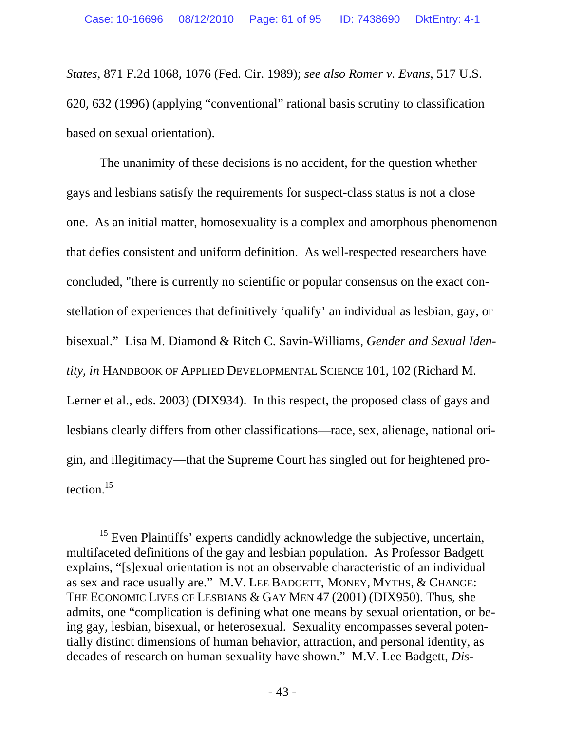*States*, 871 F.2d 1068, 1076 (Fed. Cir. 1989); *see also Romer v. Evans*, 517 U.S. 620, 632 (1996) (applying "conventional" rational basis scrutiny to classification based on sexual orientation).

The unanimity of these decisions is no accident, for the question whether gays and lesbians satisfy the requirements for suspect-class status is not a close one. As an initial matter, homosexuality is a complex and amorphous phenomenon that defies consistent and uniform definition. As well-respected researchers have concluded, "there is currently no scientific or popular consensus on the exact constellation of experiences that definitively 'qualify' an individual as lesbian, gay, or bisexual." Lisa M. Diamond & Ritch C. Savin-Williams, *Gender and Sexual Identity*, *in* HANDBOOK OF APPLIED DEVELOPMENTAL SCIENCE 101, 102 (Richard M. Lerner et al., eds. 2003) (DIX934). In this respect, the proposed class of gays and lesbians clearly differs from other classifications—race, sex, alienage, national origin, and illegitimacy—that the Supreme Court has singled out for heightened protection.[15]

---

[15] Even Plaintiffs' experts candidly acknowledge the subjective, uncertain, multifaceted definitions of the gay and lesbian population. As Professor Badgett explains, "[s]exual orientation is not an observable characteristic of an individual as sex and race usually are." M.V. LEE BADGETT, MONEY, MYTHS, & CHANGE: THE ECONOMIC LIVES OF LESBIANS & GAY MEN 47 (2001) (DIX950). Thus, she admits, one "complication is defining what one means by sexual orientation, or being gay, lesbian, bisexual, or heterosexual. Sexuality encompasses several potentially distinct dimensions of human behavior, attraction, and personal identity, as decades of research on human sexuality have shown." M.V. Lee Badgett, *Dis-*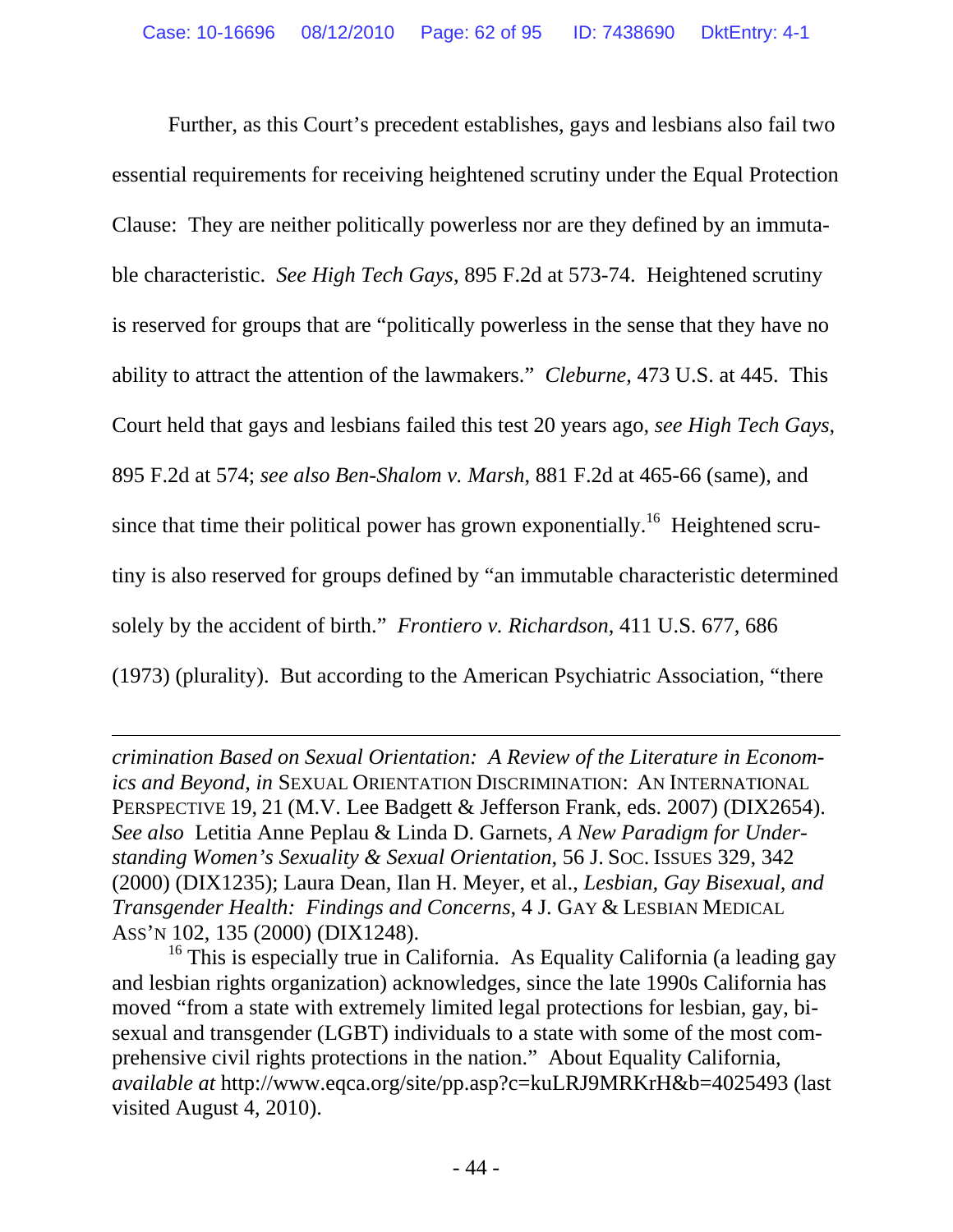Further, as this Court's precedent establishes, gays and lesbians also fail two essential requirements for receiving heightened scrutiny under the Equal Protection Clause: They are neither politically powerless nor are they defined by an immutable characteristic. *See High Tech Gays*, 895 F.2d at 573-74. Heightened scrutiny is reserved for groups that are "politically powerless in the sense that they have no ability to attract the attention of the lawmakers." *Cleburne*, 473 U.S. at 445. This Court held that gays and lesbians failed this test 20 years ago, *see High Tech Gays*, 895 F.2d at 574; *see also Ben-Shalom v. Marsh*, 881 F.2d at 465-66 (same), and since that time their political power has grown exponentially.[16] Heightened scrutiny is also reserved for groups defined by "an immutable characteristic determined solely by the accident of birth." *Frontiero v. Richardson*, 411 U.S. 677, 686 (1973) (plurality). But according to the American Psychiatric Association, "there

---

*crimination Based on Sexual Orientation: A Review of the Literature in Economics and Beyond*, *in* SEXUAL ORIENTATION DISCRIMINATION: AN INTERNATIONAL PERSPECTIVE 19, 21 (M.V. Lee Badgett & Jefferson Frank, eds. 2007) (DIX2654). *See also* Letitia Anne Peplau & Linda D. Garnets, *A New Paradigm for Understanding Women's Sexuality & Sexual Orientation*, 56 J. SOC. ISSUES 329, 342 (2000) (DIX1235); Laura Dean, Ilan H. Meyer, et al., *Lesbian, Gay Bisexual, and Transgender Health: Findings and Concerns*, 4 J. GAY & LESBIAN MEDICAL ASS'N 102, 135 (2000) (DIX1248).

[16] This is especially true in California. As Equality California (a leading gay and lesbian rights organization) acknowledges, since the late 1990s California has moved "from a state with extremely limited legal protections for lesbian, gay, bisexual and transgender (LGBT) individuals to a state with some of the most comprehensive civil rights protections in the nation." About Equality California, *available at* http://www.eqca.org/site/pp.asp?c=kuLRJ9MRKrH&b=4025493 (last visited August 4, 2010).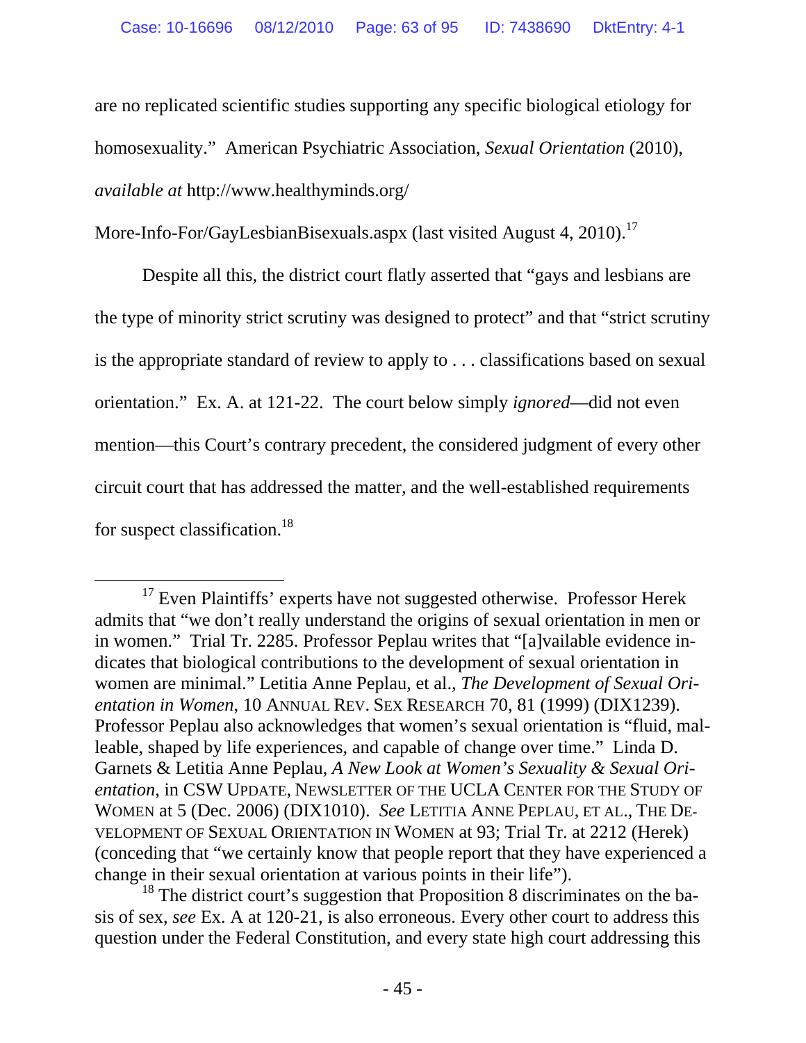are no replicated scientific studies supporting any specific biological etiology for homosexuality." American Psychiatric Association, *Sexual Orientation* (2010), *available at* http://www.healthyminds.org/More-Info-For/GayLesbianBisexuals.aspx (last visited August 4, 2010).[17]

Despite all this, the district court flatly asserted that "gays and lesbians are the type of minority strict scrutiny was designed to protect" and that "strict scrutiny is the appropriate standard of review to apply to . . . classifications based on sexual orientation." Ex. A. at 121-22. The court below simply *ignored*—did not even mention—this Court's contrary precedent, the considered judgment of every other circuit court that has addressed the matter, and the well-established requirements for suspect classification.[18]

---

[17] Even Plaintiffs' experts have not suggested otherwise. Professor Herek admits that "we don't really understand the origins of sexual orientation in men or in women." Trial Tr. 2285. Professor Peplau writes that "[a]vailable evidence indicates that biological contributions to the development of sexual orientation in women are minimal." Letitia Anne Peplau, et al., *The Development of Sexual Orientation in Women*, 10 ANNUAL REV. SEX RESEARCH 70, 81 (1999) (DIX1239). Professor Peplau also acknowledges that women's sexual orientation is "fluid, malleable, shaped by life experiences, and capable of change over time." Linda D. Garnets & Letitia Anne Peplau, *A New Look at Women's Sexuality & Sexual Orientation*, in CSW UPDATE, NEWSLETTER OF THE UCLA CENTER FOR THE STUDY OF WOMEN at 5 (Dec. 2006) (DIX1010). *See* LETITIA ANNE PEPLAU, ET AL., THE DEVELOPMENT OF SEXUAL ORIENTATION IN WOMEN at 93; Trial Tr. at 2212 (Herek) (conceding that "we certainly know that people report that they have experienced a change in their sexual orientation at various points in their life").

[18] The district court's suggestion that Proposition 8 discriminates on the basis of sex, *see* Ex. A at 120-21, is also erroneous. Every other court to address this question under the Federal Constitution, and every state high court addressing this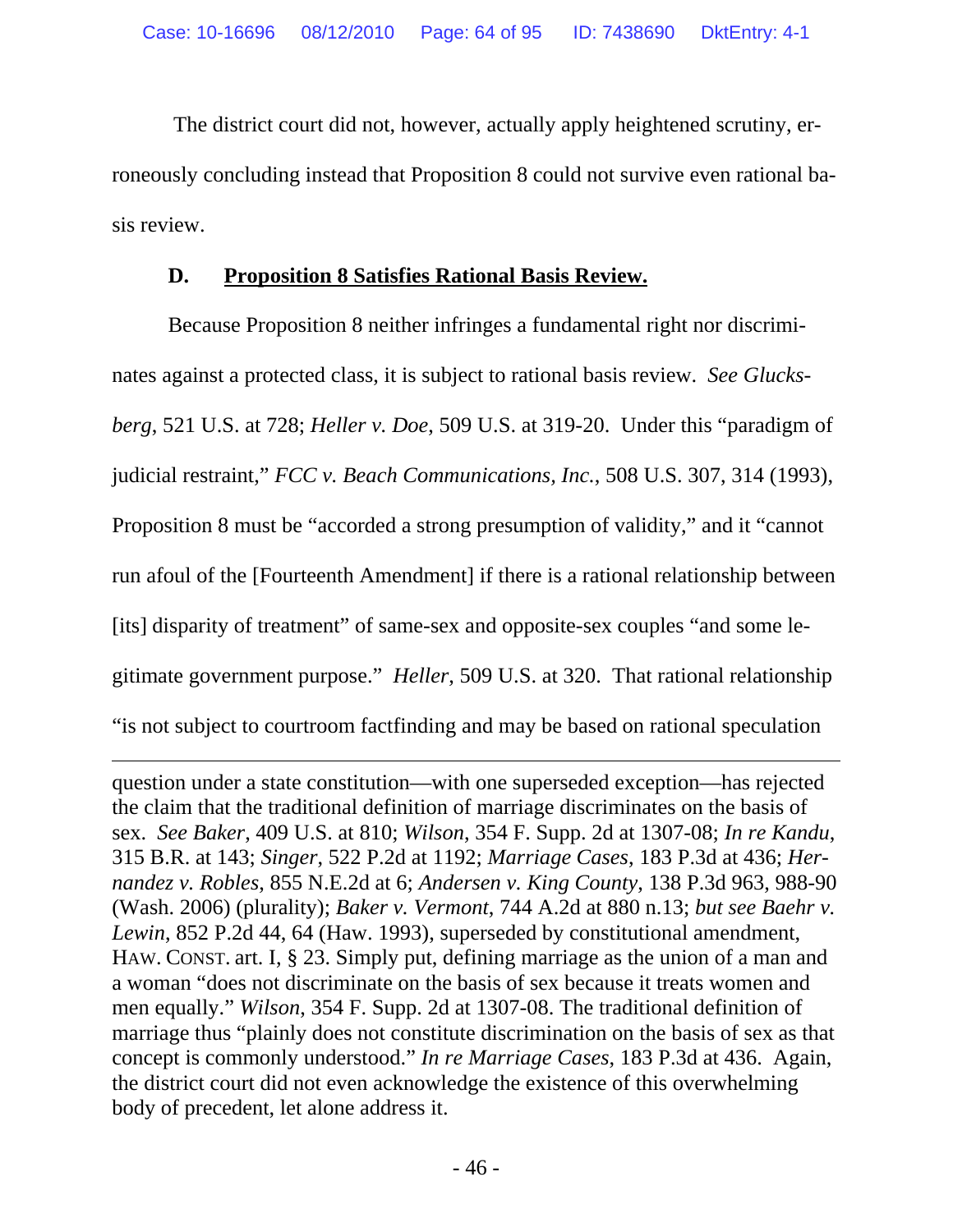The district court did not, however, actually apply heightened scrutiny, erroneously concluding instead that Proposition 8 could not survive even rational basis review.

### D. <u>Proposition 8 Satisfies Rational Basis Review.</u>

Because Proposition 8 neither infringes a fundamental right nor discriminates against a protected class, it is subject to rational basis review. *See Glucksberg*, 521 U.S. at 728; *Heller v. Doe*, 509 U.S. at 319-20. Under this "paradigm of judicial restraint," *FCC v. Beach Communications, Inc.*, 508 U.S. 307, 314 (1993), Proposition 8 must be "accorded a strong presumption of validity," and it "cannot run afoul of the [Fourteenth Amendment] if there is a rational relationship between [its] disparity of treatment" of same-sex and opposite-sex couples "and some legitimate government purpose." *Heller*, 509 U.S. at 320. That rational relationship "is not subject to courtroom factfinding and may be based on rational speculation

---

question under a state constitution—with one superseded exception—has rejected the claim that the traditional definition of marriage discriminates on the basis of sex. *See Baker*, 409 U.S. at 810; *Wilson*, 354 F. Supp. 2d at 1307-08; *In re Kandu*, 315 B.R. at 143; *Singer*, 522 P.2d at 1192; *Marriage Cases*, 183 P.3d at 436; *Hernandez v. Robles*, 855 N.E.2d at 6; *Andersen v. King County*, 138 P.3d 963, 988-90 (Wash. 2006) (plurality); *Baker v. Vermont*, 744 A.2d at 880 n.13; *but see Baehr v. Lewin*, 852 P.2d 44, 64 (Haw. 1993), superseded by constitutional amendment, HAW. CONST. art. I, § 23. Simply put, defining marriage as the union of a man and a woman "does not discriminate on the basis of sex because it treats women and men equally." *Wilson*, 354 F. Supp. 2d at 1307-08. The traditional definition of marriage thus "plainly does not constitute discrimination on the basis of sex as that concept is commonly understood." *In re Marriage Cases*, 183 P.3d at 436. Again, the district court did not even acknowledge the existence of this overwhelming body of precedent, let alone address it.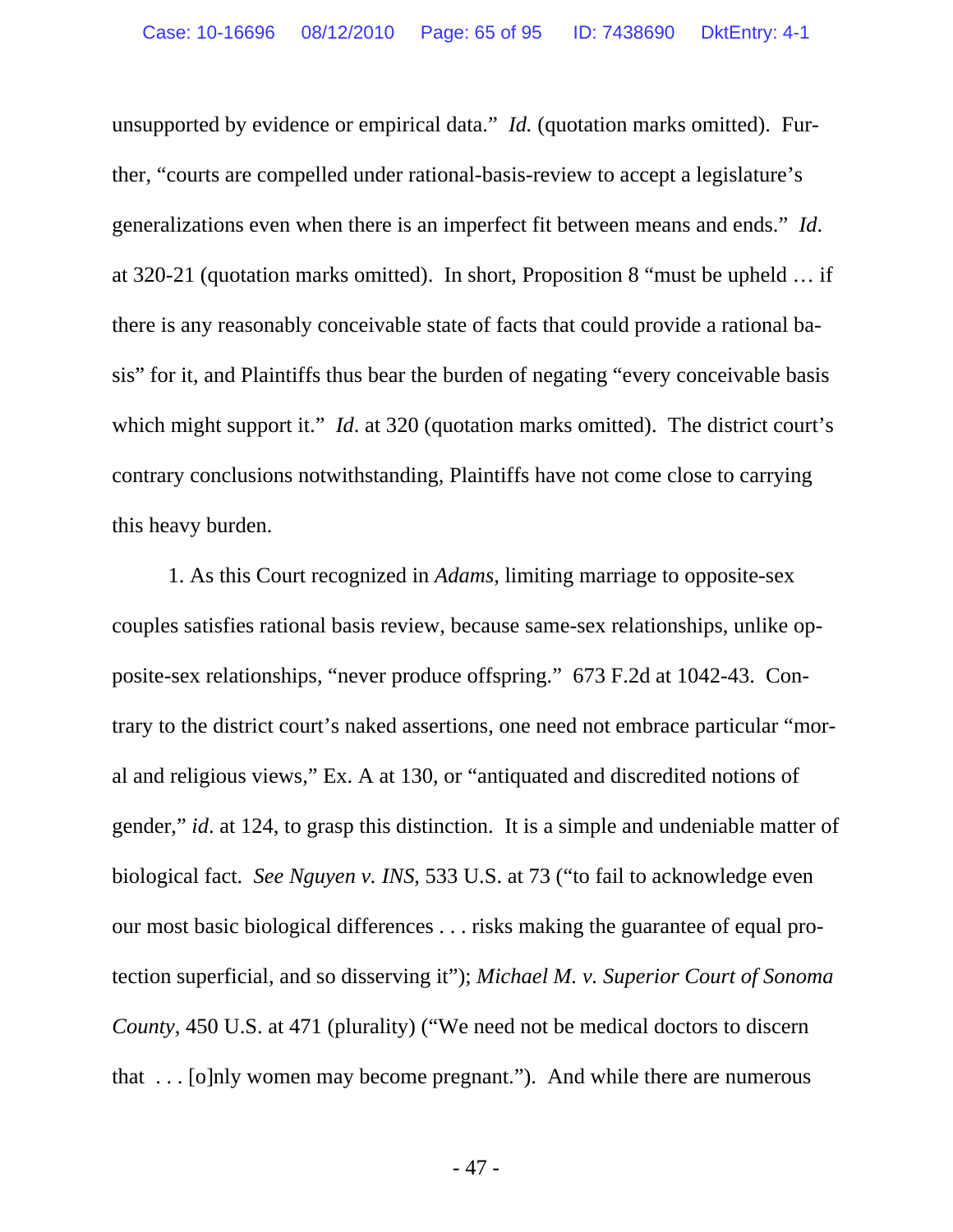unsupported by evidence or empirical data." *Id.* (quotation marks omitted). Further, "courts are compelled under rational-basis-review to accept a legislature's generalizations even when there is an imperfect fit between means and ends." *Id*. at 320-21 (quotation marks omitted). In short, Proposition 8 "must be upheld … if there is any reasonably conceivable state of facts that could provide a rational basis" for it, and Plaintiffs thus bear the burden of negating "every conceivable basis which might support it." *Id*. at 320 (quotation marks omitted). The district court's contrary conclusions notwithstanding, Plaintiffs have not come close to carrying this heavy burden.

1. As this Court recognized in *Adams*, limiting marriage to opposite-sex couples satisfies rational basis review, because same-sex relationships, unlike opposite-sex relationships, "never produce offspring." 673 F.2d at 1042-43. Contrary to the district court's naked assertions, one need not embrace particular "moral and religious views," Ex. A at 130, or "antiquated and discredited notions of gender," *id*. at 124, to grasp this distinction. It is a simple and undeniable matter of biological fact. *See Nguyen v. INS*, 533 U.S. at 73 ("to fail to acknowledge even our most basic biological differences . . . risks making the guarantee of equal protection superficial, and so disserving it"); *Michael M. v. Superior Court of Sonoma County*, 450 U.S. at 471 (plurality) ("We need not be medical doctors to discern that . . . [o]nly women may become pregnant."). And while there are numerous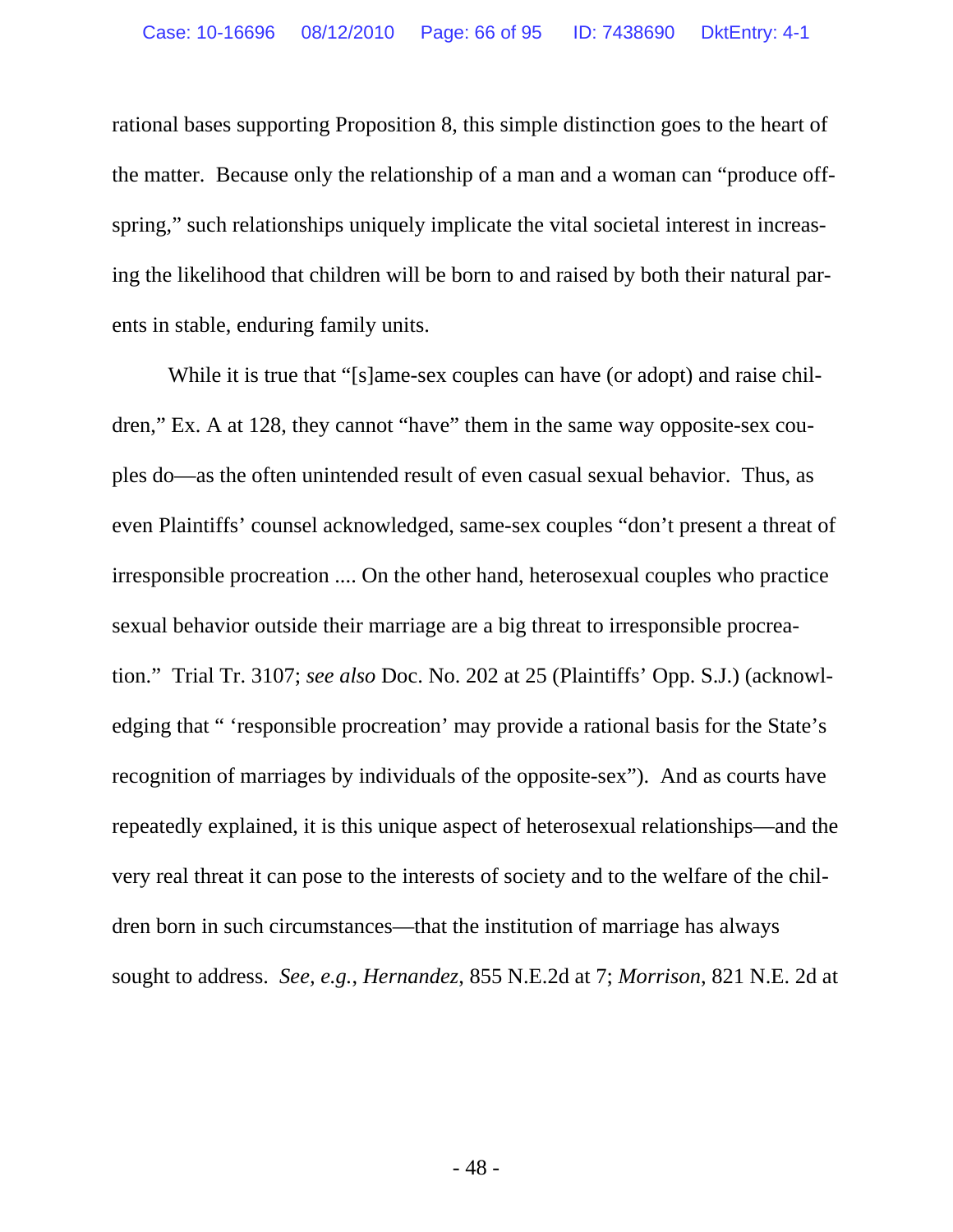rational bases supporting Proposition 8, this simple distinction goes to the heart of the matter. Because only the relationship of a man and a woman can "produce offspring," such relationships uniquely implicate the vital societal interest in increasing the likelihood that children will be born to and raised by both their natural parents in stable, enduring family units.

While it is true that "[s]ame-sex couples can have (or adopt) and raise children," Ex. A at 128, they cannot "have" them in the same way opposite-sex couples do—as the often unintended result of even casual sexual behavior. Thus, as even Plaintiffs' counsel acknowledged, same-sex couples "don't present a threat of irresponsible procreation .... On the other hand, heterosexual couples who practice sexual behavior outside their marriage are a big threat to irresponsible procreation." Trial Tr. 3107; *see also* Doc. No. 202 at 25 (Plaintiffs' Opp. S.J.) (acknowledging that " 'responsible procreation' may provide a rational basis for the State's recognition of marriages by individuals of the opposite-sex"). And as courts have repeatedly explained, it is this unique aspect of heterosexual relationships—and the very real threat it can pose to the interests of society and to the welfare of the children born in such circumstances—that the institution of marriage has always sought to address. *See, e.g.*, *Hernandez*, 855 N.E.2d at 7; *Morrison*, 821 N.E. 2d at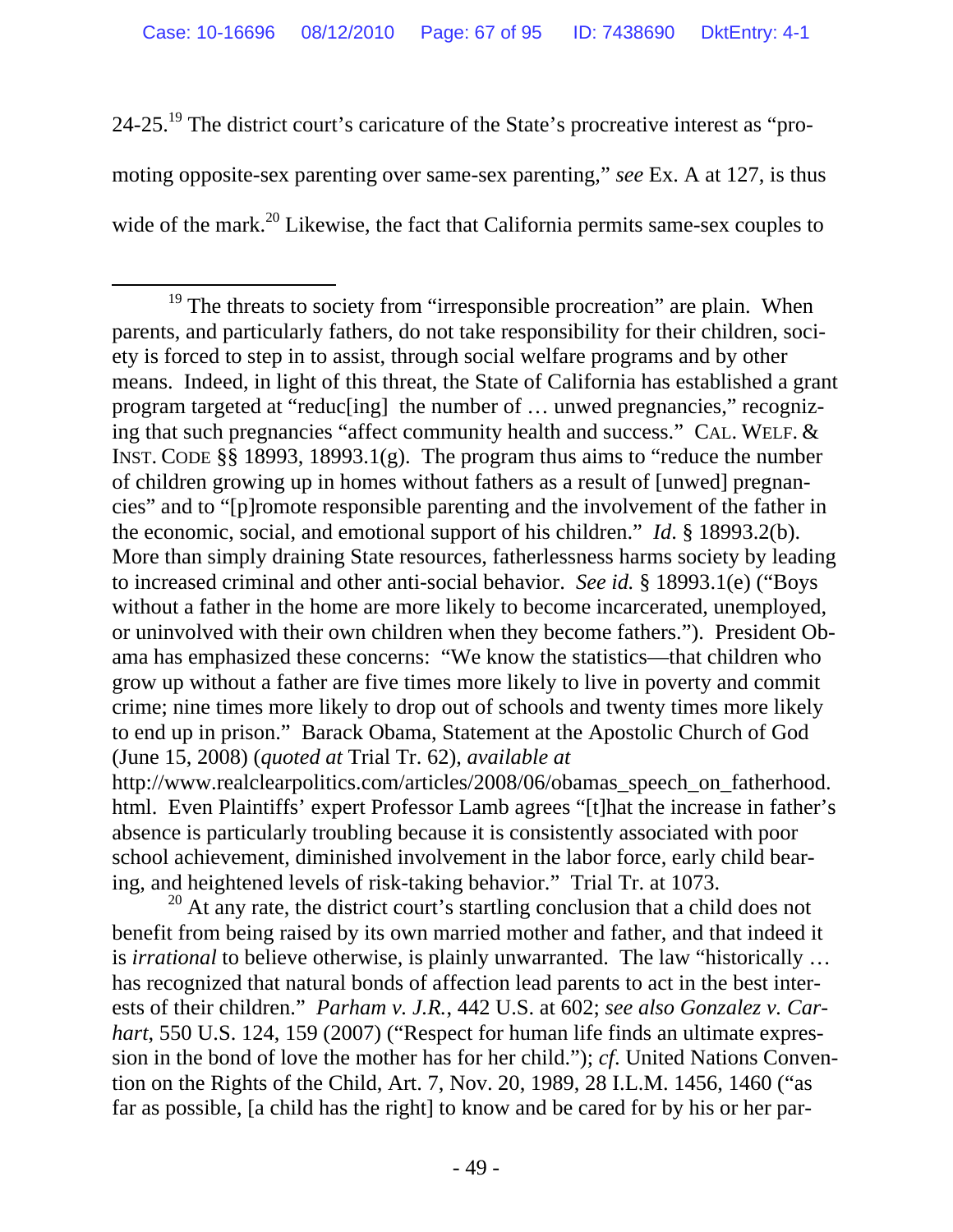24-25.[19] The district court's caricature of the State's procreative interest as "promoting opposite-sex parenting over same-sex parenting," *see* Ex. A at 127, is thus wide of the mark.[20] Likewise, the fact that California permits same-sex couples to

---

[19] The threats to society from "irresponsible procreation" are plain. When parents, and particularly fathers, do not take responsibility for their children, society is forced to step in to assist, through social welfare programs and by other means. Indeed, in light of this threat, the State of California has established a grant program targeted at "reduc[ing] the number of … unwed pregnancies," recognizing that such pregnancies "affect community health and success." CAL. WELF. & INST. CODE §§ 18993, 18993.1(g). The program thus aims to "reduce the number of children growing up in homes without fathers as a result of [unwed] pregnancies" and to "[p]romote responsible parenting and the involvement of the father in the economic, social, and emotional support of his children." *Id.* § 18993.2(b). More than simply draining State resources, fatherlessness harms society by leading to increased criminal and other anti-social behavior. *See id.* § 18993.1(e) ("Boys without a father in the home are more likely to become incarcerated, unemployed, or uninvolved with their own children when they become fathers."). President Obama has emphasized these concerns: "We know the statistics—that children who grow up without a father are five times more likely to live in poverty and commit crime; nine times more likely to drop out of schools and twenty times more likely to end up in prison." Barack Obama, Statement at the Apostolic Church of God (June 15, 2008) (*quoted at* Trial Tr. 62), *available at* http://www.realclearpolitics.com/articles/2008/06/obamas_speech_on_fatherhood.html. Even Plaintiffs' expert Professor Lamb agrees "[t]hat the increase in father's absence is particularly troubling because it is consistently associated with poor school achievement, diminished involvement in the labor force, early child bearing, and heightened levels of risk-taking behavior." Trial Tr. at 1073.

[20] At any rate, the district court's startling conclusion that a child does not benefit from being raised by its own married mother and father, and that indeed it is *irrational* to believe otherwise, is plainly unwarranted. The law "historically … has recognized that natural bonds of affection lead parents to act in the best interests of their children." *Parham v. J.R.*, 442 U.S. at 602; *see also Gonzalez v. Carhart*, 550 U.S. 124, 159 (2007) ("Respect for human life finds an ultimate expression in the bond of love the mother has for her child."); *cf.* United Nations Convention on the Rights of the Child, Art. 7, Nov. 20, 1989, 28 I.L.M. 1456, 1460 ("as far as possible, [a child has the right] to know and be cared for by his or her par-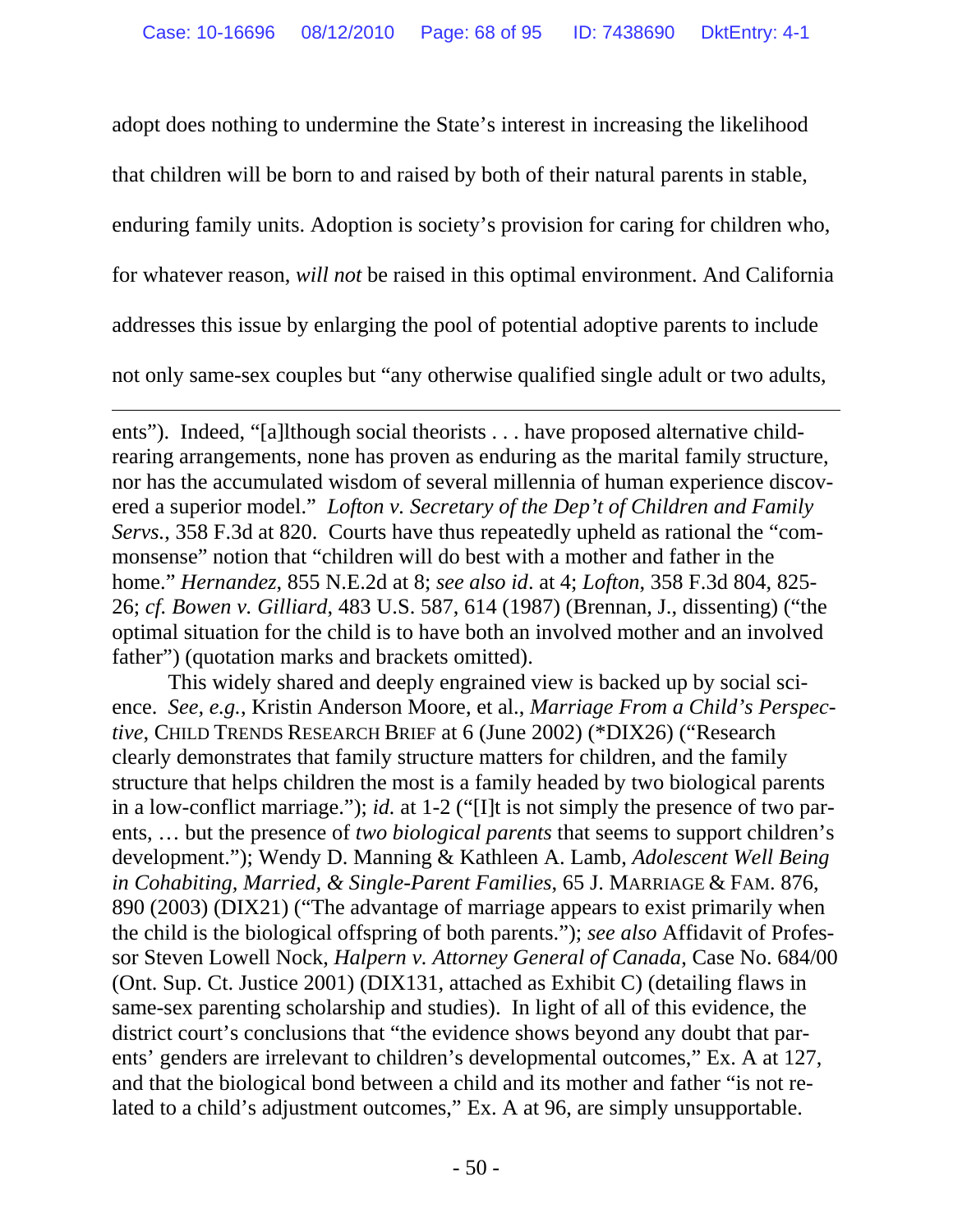adopt does nothing to undermine the State's interest in increasing the likelihood that children will be born to and raised by both of their natural parents in stable, enduring family units. Adoption is society's provision for caring for children who, for whatever reason, *will not* be raised in this optimal environment. And California addresses this issue by enlarging the pool of potential adoptive parents to include not only same-sex couples but "any otherwise qualified single adult or two adults,

---

ents"). Indeed, "[a]lthough social theorists . . . have proposed alternative child-rearing arrangements, none has proven as enduring as the marital family structure, nor has the accumulated wisdom of several millennia of human experience discovered a superior model." *Lofton v. Secretary of the Dep't of Children and Family Servs.*, 358 F.3d at 820. Courts have thus repeatedly upheld as rational the "commonsense" notion that "children will do best with a mother and father in the home." *Hernandez*, 855 N.E.2d at 8; *see also id*. at 4; *Lofton*, 358 F.3d 804, 825-26; *cf. Bowen v. Gilliard*, 483 U.S. 587, 614 (1987) (Brennan, J., dissenting) ("the optimal situation for the child is to have both an involved mother and an involved father") (quotation marks and brackets omitted).

This widely shared and deeply engrained view is backed up by social science. *See, e.g.*, Kristin Anderson Moore, et al., *Marriage From a Child's Perspective*, CHILD TRENDS RESEARCH BRIEF at 6 (June 2002) (*DIX26) ("Research clearly demonstrates that family structure matters for children, and the family structure that helps children the most is a family headed by two biological parents in a low-conflict marriage."); *id.* at 1-2 ("[I]t is not simply the presence of two parents, … but the presence of *two biological parents* that seems to support children's development."); Wendy D. Manning & Kathleen A. Lamb, *Adolescent Well Being in Cohabiting, Married, & Single-Parent Families*, 65 J. MARRIAGE & FAM. 876, 890 (2003) (DIX21) ("The advantage of marriage appears to exist primarily when the child is the biological offspring of both parents."); *see also* Affidavit of Professor Steven Lowell Nock, *Halpern v. Attorney General of Canada*, Case No. 684/00 (Ont. Sup. Ct. Justice 2001) (DIX131, attached as Exhibit C) (detailing flaws in same-sex parenting scholarship and studies). In light of all of this evidence, the district court's conclusions that "the evidence shows beyond any doubt that parents' genders are irrelevant to children's developmental outcomes," Ex. A at 127, and that the biological bond between a child and its mother and father "is not related to a child's adjustment outcomes," Ex. A at 96, are simply unsupportable.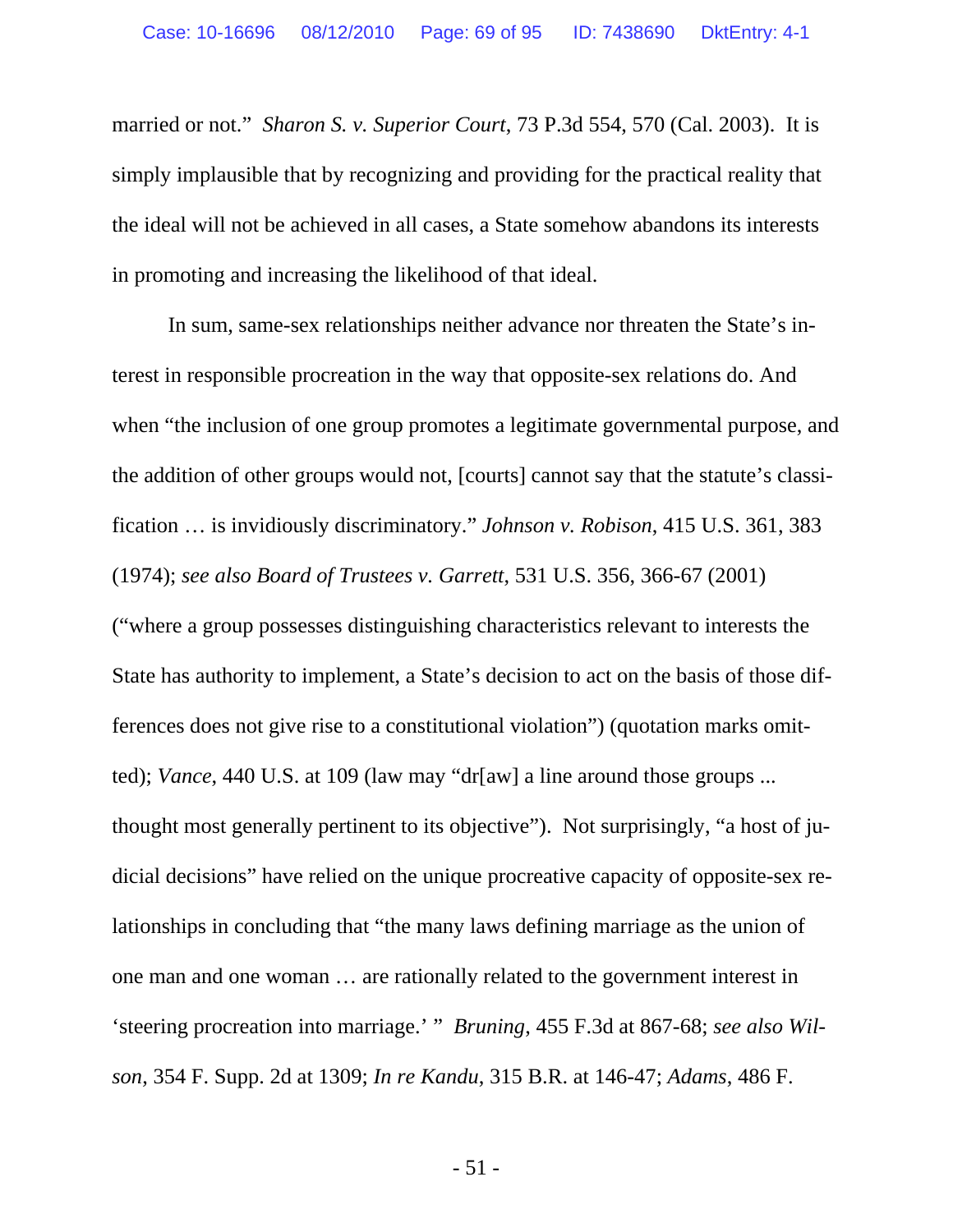married or not." *Sharon S. v. Superior Court*, 73 P.3d 554, 570 (Cal. 2003). It is simply implausible that by recognizing and providing for the practical reality that the ideal will not be achieved in all cases, a State somehow abandons its interests in promoting and increasing the likelihood of that ideal.

In sum, same-sex relationships neither advance nor threaten the State's interest in responsible procreation in the way that opposite-sex relations do. And when "the inclusion of one group promotes a legitimate governmental purpose, and the addition of other groups would not, [courts] cannot say that the statute's classification … is invidiously discriminatory." *Johnson v. Robison*, 415 U.S. 361, 383 (1974); *see also Board of Trustees v. Garrett*, 531 U.S. 356, 366-67 (2001) ("where a group possesses distinguishing characteristics relevant to interests the State has authority to implement, a State's decision to act on the basis of those differences does not give rise to a constitutional violation") (quotation marks omitted); *Vance*, 440 U.S. at 109 (law may "dr[aw] a line around those groups ... thought most generally pertinent to its objective"). Not surprisingly, "a host of judicial decisions" have relied on the unique procreative capacity of opposite-sex relationships in concluding that "the many laws defining marriage as the union of one man and one woman … are rationally related to the government interest in 'steering procreation into marriage.' " *Bruning*, 455 F.3d at 867-68; *see also Wilson*, 354 F. Supp. 2d at 1309; *In re Kandu*, 315 B.R. at 146-47; *Adams*, 486 F.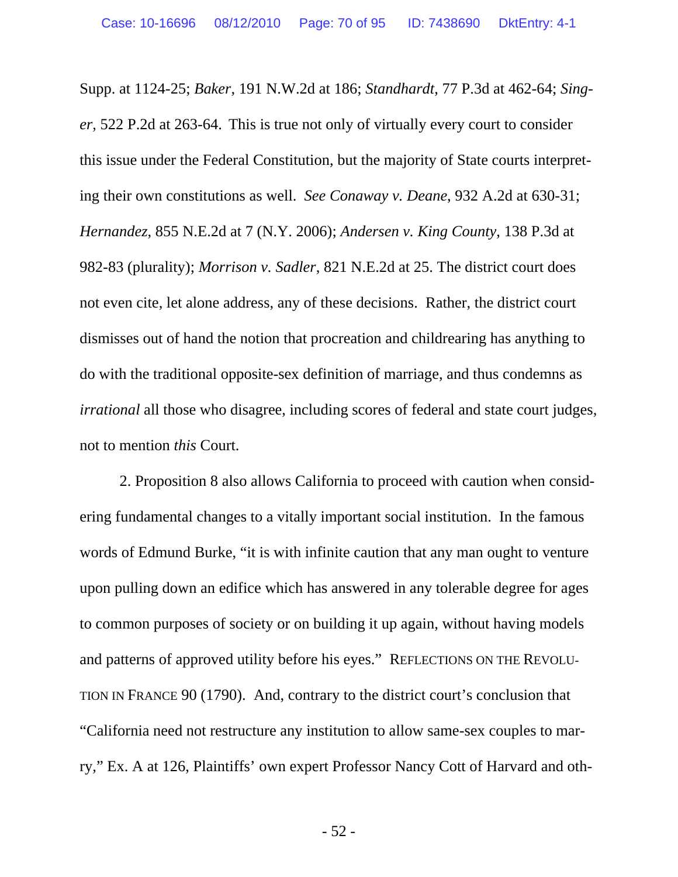Supp. at 1124-25; *Baker*, 191 N.W.2d at 186; *Standhardt*, 77 P.3d at 462-64; *Singer*, 522 P.2d at 263-64. This is true not only of virtually every court to consider this issue under the Federal Constitution, but the majority of State courts interpreting their own constitutions as well. *See Conaway v. Deane*, 932 A.2d at 630-31; *Hernandez*, 855 N.E.2d at 7 (N.Y. 2006); *Andersen v. King County*, 138 P.3d at 982-83 (plurality); *Morrison v. Sadler,* 821 N.E.2d at 25. The district court does not even cite, let alone address, any of these decisions. Rather, the district court dismisses out of hand the notion that procreation and childrearing has anything to do with the traditional opposite-sex definition of marriage, and thus condemns as *irrational* all those who disagree, including scores of federal and state court judges, not to mention *this* Court.

2. Proposition 8 also allows California to proceed with caution when considering fundamental changes to a vitally important social institution. In the famous words of Edmund Burke, "it is with infinite caution that any man ought to venture upon pulling down an edifice which has answered in any tolerable degree for ages to common purposes of society or on building it up again, without having models and patterns of approved utility before his eyes." REFLECTIONS ON THE REVOLUTION IN FRANCE 90 (1790). And, contrary to the district court's conclusion that "California need not restructure any institution to allow same-sex couples to marry," Ex. A at 126, Plaintiffs' own expert Professor Nancy Cott of Harvard and oth-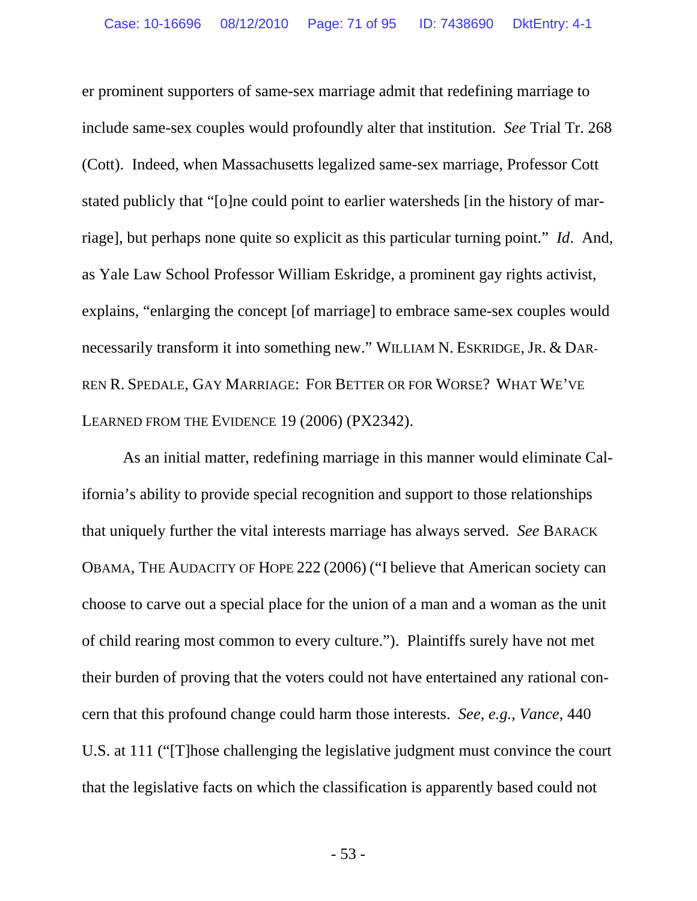er prominent supporters of same-sex marriage admit that redefining marriage to include same-sex couples would profoundly alter that institution. *See* Trial Tr. 268 (Cott). Indeed, when Massachusetts legalized same-sex marriage, Professor Cott stated publicly that "[o]ne could point to earlier watersheds [in the history of marriage], but perhaps none quite so explicit as this particular turning point." *Id*. And, as Yale Law School Professor William Eskridge, a prominent gay rights activist, explains, "enlarging the concept [of marriage] to embrace same-sex couples would necessarily transform it into something new." WILLIAM N. ESKRIDGE, JR. & DARREN R. SPEDALE, GAY MARRIAGE: FOR BETTER OR FOR WORSE? WHAT WE'VE LEARNED FROM THE EVIDENCE 19 (2006) (PX2342).

As an initial matter, redefining marriage in this manner would eliminate California's ability to provide special recognition and support to those relationships that uniquely further the vital interests marriage has always served. *See* BARACK OBAMA, THE AUDACITY OF HOPE 222 (2006) ("I believe that American society can choose to carve out a special place for the union of a man and a woman as the unit of child rearing most common to every culture."). Plaintiffs surely have not met their burden of proving that the voters could not have entertained any rational concern that this profound change could harm those interests. *See, e.g.*, *Vance*, 440 U.S. at 111 ("[T]hose challenging the legislative judgment must convince the court that the legislative facts on which the classification is apparently based could not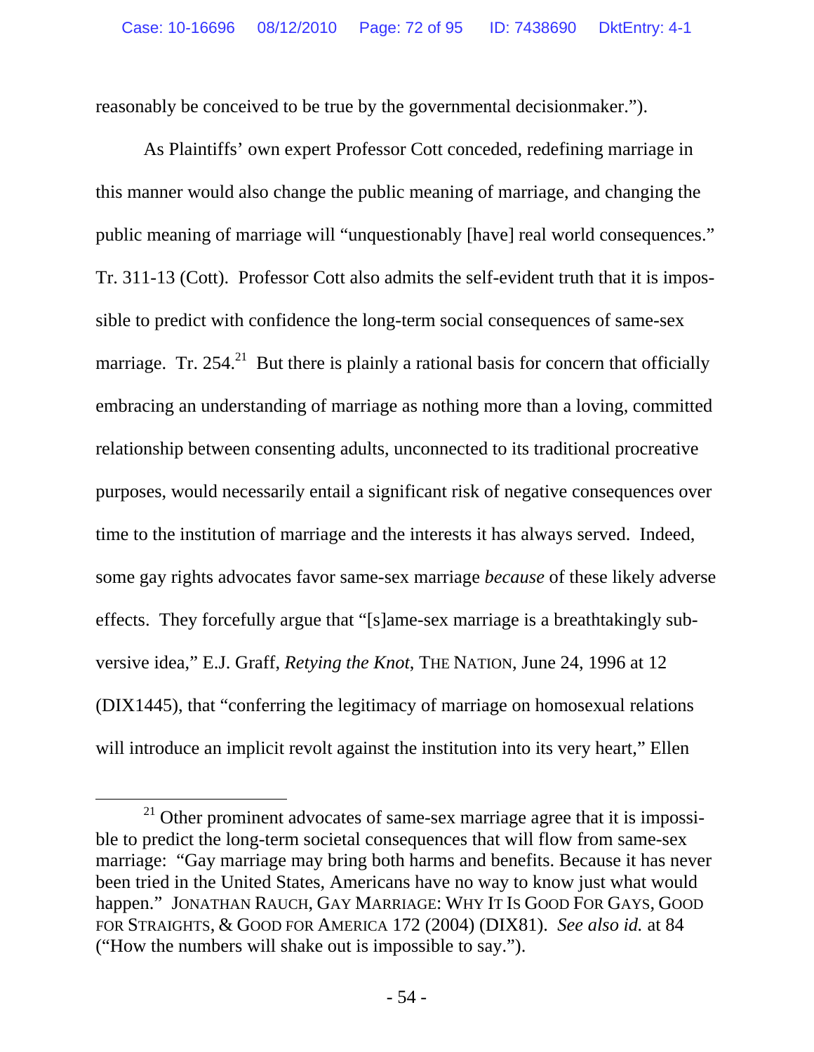reasonably be conceived to be true by the governmental decisionmaker.").

As Plaintiffs' own expert Professor Cott conceded, redefining marriage in this manner would also change the public meaning of marriage, and changing the public meaning of marriage will "unquestionably [have] real world consequences." Tr. 311-13 (Cott). Professor Cott also admits the self-evident truth that it is impossible to predict with confidence the long-term social consequences of same-sex marriage. Tr. 254.[21] But there is plainly a rational basis for concern that officially embracing an understanding of marriage as nothing more than a loving, committed relationship between consenting adults, unconnected to its traditional procreative purposes, would necessarily entail a significant risk of negative consequences over time to the institution of marriage and the interests it has always served. Indeed, some gay rights advocates favor same-sex marriage *because* of these likely adverse effects. They forcefully argue that "[s]ame-sex marriage is a breathtakingly subversive idea," E.J. Graff, *Retying the Knot*, THE NATION, June 24, 1996 at 12 (DIX1445), that "conferring the legitimacy of marriage on homosexual relations will introduce an implicit revolt against the institution into its very heart," Ellen

---

[21] Other prominent advocates of same-sex marriage agree that it is impossible to predict the long-term societal consequences that will flow from same-sex marriage: "Gay marriage may bring both harms and benefits. Because it has never been tried in the United States, Americans have no way to know just what would happen." JONATHAN RAUCH, GAY MARRIAGE: WHY IT IS GOOD FOR GAYS, GOOD FOR STRAIGHTS, & GOOD FOR AMERICA 172 (2004) (DIX81). *See also id.* at 84 ("How the numbers will shake out is impossible to say.").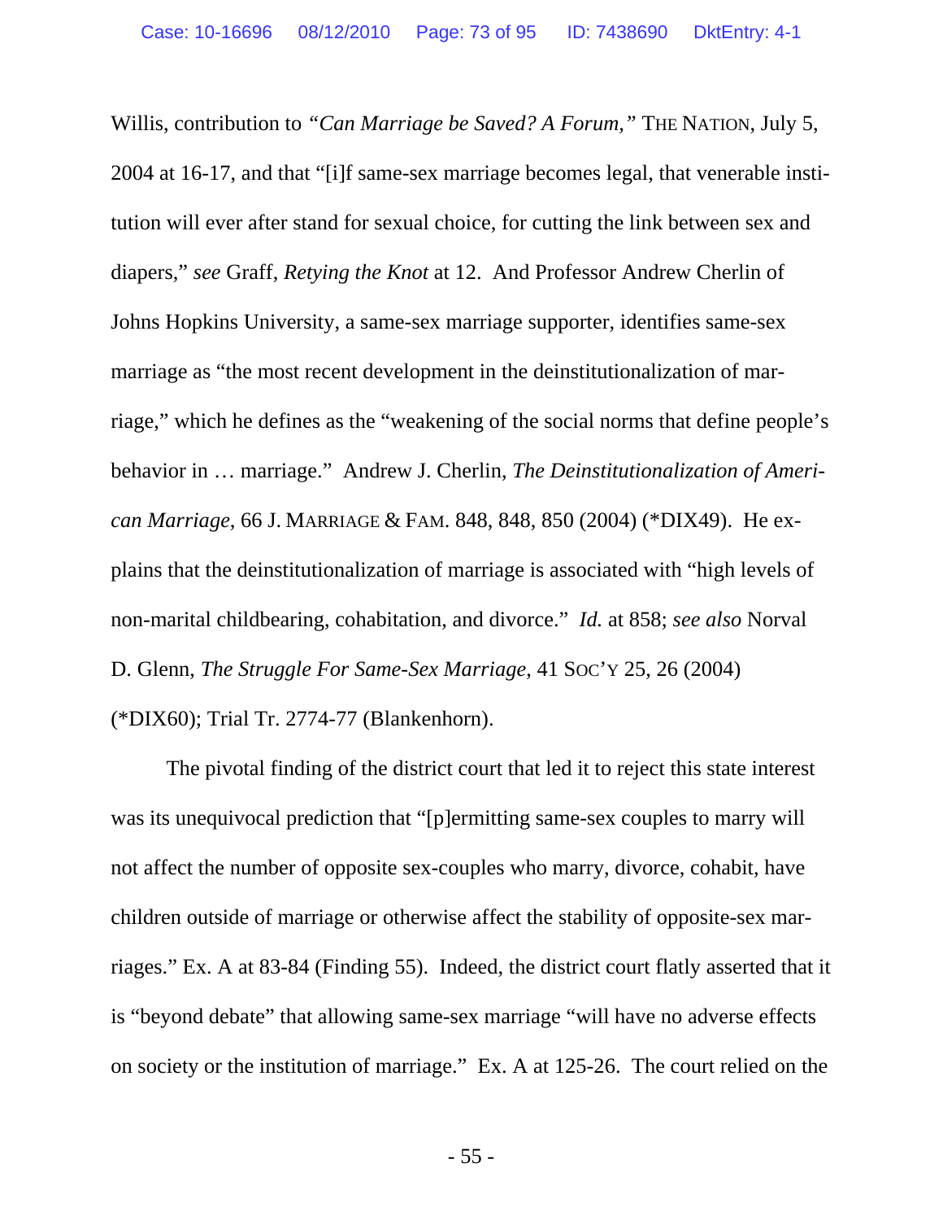Willis, contribution to *"Can Marriage be Saved? A Forum,"* THE NATION, July 5, 2004 at 16-17, and that "[i]f same-sex marriage becomes legal, that venerable institution will ever after stand for sexual choice, for cutting the link between sex and diapers," *see* Graff, *Retying the Knot* at 12. And Professor Andrew Cherlin of Johns Hopkins University, a same-sex marriage supporter, identifies same-sex marriage as "the most recent development in the deinstitutionalization of marriage," which he defines as the "weakening of the social norms that define people's behavior in … marriage." Andrew J. Cherlin, *The Deinstitutionalization of American Marriage*, 66 J. MARRIAGE & FAM. 848, 848, 850 (2004) (*DIX49). He explains that the deinstitutionalization of marriage is associated with "high levels of non-marital childbearing, cohabitation, and divorce." *Id.* at 858; *see also* Norval D. Glenn, *The Struggle For Same-Sex Marriage*, 41 SOC'Y 25, 26 (2004) (*DIX60); Trial Tr. 2774-77 (Blankenhorn).

The pivotal finding of the district court that led it to reject this state interest was its unequivocal prediction that "[p]ermitting same-sex couples to marry will not affect the number of opposite sex-couples who marry, divorce, cohabit, have children outside of marriage or otherwise affect the stability of opposite-sex marriages." Ex. A at 83-84 (Finding 55). Indeed, the district court flatly asserted that it is "beyond debate" that allowing same-sex marriage "will have no adverse effects on society or the institution of marriage." Ex. A at 125-26. The court relied on the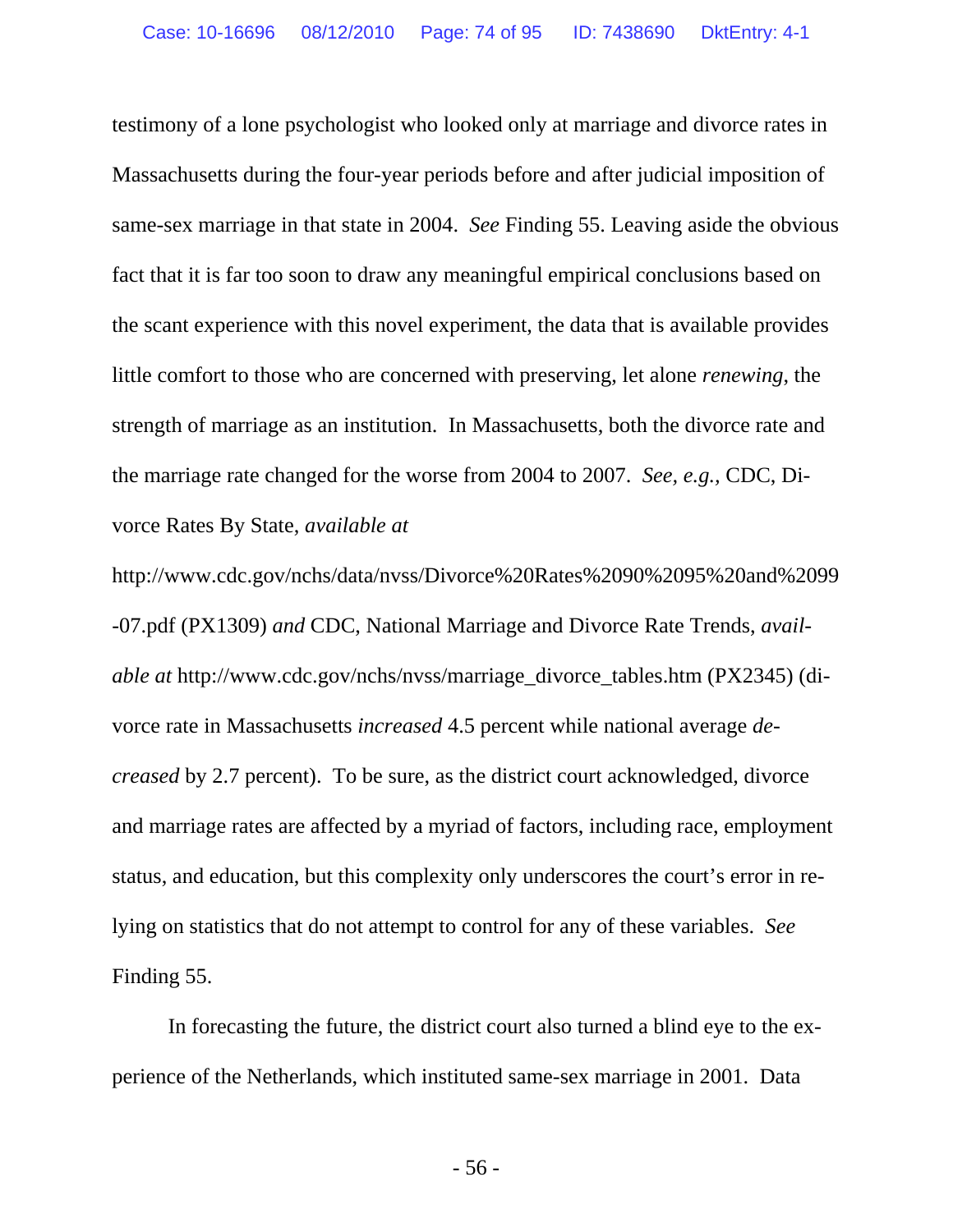testimony of a lone psychologist who looked only at marriage and divorce rates in Massachusetts during the four-year periods before and after judicial imposition of same-sex marriage in that state in 2004. *See* Finding 55. Leaving aside the obvious fact that it is far too soon to draw any meaningful empirical conclusions based on the scant experience with this novel experiment, the data that is available provides little comfort to those who are concerned with preserving, let alone *renewing*, the strength of marriage as an institution. In Massachusetts, both the divorce rate and the marriage rate changed for the worse from 2004 to 2007. *See, e.g.*, CDC, Divorce Rates By State, *available at* http://www.cdc.gov/nchs/data/nvss/Divorce%20Rates%2090%2095%20and%2099-07.pdf (PX1309) *and* CDC, National Marriage and Divorce Rate Trends, *available at* http://www.cdc.gov/nchs/nvss/marriage_divorce_tables.htm (PX2345) (divorce rate in Massachusetts *increased* 4.5 percent while national average *decreased* by 2.7 percent). To be sure, as the district court acknowledged, divorce and marriage rates are affected by a myriad of factors, including race, employment status, and education, but this complexity only underscores the court's error in relying on statistics that do not attempt to control for any of these variables. *See* Finding 55.

In forecasting the future, the district court also turned a blind eye to the experience of the Netherlands, which instituted same-sex marriage in 2001. Data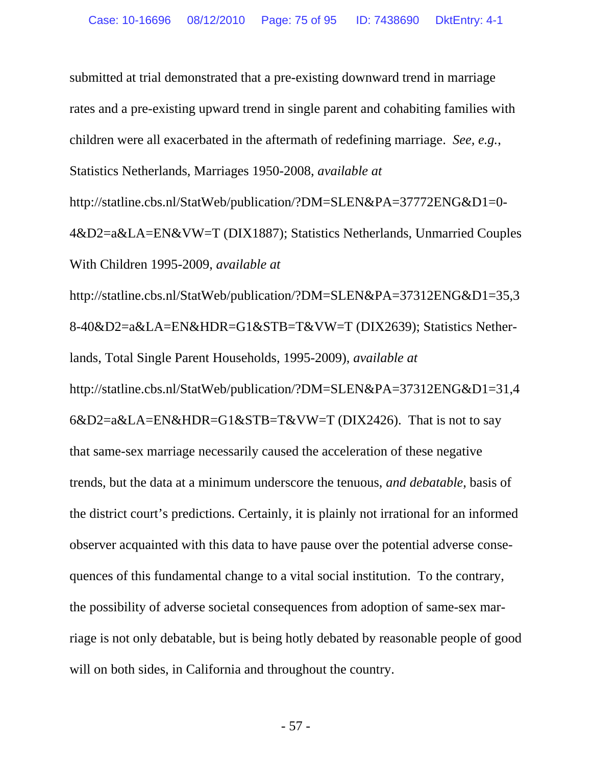submitted at trial demonstrated that a pre-existing downward trend in marriage rates and a pre-existing upward trend in single parent and cohabiting families with children were all exacerbated in the aftermath of redefining marriage. *See, e.g.*, Statistics Netherlands, Marriages 1950-2008, *available at* http://statline.cbs.nl/StatWeb/publication/?DM=SLEN&PA=37772ENG&D1=0-4&D2=a&LA=EN&VW=T (DIX1887); Statistics Netherlands, Unmarried Couples With Children 1995-2009, *available at* http://statline.cbs.nl/StatWeb/publication/?DM=SLEN&PA=37312ENG&D1=35,38-40&D2=a&LA=EN&HDR=G1&STB=T&VW=T (DIX2639); Statistics Netherlands, Total Single Parent Households, 1995-2009), *available at* http://statline.cbs.nl/StatWeb/publication/?DM=SLEN&PA=37312ENG&D1=31,46&D2=a&LA=EN&HDR=G1&STB=T&VW=T (DIX2426). That is not to say that same-sex marriage necessarily caused the acceleration of these negative trends, but the data at a minimum underscore the tenuous, *and debatable*, basis of the district court's predictions. Certainly, it is plainly not irrational for an informed observer acquainted with this data to have pause over the potential adverse consequences of this fundamental change to a vital social institution. To the contrary, the possibility of adverse societal consequences from adoption of same-sex marriage is not only debatable, but is being hotly debated by reasonable people of good will on both sides, in California and throughout the country.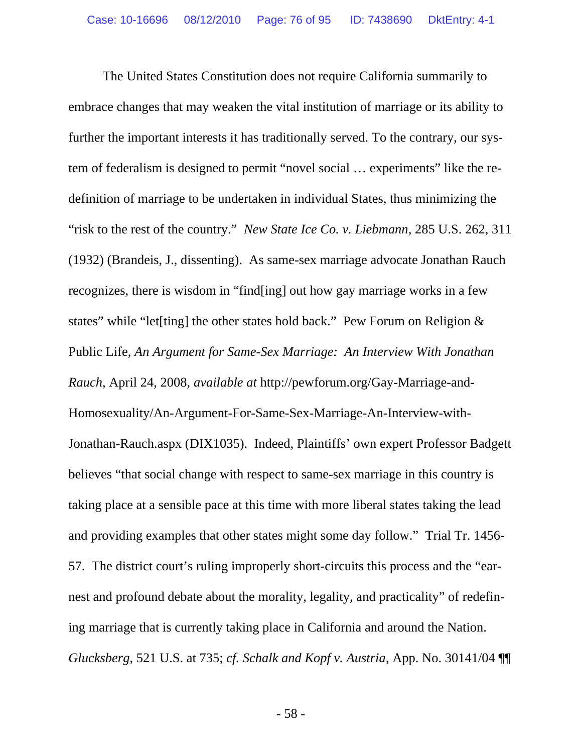The United States Constitution does not require California summarily to embrace changes that may weaken the vital institution of marriage or its ability to further the important interests it has traditionally served. To the contrary, our system of federalism is designed to permit "novel social … experiments" like the redefinition of marriage to be undertaken in individual States, thus minimizing the "risk to the rest of the country." *New State Ice Co. v. Liebmann*, 285 U.S. 262, 311 (1932) (Brandeis, J., dissenting). As same-sex marriage advocate Jonathan Rauch recognizes, there is wisdom in "find[ing] out how gay marriage works in a few states" while "let[ting] the other states hold back." Pew Forum on Religion & Public Life, *An Argument for Same-Sex Marriage: An Interview With Jonathan Rauch*, April 24, 2008, *available at* http://pewforum.org/Gay-Marriage-and-Homosexuality/An-Argument-For-Same-Sex-Marriage-An-Interview-with-Jonathan-Rauch.aspx (DIX1035). Indeed, Plaintiffs' own expert Professor Badgett believes "that social change with respect to same-sex marriage in this country is taking place at a sensible pace at this time with more liberal states taking the lead and providing examples that other states might some day follow." Trial Tr. 1456-57. The district court's ruling improperly short-circuits this process and the "earnest and profound debate about the morality, legality, and practicality" of redefining marriage that is currently taking place in California and around the Nation. *Glucksberg*, 521 U.S. at 735; *cf. Schalk and Kopf v. Austria*, App. No. 30141/04 ¶¶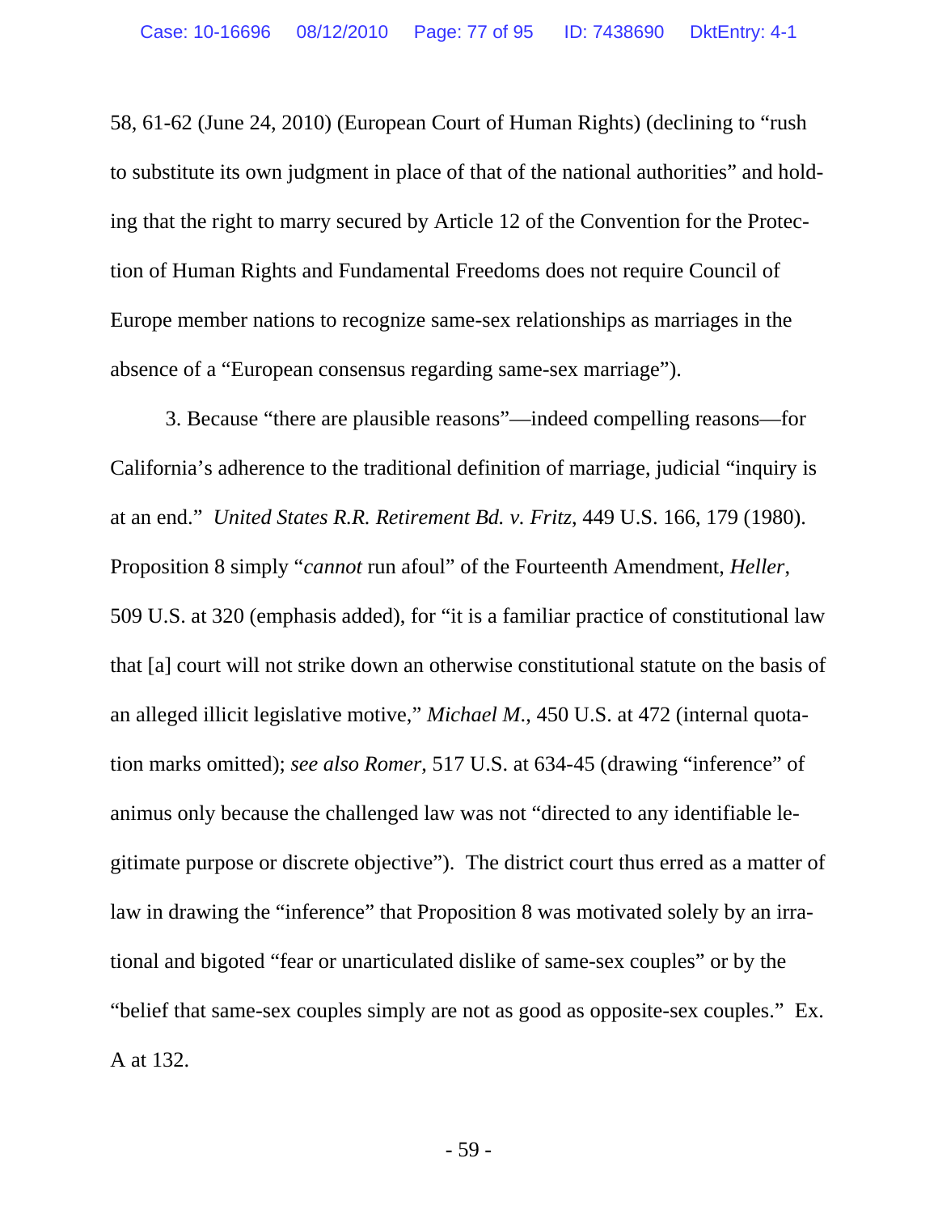58, 61-62 (June 24, 2010) (European Court of Human Rights) (declining to "rush to substitute its own judgment in place of that of the national authorities" and holding that the right to marry secured by Article 12 of the Convention for the Protection of Human Rights and Fundamental Freedoms does not require Council of Europe member nations to recognize same-sex relationships as marriages in the absence of a "European consensus regarding same-sex marriage").

3. Because "there are plausible reasons"—indeed compelling reasons—for California's adherence to the traditional definition of marriage, judicial "inquiry is at an end." *United States R.R. Retirement Bd. v. Fritz*, 449 U.S. 166, 179 (1980). Proposition 8 simply "*cannot* run afoul" of the Fourteenth Amendment, *Heller*, 509 U.S. at 320 (emphasis added), for "it is a familiar practice of constitutional law that [a] court will not strike down an otherwise constitutional statute on the basis of an alleged illicit legislative motive," *Michael M.*, 450 U.S. at 472 (internal quotation marks omitted); *see also Romer*, 517 U.S. at 634-45 (drawing "inference" of animus only because the challenged law was not "directed to any identifiable legitimate purpose or discrete objective"). The district court thus erred as a matter of law in drawing the "inference" that Proposition 8 was motivated solely by an irrational and bigoted "fear or unarticulated dislike of same-sex couples" or by the "belief that same-sex couples simply are not as good as opposite-sex couples." Ex. A at 132.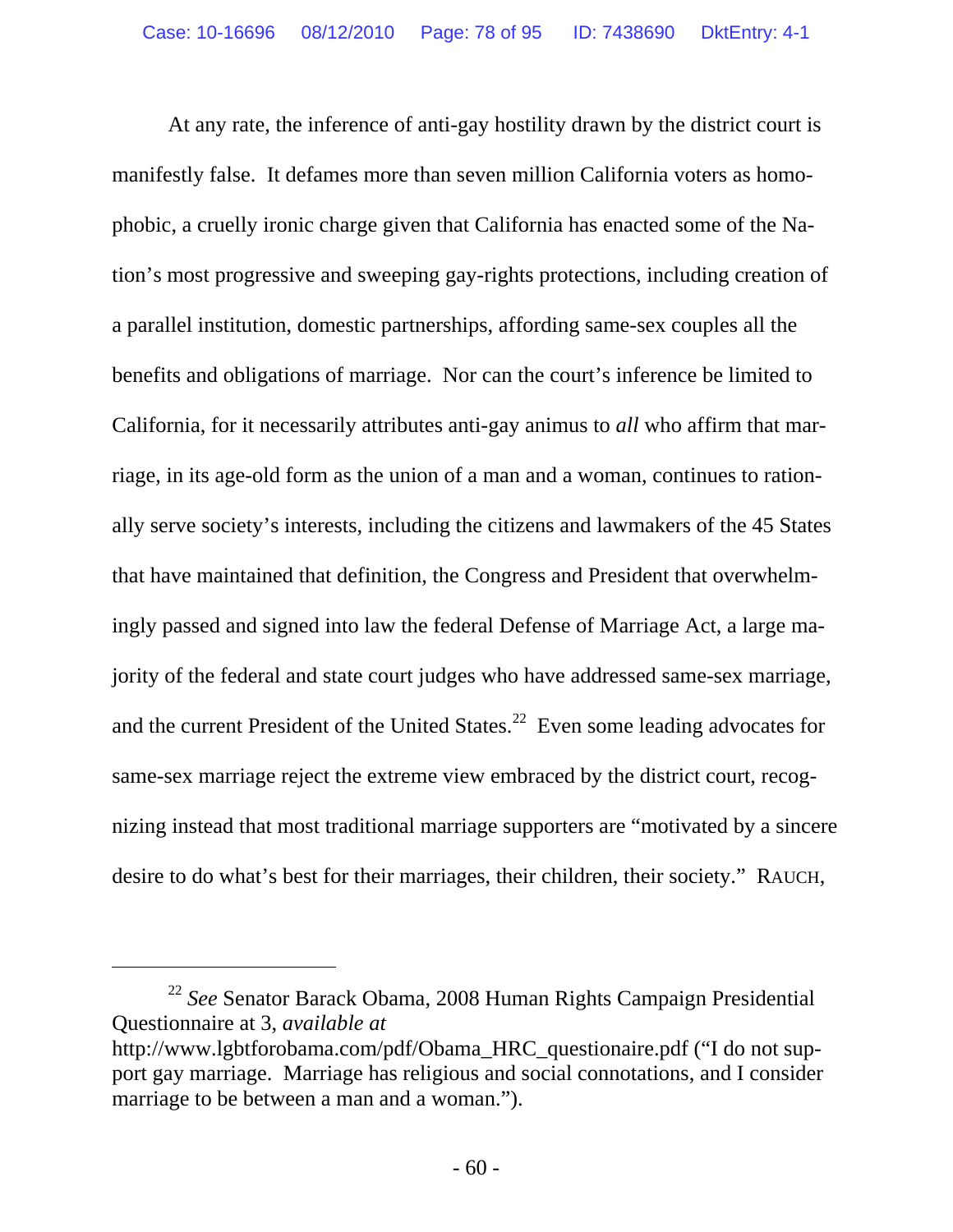At any rate, the inference of anti-gay hostility drawn by the district court is manifestly false. It defames more than seven million California voters as homophobic, a cruelly ironic charge given that California has enacted some of the Nation's most progressive and sweeping gay-rights protections, including creation of a parallel institution, domestic partnerships, affording same-sex couples all the benefits and obligations of marriage. Nor can the court's inference be limited to California, for it necessarily attributes anti-gay animus to *all* who affirm that marriage, in its age-old form as the union of a man and a woman, continues to rationally serve society's interests, including the citizens and lawmakers of the 45 States that have maintained that definition, the Congress and President that overwhelmingly passed and signed into law the federal Defense of Marriage Act, a large majority of the federal and state court judges who have addressed same-sex marriage, and the current President of the United States.[22] Even some leading advocates for same-sex marriage reject the extreme view embraced by the district court, recognizing instead that most traditional marriage supporters are "motivated by a sincere desire to do what's best for their marriages, their children, their society." RAUCH,

---

[22] *See* Senator Barack Obama, 2008 Human Rights Campaign Presidential Questionnaire at 3, *available at* http://www.lgbtforobama.com/pdf/Obama_HRC_questionaire.pdf ("I do not support gay marriage. Marriage has religious and social connotations, and I consider marriage to be between a man and a woman.").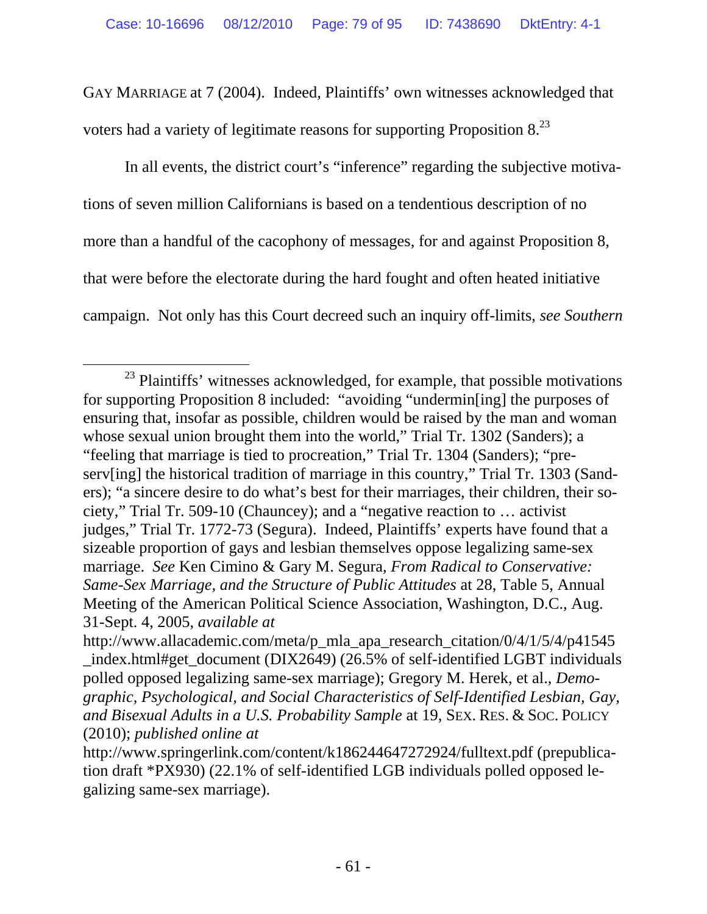GAY MARRIAGE at 7 (2004). Indeed, Plaintiffs' own witnesses acknowledged that voters had a variety of legitimate reasons for supporting Proposition 8.[23]

In all events, the district court's "inference" regarding the subjective motivations of seven million Californians is based on a tendentious description of no more than a handful of the cacophony of messages, for and against Proposition 8, that were before the electorate during the hard fought and often heated initiative campaign. Not only has this Court decreed such an inquiry off-limits, *see Southern*

---

[23] Plaintiffs' witnesses acknowledged, for example, that possible motivations for supporting Proposition 8 included: "avoiding "undermin[ing] the purposes of ensuring that, insofar as possible, children would be raised by the man and woman whose sexual union brought them into the world," Trial Tr. 1302 (Sanders); a "feeling that marriage is tied to procreation," Trial Tr. 1304 (Sanders); "preserv[ing] the historical tradition of marriage in this country," Trial Tr. 1303 (Sanders); "a sincere desire to do what's best for their marriages, their children, their society," Trial Tr. 509-10 (Chauncey); and a "negative reaction to … activist judges," Trial Tr. 1772-73 (Segura). Indeed, Plaintiffs' experts have found that a sizeable proportion of gays and lesbian themselves oppose legalizing same-sex marriage. *See* Ken Cimino & Gary M. Segura, *From Radical to Conservative: Same-Sex Marriage, and the Structure of Public Attitudes* at 28, Table 5, Annual Meeting of the American Political Science Association, Washington, D.C., Aug. 31-Sept. 4, 2005, *available at* http://www.allacademic.com/meta/p_mla_apa_research_citation/0/4/1/5/4/p41545_index.html#get_document (DIX2649) (26.5% of self-identified LGBT individuals polled opposed legalizing same-sex marriage); Gregory M. Herek, et al., *Demographic, Psychological, and Social Characteristics of Self-Identified Lesbian, Gay, and Bisexual Adults in a U.S. Probability Sample* at 19, SEX. RES. & SOC. POLICY (2010); *published online at* http://www.springerlink.com/content/k186244647272924/fulltext.pdf (prepublication draft *PX930) (22.1% of self-identified LGB individuals polled opposed legalizing same-sex marriage).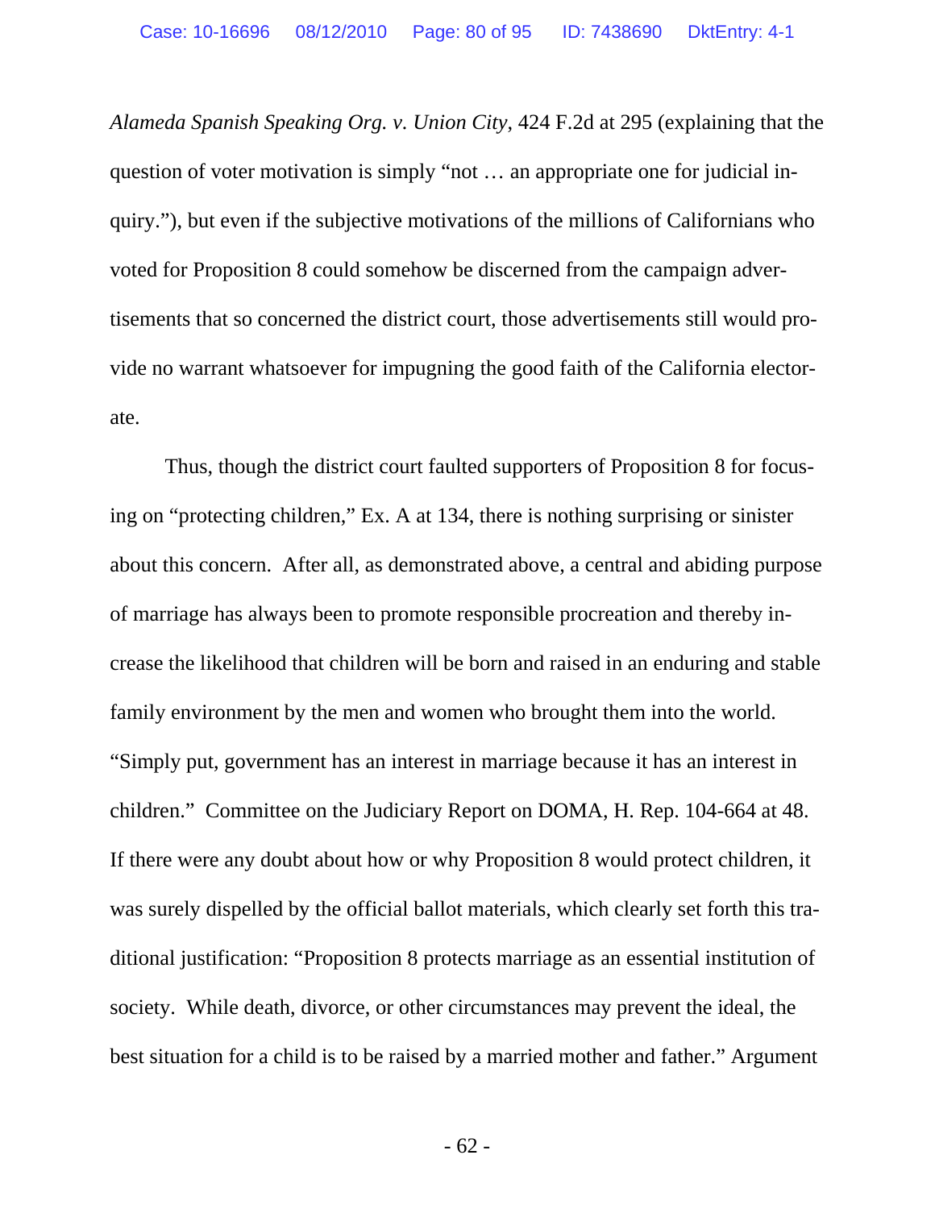*Alameda Spanish Speaking Org. v. Union City*, 424 F.2d at 295 (explaining that the question of voter motivation is simply "not … an appropriate one for judicial inquiry."), but even if the subjective motivations of the millions of Californians who voted for Proposition 8 could somehow be discerned from the campaign advertisements that so concerned the district court, those advertisements still would provide no warrant whatsoever for impugning the good faith of the California electorate.

Thus, though the district court faulted supporters of Proposition 8 for focusing on "protecting children," Ex. A at 134, there is nothing surprising or sinister about this concern. After all, as demonstrated above, a central and abiding purpose of marriage has always been to promote responsible procreation and thereby increase the likelihood that children will be born and raised in an enduring and stable family environment by the men and women who brought them into the world. "Simply put, government has an interest in marriage because it has an interest in children." Committee on the Judiciary Report on DOMA, H. Rep. 104-664 at 48. If there were any doubt about how or why Proposition 8 would protect children, it was surely dispelled by the official ballot materials, which clearly set forth this traditional justification: "Proposition 8 protects marriage as an essential institution of society. While death, divorce, or other circumstances may prevent the ideal, the best situation for a child is to be raised by a married mother and father." Argument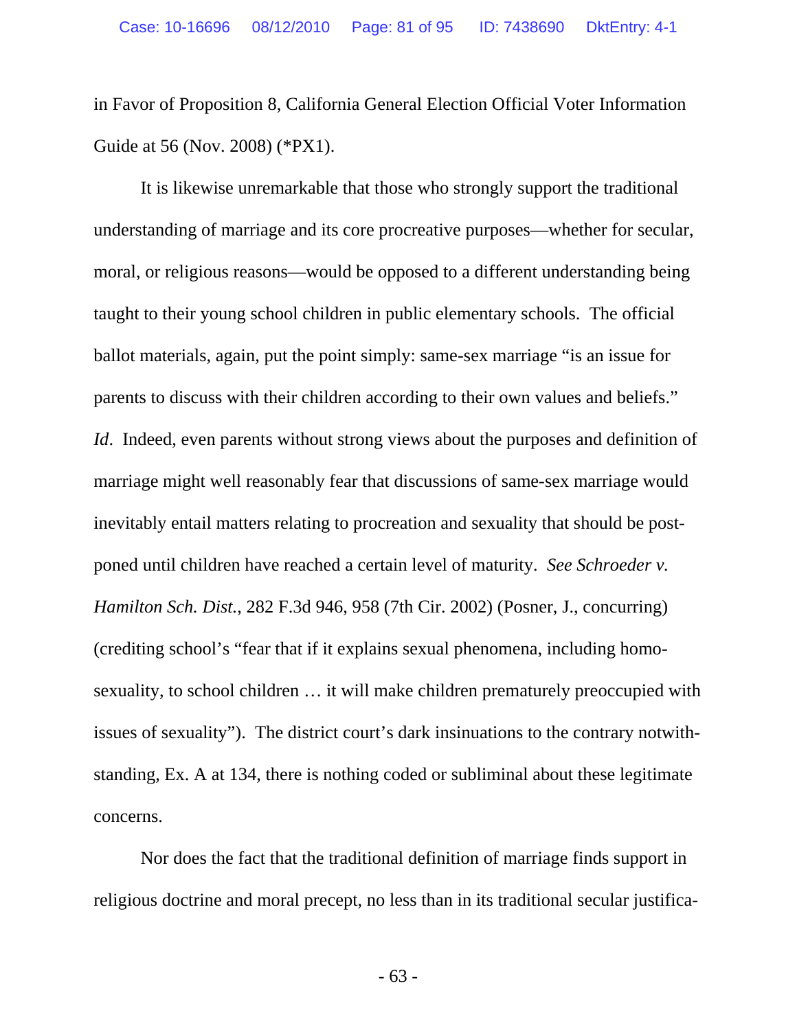in Favor of Proposition 8, California General Election Official Voter Information Guide at 56 (Nov. 2008) (*PX1).

It is likewise unremarkable that those who strongly support the traditional understanding of marriage and its core procreative purposes—whether for secular, moral, or religious reasons—would be opposed to a different understanding being taught to their young school children in public elementary schools. The official ballot materials, again, put the point simply: same-sex marriage "is an issue for parents to discuss with their children according to their own values and beliefs." *Id*. Indeed, even parents without strong views about the purposes and definition of marriage might well reasonably fear that discussions of same-sex marriage would inevitably entail matters relating to procreation and sexuality that should be postponed until children have reached a certain level of maturity. *See Schroeder v. Hamilton Sch. Dist.*, 282 F.3d 946, 958 (7th Cir. 2002) (Posner, J., concurring) (crediting school's "fear that if it explains sexual phenomena, including homosexuality, to school children … it will make children prematurely preoccupied with issues of sexuality"). The district court's dark insinuations to the contrary notwithstanding, Ex. A at 134, there is nothing coded or subliminal about these legitimate concerns.

Nor does the fact that the traditional definition of marriage finds support in religious doctrine and moral precept, no less than in its traditional secular justifica-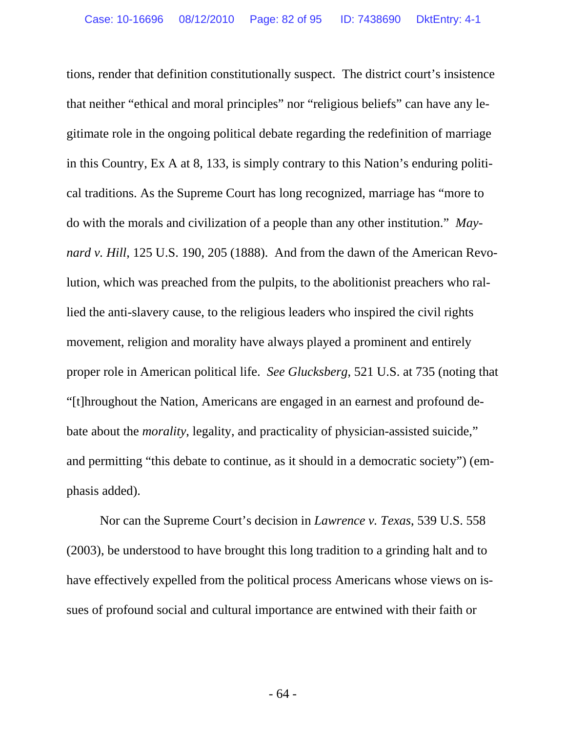tions, render that definition constitutionally suspect. The district court's insistence that neither "ethical and moral principles" nor "religious beliefs" can have any legitimate role in the ongoing political debate regarding the redefinition of marriage in this Country, Ex A at 8, 133, is simply contrary to this Nation's enduring political traditions. As the Supreme Court has long recognized, marriage has "more to do with the morals and civilization of a people than any other institution." *Maynard v. Hill*, 125 U.S. 190, 205 (1888). And from the dawn of the American Revolution, which was preached from the pulpits, to the abolitionist preachers who rallied the anti-slavery cause, to the religious leaders who inspired the civil rights movement, religion and morality have always played a prominent and entirely proper role in American political life. *See Glucksberg*, 521 U.S. at 735 (noting that "[t]hroughout the Nation, Americans are engaged in an earnest and profound debate about the *morality*, legality, and practicality of physician-assisted suicide," and permitting "this debate to continue, as it should in a democratic society") (emphasis added).

Nor can the Supreme Court's decision in *Lawrence v. Texas*, 539 U.S. 558 (2003), be understood to have brought this long tradition to a grinding halt and to have effectively expelled from the political process Americans whose views on issues of profound social and cultural importance are entwined with their faith or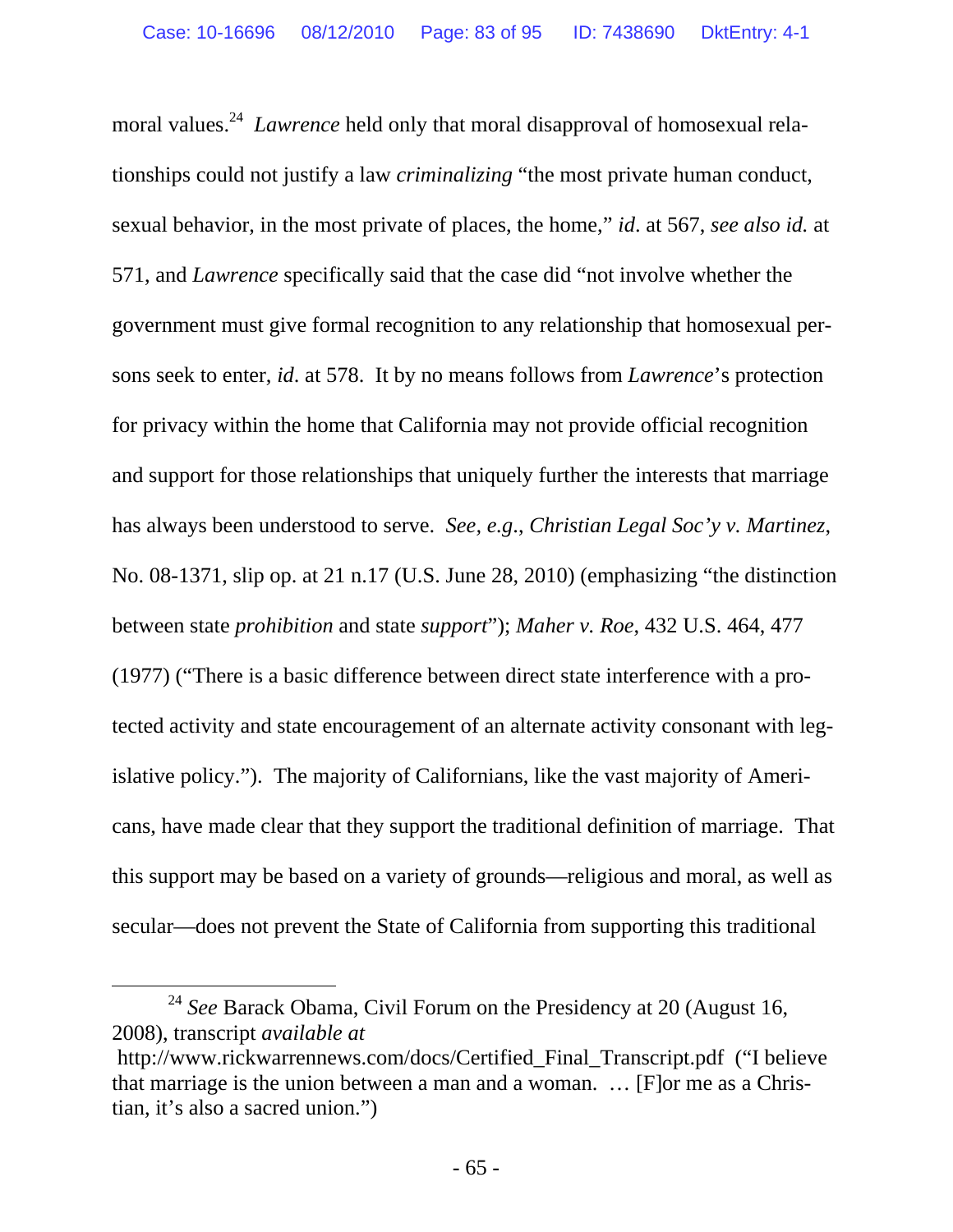moral values.[24] *Lawrence* held only that moral disapproval of homosexual relationships could not justify a law *criminalizing* "the most private human conduct, sexual behavior, in the most private of places, the home," *id*. at 567, *see also id.* at 571, and *Lawrence* specifically said that the case did "not involve whether the government must give formal recognition to any relationship that homosexual persons seek to enter, *id*. at 578. It by no means follows from *Lawrence*'s protection for privacy within the home that California may not provide official recognition and support for those relationships that uniquely further the interests that marriage has always been understood to serve. *See, e.g.*, *Christian Legal Soc'y v. Martinez*, No. 08-1371, slip op. at 21 n.17 (U.S. June 28, 2010) (emphasizing "the distinction between state *prohibition* and state *support*"); *Maher v. Roe*, 432 U.S. 464, 477 (1977) ("There is a basic difference between direct state interference with a protected activity and state encouragement of an alternate activity consonant with legislative policy."). The majority of Californians, like the vast majority of Americans, have made clear that they support the traditional definition of marriage. That this support may be based on a variety of grounds—religious and moral, as well as secular—does not prevent the State of California from supporting this traditional

---

[24] *See* Barack Obama, Civil Forum on the Presidency at 20 (August 16, 2008), transcript *available at* http://www.rickwarrennews.com/docs/Certified_Final_Transcript.pdf ("I believe that marriage is the union between a man and a woman. … [F]or me as a Christian, it's also a sacred union.")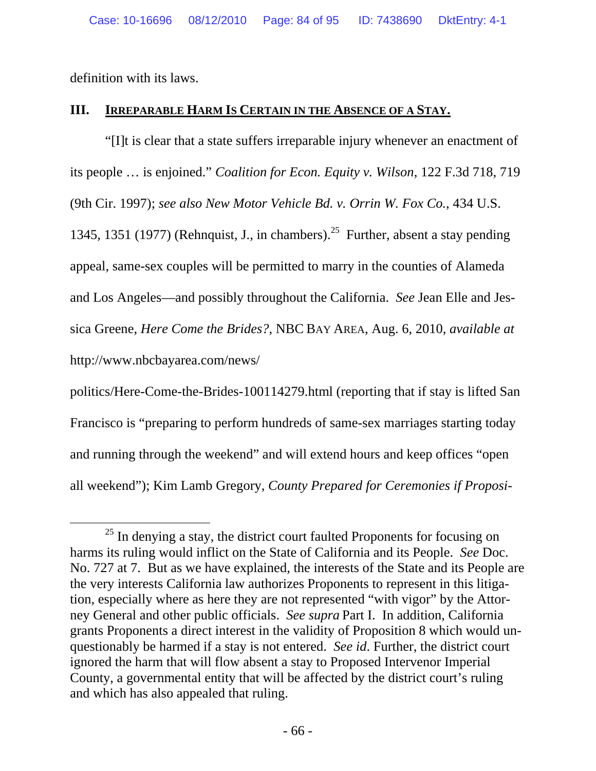definition with its laws.

## III. IRREPARABLE HARM IS CERTAIN IN THE ABSENCE OF A STAY.

"[I]t is clear that a state suffers irreparable injury whenever an enactment of its people … is enjoined." *Coalition for Econ. Equity v. Wilson*, 122 F.3d 718, 719 (9th Cir. 1997); *see also New Motor Vehicle Bd. v. Orrin W. Fox Co.*, 434 U.S. 1345, 1351 (1977) (Rehnquist, J., in chambers).[25] Further, absent a stay pending appeal, same-sex couples will be permitted to marry in the counties of Alameda and Los Angeles—and possibly throughout the California. *See* Jean Elle and Jessica Greene, *Here Come the Brides?*, NBC BAY AREA, Aug. 6, 2010, *available at* http://www.nbcbayarea.com/news/politics/Here-Come-the-Brides-100114279.html (reporting that if stay is lifted San Francisco is "preparing to perform hundreds of same-sex marriages starting today and running through the weekend" and will extend hours and keep offices "open all weekend"); Kim Lamb Gregory, *County Prepared for Ceremonies if Proposi-*

---

[25] In denying a stay, the district court faulted Proponents for focusing on harms its ruling would inflict on the State of California and its People. *See* Doc. No. 727 at 7. But as we have explained, the interests of the State and its People are the very interests California law authorizes Proponents to represent in this litigation, especially where as here they are not represented "with vigor" by the Attorney General and other public officials. *See supra* Part I. In addition, California grants Proponents a direct interest in the validity of Proposition 8 which would unquestionably be harmed if a stay is not entered. *See id*. Further, the district court ignored the harm that will flow absent a stay to Proposed Intervenor Imperial County, a governmental entity that will be affected by the district court's ruling and which has also appealed that ruling.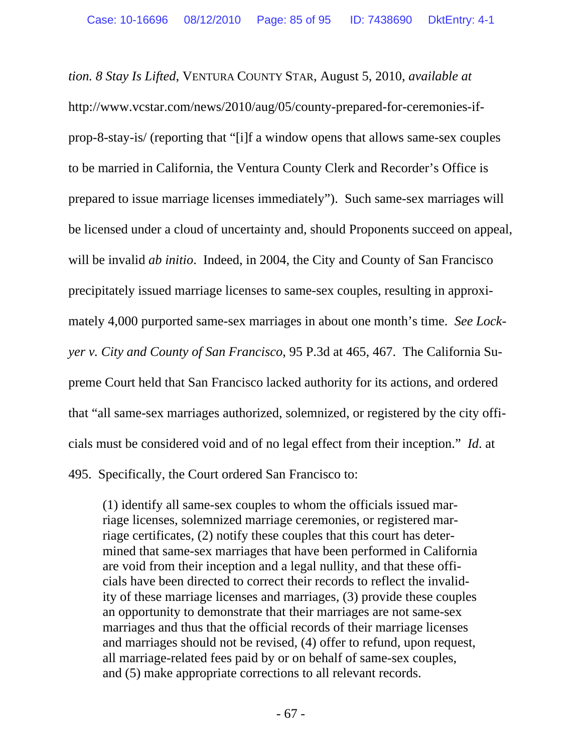*tion. 8 Stay Is Lifted*, VENTURA COUNTY STAR, August 5, 2010, *available at* http://www.vcstar.com/news/2010/aug/05/county-prepared-for-ceremonies-if-prop-8-stay-is/ (reporting that "[i]f a window opens that allows same-sex couples to be married in California, the Ventura County Clerk and Recorder's Office is prepared to issue marriage licenses immediately"). Such same-sex marriages will be licensed under a cloud of uncertainty and, should Proponents succeed on appeal, will be invalid *ab initio*. Indeed, in 2004, the City and County of San Francisco precipitately issued marriage licenses to same-sex couples, resulting in approximately 4,000 purported same-sex marriages in about one month's time. *See Lockyer v. City and County of San Francisco*, 95 P.3d at 465, 467. The California Supreme Court held that San Francisco lacked authority for its actions, and ordered that "all same-sex marriages authorized, solemnized, or registered by the city officials must be considered void and of no legal effect from their inception." *Id.* at 495. Specifically, the Court ordered San Francisco to:

> (1) identify all same-sex couples to whom the officials issued marriage licenses, solemnized marriage ceremonies, or registered marriage certificates, (2) notify these couples that this court has determined that same-sex marriages that have been performed in California are void from their inception and a legal nullity, and that these officials have been directed to correct their records to reflect the invalidity of these marriage licenses and marriages, (3) provide these couples an opportunity to demonstrate that their marriages are not same-sex marriages and thus that the official records of their marriage licenses and marriages should not be revised, (4) offer to refund, upon request, all marriage-related fees paid by or on behalf of same-sex couples, and (5) make appropriate corrections to all relevant records.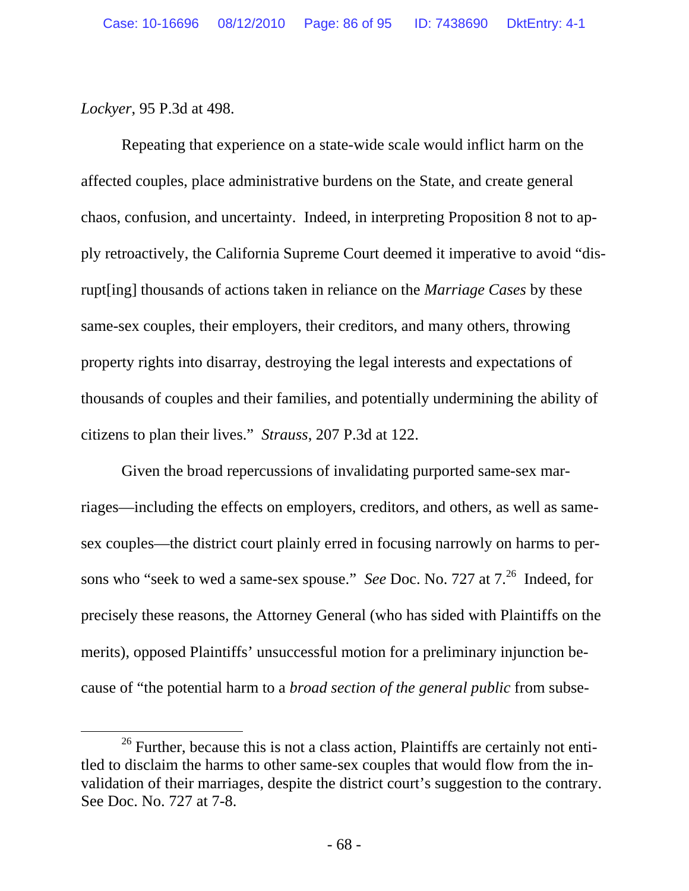*Lockyer*, 95 P.3d at 498.

Repeating that experience on a state-wide scale would inflict harm on the affected couples, place administrative burdens on the State, and create general chaos, confusion, and uncertainty. Indeed, in interpreting Proposition 8 not to apply retroactively, the California Supreme Court deemed it imperative to avoid "disrupt[ing] thousands of actions taken in reliance on the *Marriage Cases* by these same-sex couples, their employers, their creditors, and many others, throwing property rights into disarray, destroying the legal interests and expectations of thousands of couples and their families, and potentially undermining the ability of citizens to plan their lives." *Strauss*, 207 P.3d at 122.

Given the broad repercussions of invalidating purported same-sex marriages—including the effects on employers, creditors, and others, as well as same-sex couples—the district court plainly erred in focusing narrowly on harms to persons who "seek to wed a same-sex spouse." *See* Doc. No. 727 at 7.[26] Indeed, for precisely these reasons, the Attorney General (who has sided with Plaintiffs on the merits), opposed Plaintiffs' unsuccessful motion for a preliminary injunction because of "the potential harm to a *broad section of the general public* from subse-

[26] Further, because this is not a class action, Plaintiffs are certainly not entitled to disclaim the harms to other same-sex couples that would flow from the invalidation of their marriages, despite the district court's suggestion to the contrary. See Doc. No. 727 at 7-8.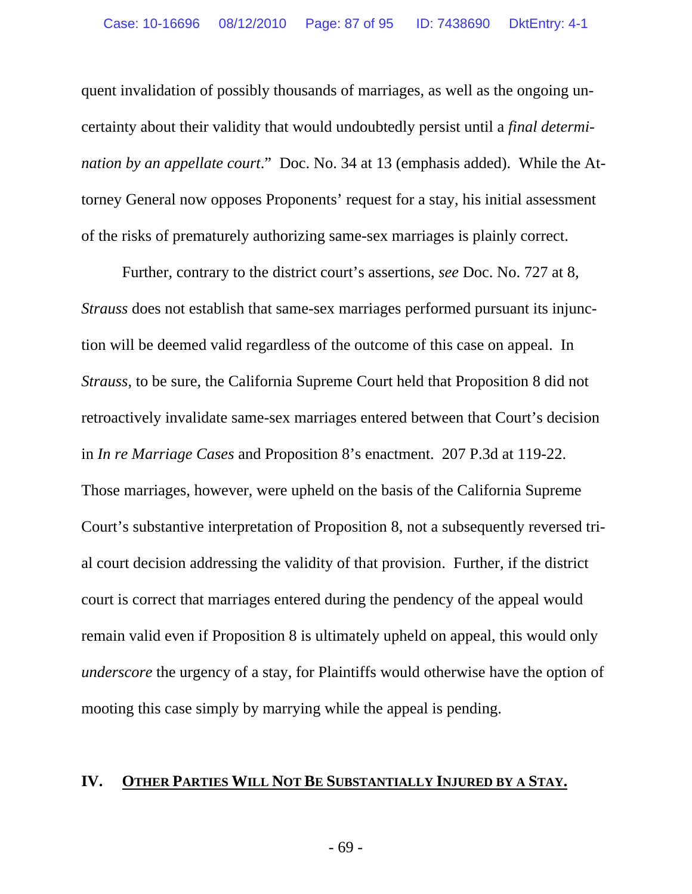quent invalidation of possibly thousands of marriages, as well as the ongoing uncertainty about their validity that would undoubtedly persist until a *final determination by an appellate court*." Doc. No. 34 at 13 (emphasis added). While the Attorney General now opposes Proponents' request for a stay, his initial assessment of the risks of prematurely authorizing same-sex marriages is plainly correct.

Further, contrary to the district court's assertions, *see* Doc. No. 727 at 8, *Strauss* does not establish that same-sex marriages performed pursuant its injunction will be deemed valid regardless of the outcome of this case on appeal. In *Strauss*, to be sure, the California Supreme Court held that Proposition 8 did not retroactively invalidate same-sex marriages entered between that Court's decision in *In re Marriage Cases* and Proposition 8's enactment. 207 P.3d at 119-22. Those marriages, however, were upheld on the basis of the California Supreme Court's substantive interpretation of Proposition 8, not a subsequently reversed trial court decision addressing the validity of that provision. Further, if the district court is correct that marriages entered during the pendency of the appeal would remain valid even if Proposition 8 is ultimately upheld on appeal, this would only *underscore* the urgency of a stay, for Plaintiffs would otherwise have the option of mooting this case simply by marrying while the appeal is pending.

## IV. <u>OTHER PARTIES WILL NOT BE SUBSTANTIALLY INJURED BY A STAY.</u>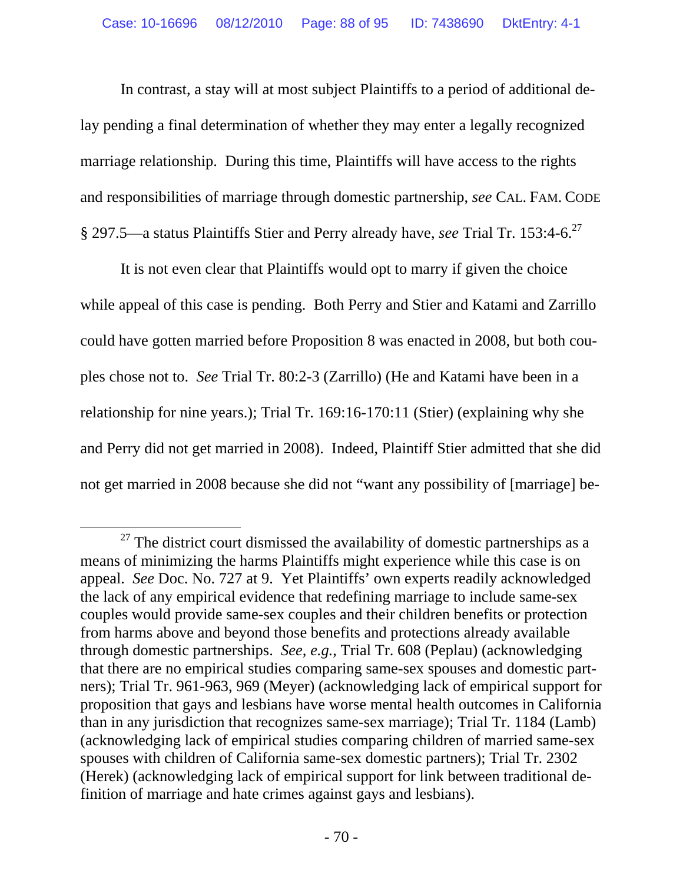In contrast, a stay will at most subject Plaintiffs to a period of additional delay pending a final determination of whether they may enter a legally recognized marriage relationship. During this time, Plaintiffs will have access to the rights and responsibilities of marriage through domestic partnership, *see* CAL. FAM. CODE § 297.5—a status Plaintiffs Stier and Perry already have, *see* Trial Tr. 153:4-6.[27]

It is not even clear that Plaintiffs would opt to marry if given the choice while appeal of this case is pending. Both Perry and Stier and Katami and Zarrillo could have gotten married before Proposition 8 was enacted in 2008, but both couples chose not to. *See* Trial Tr. 80:2-3 (Zarrillo) (He and Katami have been in a relationship for nine years.); Trial Tr. 169:16-170:11 (Stier) (explaining why she and Perry did not get married in 2008). Indeed, Plaintiff Stier admitted that she did not get married in 2008 because she did not "want any possibility of [marriage] be-

[27] The district court dismissed the availability of domestic partnerships as a means of minimizing the harms Plaintiffs might experience while this case is on appeal. *See* Doc. No. 727 at 9. Yet Plaintiffs' own experts readily acknowledged the lack of any empirical evidence that redefining marriage to include same-sex couples would provide same-sex couples and their children benefits or protection from harms above and beyond those benefits and protections already available through domestic partnerships. *See, e.g.*, Trial Tr. 608 (Peplau) (acknowledging that there are no empirical studies comparing same-sex spouses and domestic partners); Trial Tr. 961-963, 969 (Meyer) (acknowledging lack of empirical support for proposition that gays and lesbians have worse mental health outcomes in California than in any jurisdiction that recognizes same-sex marriage); Trial Tr. 1184 (Lamb) (acknowledging lack of empirical studies comparing children of married same-sex spouses with children of California same-sex domestic partners); Trial Tr. 2302 (Herek) (acknowledging lack of empirical support for link between traditional definition of marriage and hate crimes against gays and lesbians).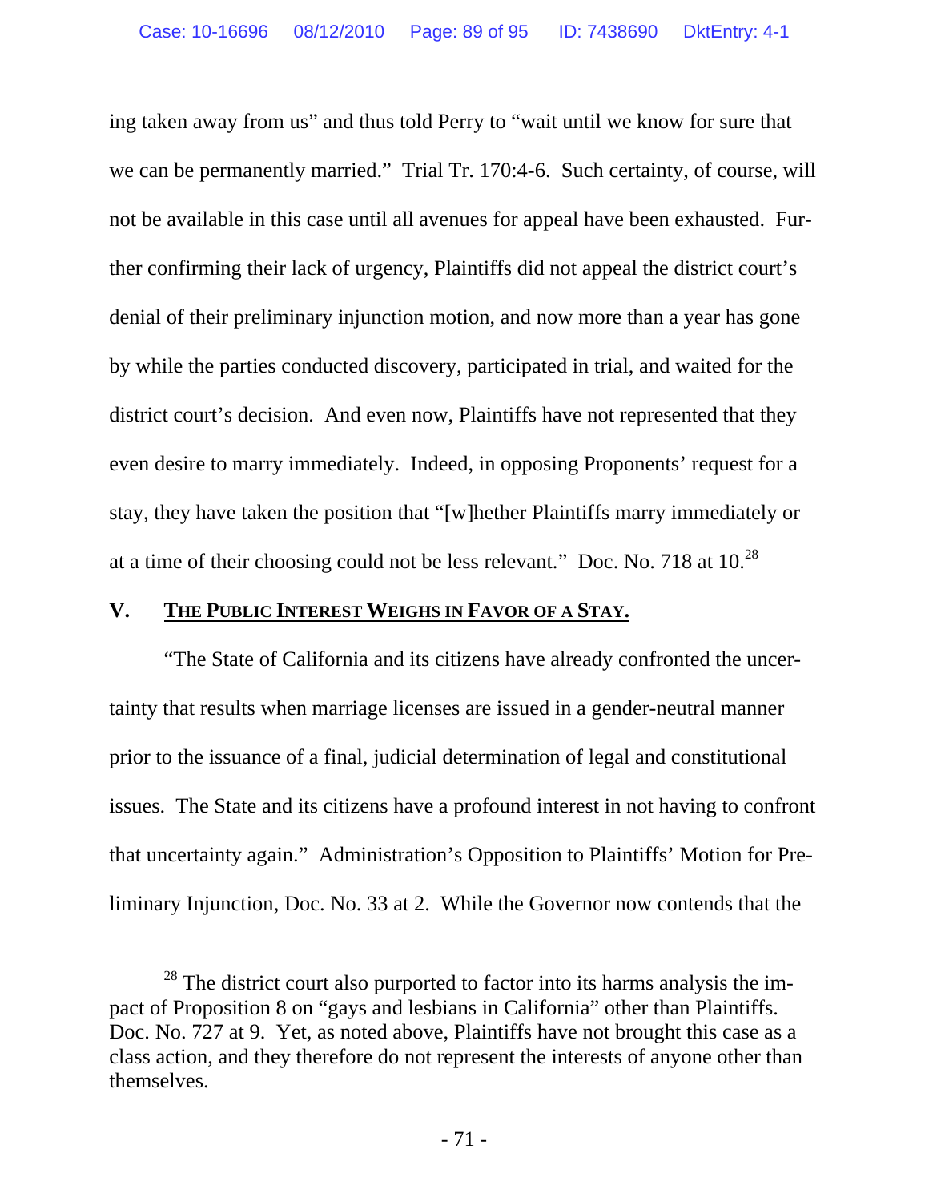ing taken away from us" and thus told Perry to "wait until we know for sure that we can be permanently married." Trial Tr. 170:4-6. Such certainty, of course, will not be available in this case until all avenues for appeal have been exhausted. Further confirming their lack of urgency, Plaintiffs did not appeal the district court's denial of their preliminary injunction motion, and now more than a year has gone by while the parties conducted discovery, participated in trial, and waited for the district court's decision. And even now, Plaintiffs have not represented that they even desire to marry immediately. Indeed, in opposing Proponents' request for a stay, they have taken the position that "[w]hether Plaintiffs marry immediately or at a time of their choosing could not be less relevant." Doc. No. 718 at 10.[28]

## V. THE PUBLIC INTEREST WEIGHS IN FAVOR OF A STAY.

"The State of California and its citizens have already confronted the uncertainty that results when marriage licenses are issued in a gender-neutral manner prior to the issuance of a final, judicial determination of legal and constitutional issues. The State and its citizens have a profound interest in not having to confront that uncertainty again." Administration's Opposition to Plaintiffs' Motion for Preliminary Injunction, Doc. No. 33 at 2. While the Governor now contends that the

[28] The district court also purported to factor into its harms analysis the impact of Proposition 8 on "gays and lesbians in California" other than Plaintiffs. Doc. No. 727 at 9. Yet, as noted above, Plaintiffs have not brought this case as a class action, and they therefore do not represent the interests of anyone other than themselves.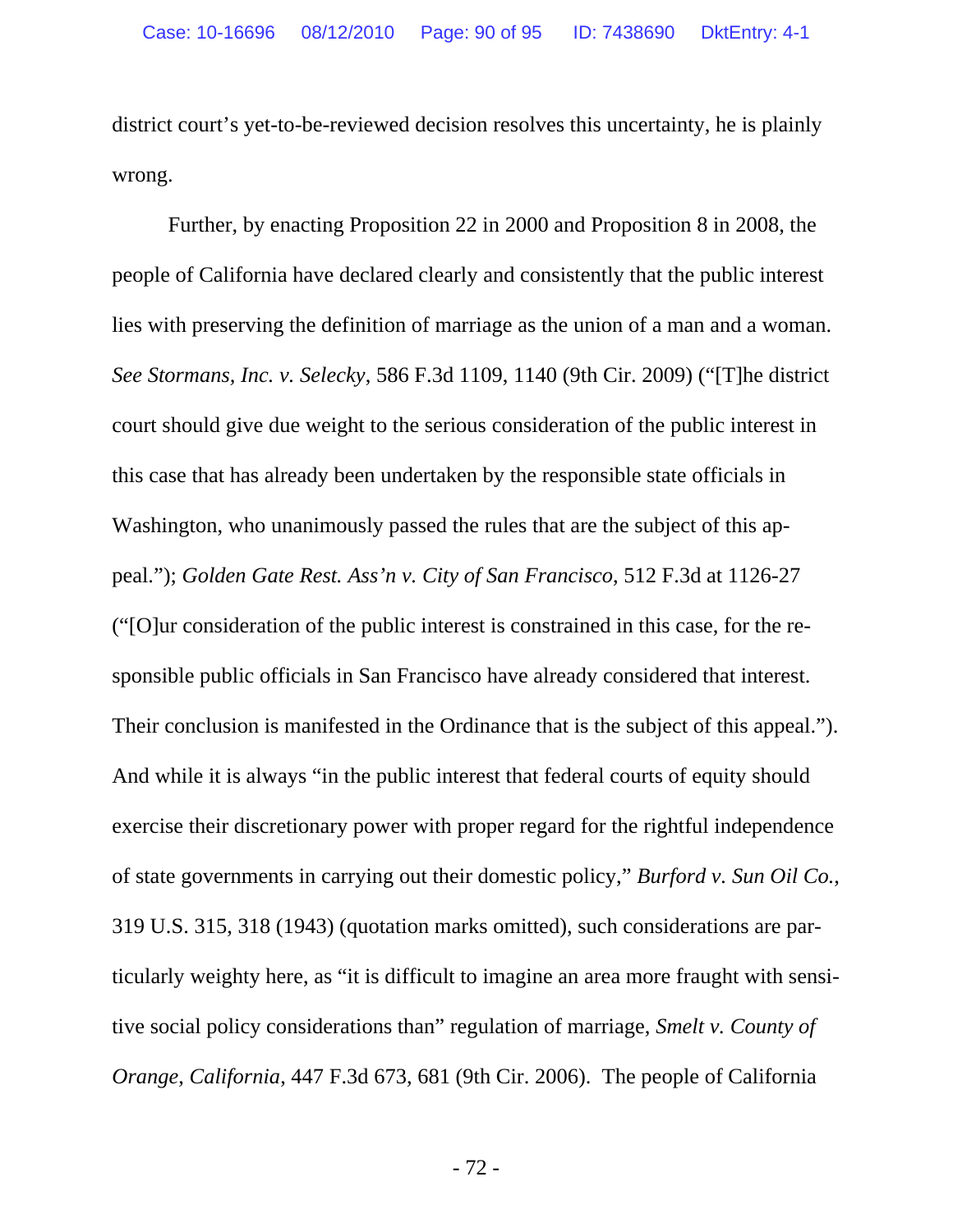district court's yet-to-be-reviewed decision resolves this uncertainty, he is plainly wrong.

Further, by enacting Proposition 22 in 2000 and Proposition 8 in 2008, the people of California have declared clearly and consistently that the public interest lies with preserving the definition of marriage as the union of a man and a woman. *See Stormans, Inc. v. Selecky*, 586 F.3d 1109, 1140 (9th Cir. 2009) ("[T]he district court should give due weight to the serious consideration of the public interest in this case that has already been undertaken by the responsible state officials in Washington, who unanimously passed the rules that are the subject of this appeal."); *Golden Gate Rest. Ass'n v. City of San Francisco*, 512 F.3d at 1126-27 ("[O]ur consideration of the public interest is constrained in this case, for the responsible public officials in San Francisco have already considered that interest. Their conclusion is manifested in the Ordinance that is the subject of this appeal."). And while it is always "in the public interest that federal courts of equity should exercise their discretionary power with proper regard for the rightful independence of state governments in carrying out their domestic policy," *Burford v. Sun Oil Co.*, 319 U.S. 315, 318 (1943) (quotation marks omitted), such considerations are particularly weighty here, as "it is difficult to imagine an area more fraught with sensitive social policy considerations than" regulation of marriage, *Smelt v. County of Orange, California*, 447 F.3d 673, 681 (9th Cir. 2006). The people of California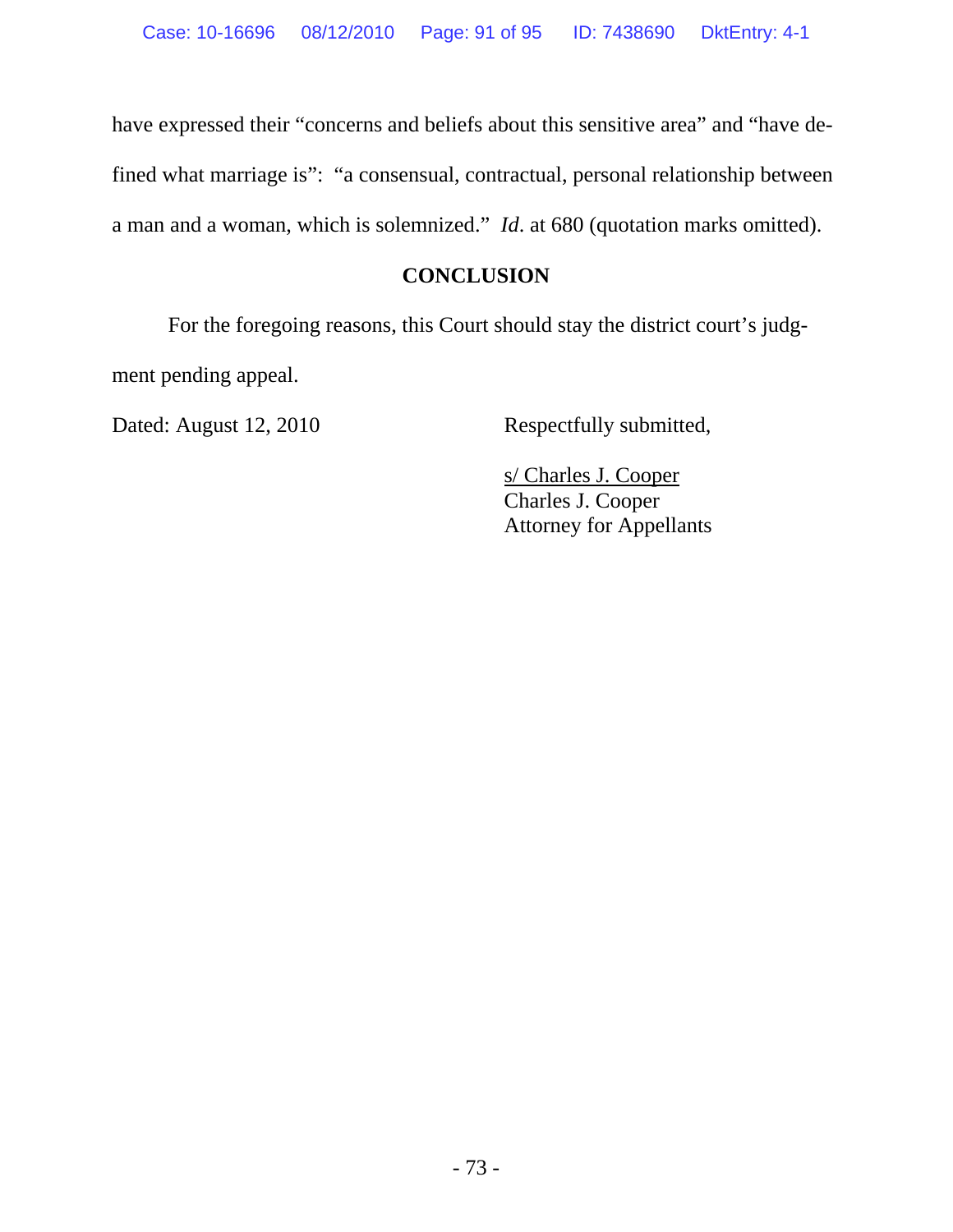have expressed their "concerns and beliefs about this sensitive area" and "have defined what marriage is": "a consensual, contractual, personal relationship between a man and a woman, which is solemnized." *Id*. at 680 (quotation marks omitted).

## CONCLUSION

For the foregoing reasons, this Court should stay the district court's judgment pending appeal.

Dated: August 12, 2010

Respectfully submitted,

s/ Charles J. Cooper
Charles J. Cooper
Attorney for Appellants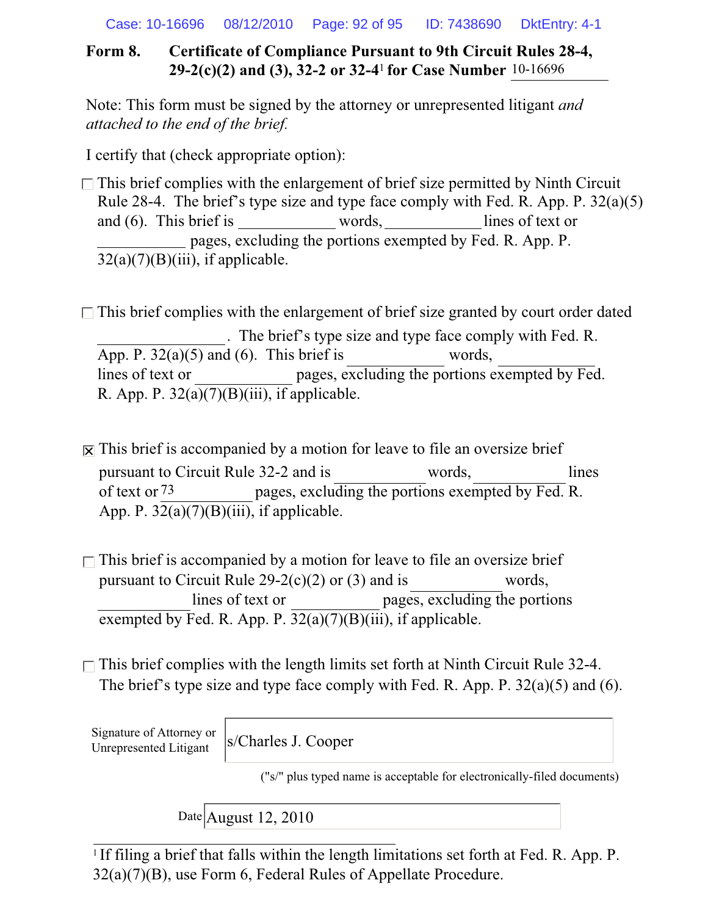**Form 8. Certificate of Compliance Pursuant to 9th Circuit Rules 28-4, 29-2(c)(2) and (3), 32-2 or 32-4[1] for Case Number** 10-16696

Note: This form must be signed by the attorney or unrepresented litigant *and attached to the end of the brief.*

I certify that (check appropriate option):

☐ This brief complies with the enlargement of brief size permitted by Ninth Circuit Rule 28-4. The brief's type size and type face comply with Fed. R. App. P. 32(a)(5) and (6). This brief is ____________ words, ____________ lines of text or ____________ pages, excluding the portions exempted by Fed. R. App. P. 32(a)(7)(B)(iii), if applicable.

☐ This brief complies with the enlargement of brief size granted by court order dated ________________. The brief's type size and type face comply with Fed. R. App. P. 32(a)(5) and (6). This brief is ____________ words, ____________ lines of text or ____________ pages, excluding the portions exempted by Fed. R. App. P. 32(a)(7)(B)(iii), if applicable.

☒ This brief is accompanied by a motion for leave to file an oversize brief pursuant to Circuit Rule 32-2 and is ____________ words, ____________ lines of text or 73 pages, excluding the portions exempted by Fed. R. App. P. 32(a)(7)(B)(iii), if applicable.

☐ This brief is accompanied by a motion for leave to file an oversize brief pursuant to Circuit Rule 29-2(c)(2) or (3) and is ____________ words, ____________ lines of text or ____________ pages, excluding the portions exempted by Fed. R. App. P. 32(a)(7)(B)(iii), if applicable.

☐ This brief complies with the length limits set forth at Ninth Circuit Rule 32-4. The brief's type size and type face comply with Fed. R. App. P. 32(a)(5) and (6).

Signature of Attorney or Unrepresented Litigant: s/Charles J. Cooper

("s/" plus typed name is acceptable for electronically-filed documents)

Date: August 12, 2010

[1] If filing a brief that falls within the length limitations set forth at Fed. R. App. P. 32(a)(7)(B), use Form 6, Federal Rules of Appellate Procedure.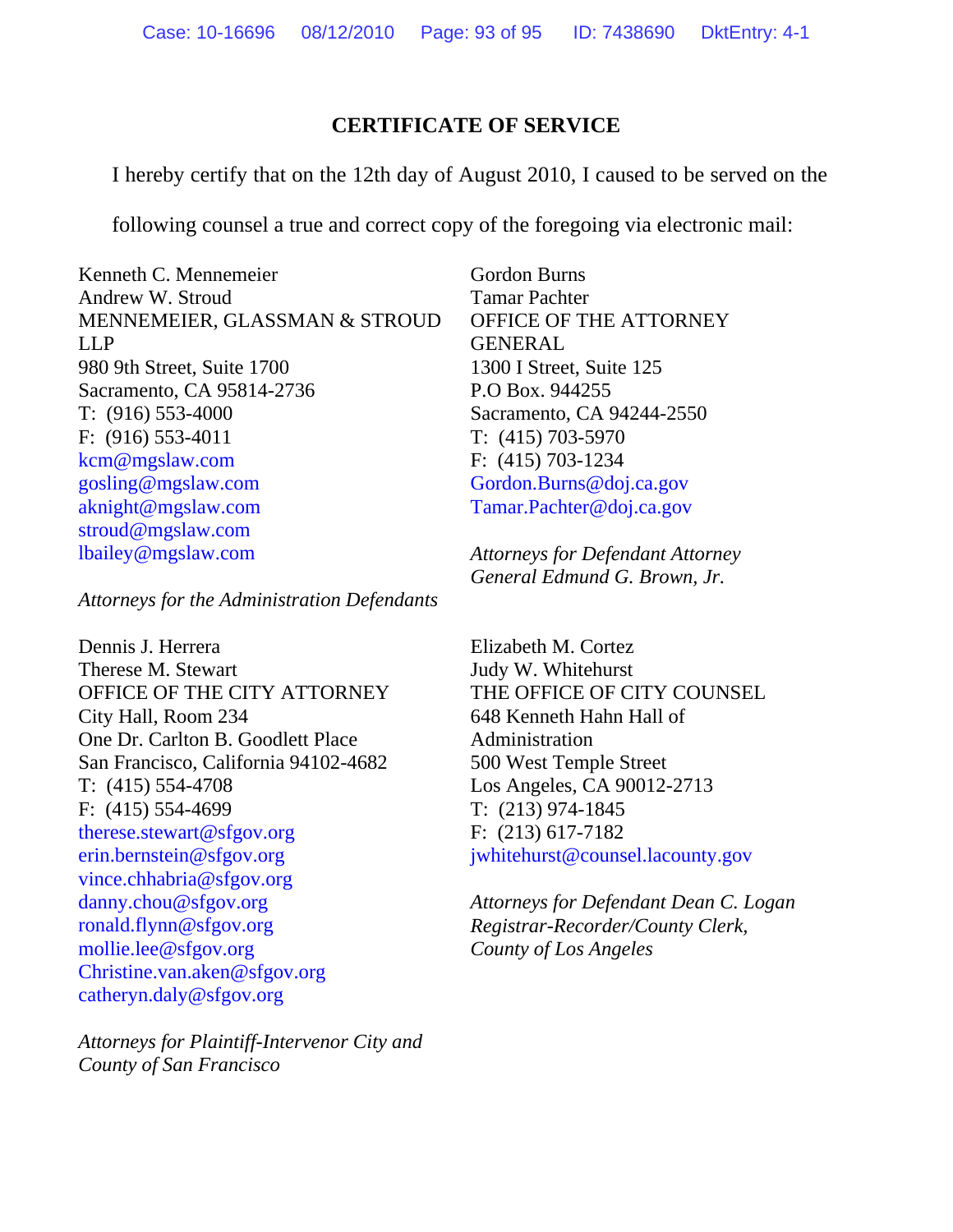## CERTIFICATE OF SERVICE

I hereby certify that on the 12th day of August 2010, I caused to be served on the following counsel a true and correct copy of the foregoing via electronic mail:

Kenneth C. Mennemeier
Andrew W. Stroud
MENNEMEIER, GLASSMAN & STROUD LLP
980 9th Street, Suite 1700
Sacramento, CA 95814-2736
T: (916) 553-4000
F: (916) 553-4011
kcm@mgslaw.com
gosling@mgslaw.com
aknight@mgslaw.com
stroud@mgslaw.com
lbailey@mgslaw.com

*Attorneys for the Administration Defendants*

Gordon Burns
Tamar Pachter
OFFICE OF THE ATTORNEY GENERAL
1300 I Street, Suite 125
P.O Box. 944255
Sacramento, CA 94244-2550
T: (415) 703-5970
F: (415) 703-1234
Gordon.Burns@doj.ca.gov
Tamar.Pachter@doj.ca.gov

*Attorneys for Defendant Attorney General Edmund G. Brown, Jr.*

Dennis J. Herrera
Therese M. Stewart
OFFICE OF THE CITY ATTORNEY
City Hall, Room 234
One Dr. Carlton B. Goodlett Place
San Francisco, California 94102-4682
T: (415) 554-4708
F: (415) 554-4699
therese.stewart@sfgov.org
erin.bernstein@sfgov.org
vince.chhabria@sfgov.org
danny.chou@sfgov.org
ronald.flynn@sfgov.org
mollie.lee@sfgov.org
Christine.van.aken@sfgov.org
catheryn.daly@sfgov.org

*Attorneys for Plaintiff-Intervenor City and County of San Francisco*

Elizabeth M. Cortez
Judy W. Whitehurst
THE OFFICE OF CITY COUNSEL
648 Kenneth Hahn Hall of Administration
500 West Temple Street
Los Angeles, CA 90012-2713
T: (213) 974-1845
F: (213) 617-7182
jwhitehurst@counsel.lacounty.gov

*Attorneys for Defendant Dean C. Logan Registrar-Recorder/County Clerk, County of Los Angeles*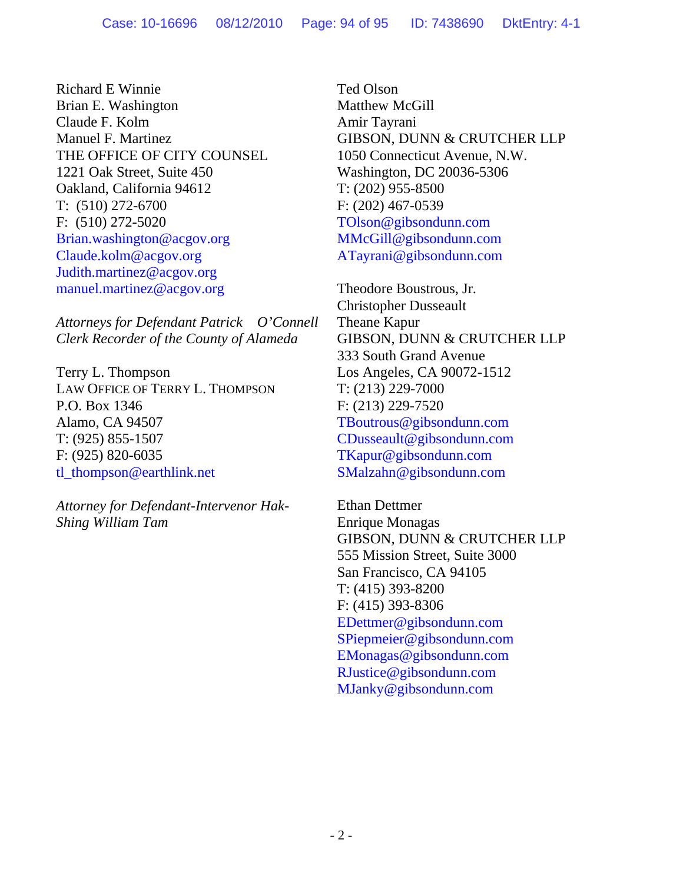Richard E Winnie
Brian E. Washington
Claude F. Kolm
Manuel F. Martinez
THE OFFICE OF CITY COUNSEL
1221 Oak Street, Suite 450
Oakland, California 94612
T: (510) 272-6700
F: (510) 272-5020
Brian.washington@acgov.org
Claude.kolm@acgov.org
Judith.martinez@acgov.org
manuel.martinez@acgov.org

*Attorneys for Defendant Patrick O'Connell Clerk Recorder of the County of Alameda*

Terry L. Thompson
LAW OFFICE OF TERRY L. THOMPSON
P.O. Box 1346
Alamo, CA 94507
T: (925) 855-1507
F: (925) 820-6035
tl_thompson@earthlink.net

*Attorney for Defendant-Intervenor Hak-Shing William Tam*

Ted Olson
Matthew McGill
Amir Tayrani
GIBSON, DUNN & CRUTCHER LLP
1050 Connecticut Avenue, N.W.
Washington, DC 20036-5306
T: (202) 955-8500
F: (202) 467-0539
TOlson@gibsondunn.com
MMcGill@gibsondunn.com
ATayrani@gibsondunn.com

Theodore Boustrous, Jr.
Christopher Dusseault
Theane Kapur
GIBSON, DUNN & CRUTCHER LLP
333 South Grand Avenue
Los Angeles, CA 90072-1512
T: (213) 229-7000
F: (213) 229-7520
TBoutrous@gibsondunn.com
CDusseault@gibsondunn.com
TKapur@gibsondunn.com
SMalzahn@gibsondunn.com

Ethan Dettmer
Enrique Monagas
GIBSON, DUNN & CRUTCHER LLP
555 Mission Street, Suite 3000
San Francisco, CA 94105
T: (415) 393-8200
F: (415) 393-8306
EDettmer@gibsondunn.com
SPiepmeier@gibsondunn.com
EMonagas@gibsondunn.com
RJustice@gibsondunn.com
MJanky@gibsondunn.com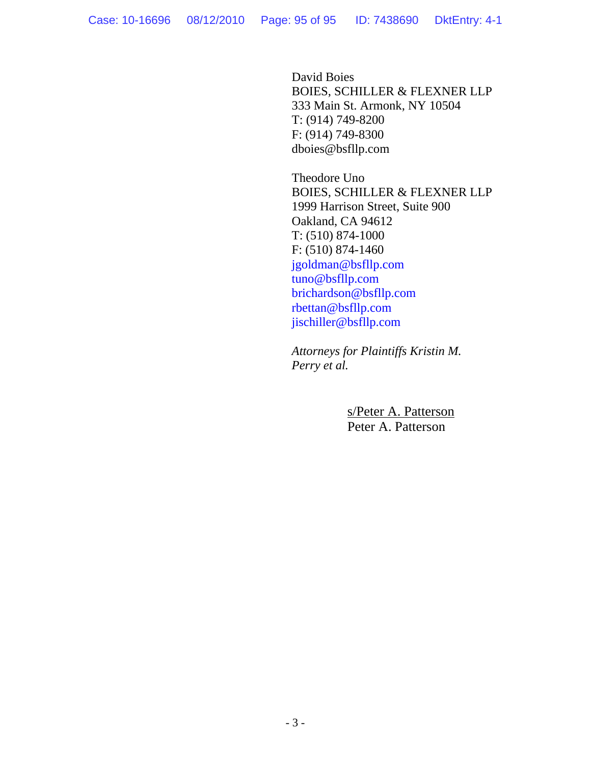David Boies
BOIES, SCHILLER & FLEXNER LLP
333 Main St. Armonk, NY 10504
T: (914) 749-8200
F: (914) 749-8300
dboies@bsfllp.com

Theodore Uno
BOIES, SCHILLER & FLEXNER LLP
1999 Harrison Street, Suite 900
Oakland, CA 94612
T: (510) 874-1000
F: (510) 874-1460
jgoldman@bsfllp.com
tuno@bsfllp.com
brichardson@bsfllp.com
rbettan@bsfllp.com
jischiller@bsfllp.com

*Attorneys for Plaintiffs Kristin M. Perry et al.*

s/Peter A. Patterson
Peter A. Patterson